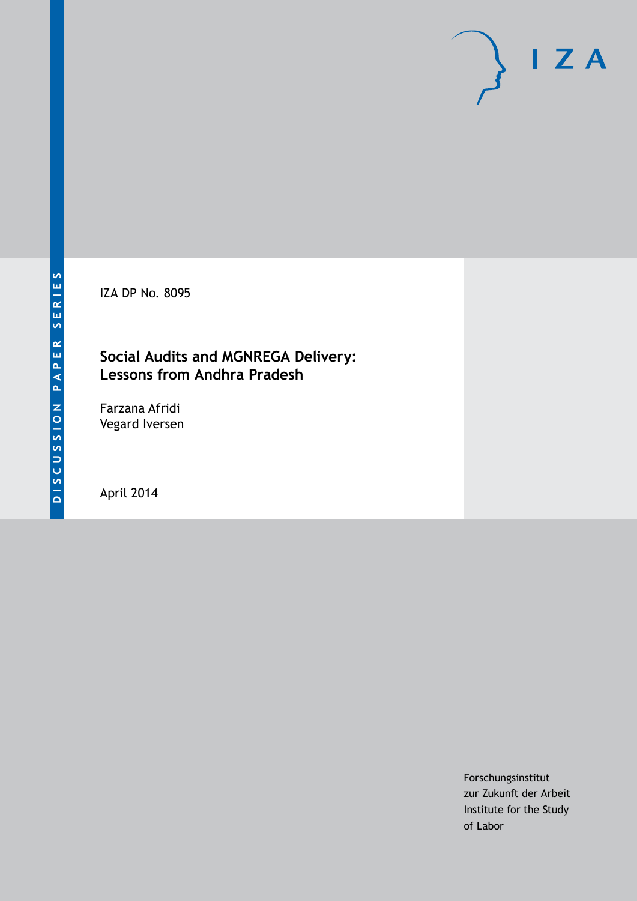DISCUSSION PAPER SERIES

IZA

IZA DP No. 8095

# Social Audits and MGNREGA Delivery: Lessons from Andhra Pradesh

Farzana Afridi
Vegard Iversen

April 2014

Forschungsinstitut
zur Zukunft der Arbeit
Institute for the Study
of Labor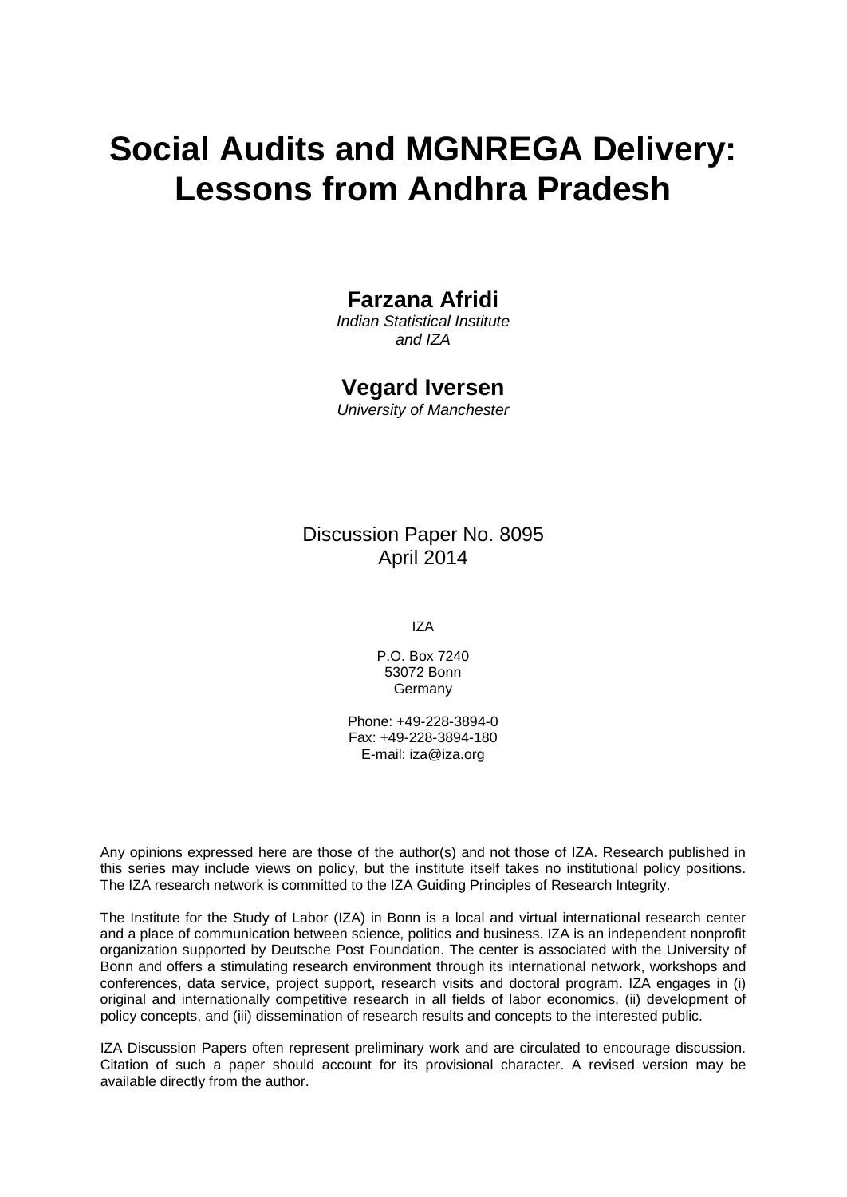# Social Audits and MGNREGA Delivery: Lessons from Andhra Pradesh

**Farzana Afridi**
*Indian Statistical Institute and IZA*

**Vegard Iversen**
*University of Manchester*

Discussion Paper No. 8095
April 2014

IZA

P.O. Box 7240
53072 Bonn
Germany

Phone: +49-228-3894-0
Fax: +49-228-3894-180
E-mail: iza@iza.org

Any opinions expressed here are those of the author(s) and not those of IZA. Research published in this series may include views on policy, but the institute itself takes no institutional policy positions. The IZA research network is committed to the IZA Guiding Principles of Research Integrity.

The Institute for the Study of Labor (IZA) in Bonn is a local and virtual international research center and a place of communication between science, politics and business. IZA is an independent nonprofit organization supported by Deutsche Post Foundation. The center is associated with the University of Bonn and offers a stimulating research environment through its international network, workshops and conferences, data service, project support, research visits and doctoral program. IZA engages in (i) original and internationally competitive research in all fields of labor economics, (ii) development of policy concepts, and (iii) dissemination of research results and concepts to the interested public.

IZA Discussion Papers often represent preliminary work and are circulated to encourage discussion. Citation of such a paper should account for its provisional character. A revised version may be available directly from the author.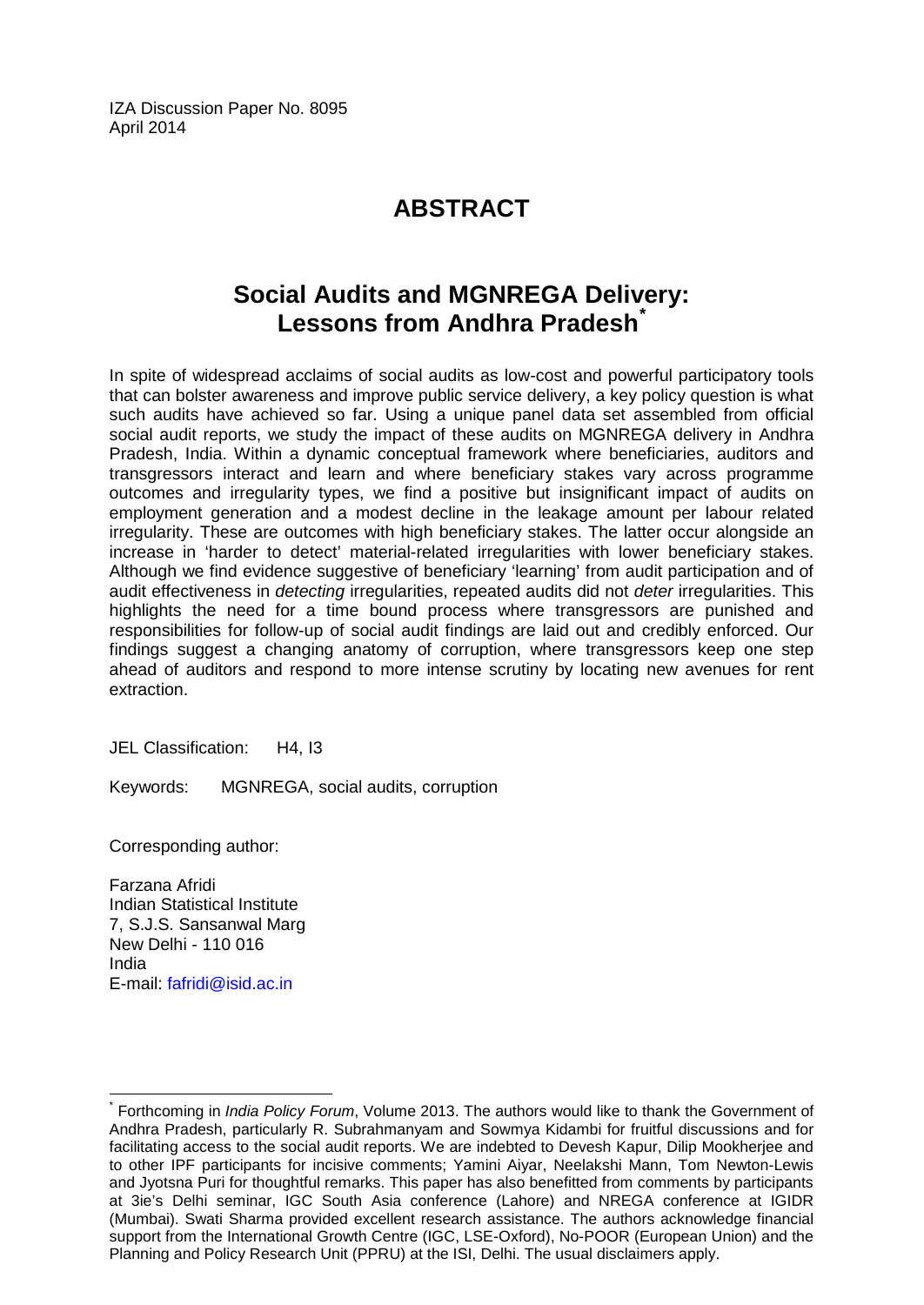IZA Discussion Paper No. 8095
April 2014

# ABSTRACT

## Social Audits and MGNREGA Delivery: Lessons from Andhra Pradesh[*]

In spite of widespread acclaims of social audits as low-cost and powerful participatory tools that can bolster awareness and improve public service delivery, a key policy question is what such audits have achieved so far. Using a unique panel data set assembled from official social audit reports, we study the impact of these audits on MGNREGA delivery in Andhra Pradesh, India. Within a dynamic conceptual framework where beneficiaries, auditors and transgressors interact and learn and where beneficiary stakes vary across programme outcomes and irregularity types, we find a positive but insignificant impact of audits on employment generation and a modest decline in the leakage amount per labour related irregularity. These are outcomes with high beneficiary stakes. The latter occur alongside an increase in 'harder to detect' material-related irregularities with lower beneficiary stakes. Although we find evidence suggestive of beneficiary 'learning' from audit participation and of audit effectiveness in *detecting* irregularities, repeated audits did not *deter* irregularities. This highlights the need for a time bound process where transgressors are punished and responsibilities for follow-up of social audit findings are laid out and credibly enforced. Our findings suggest a changing anatomy of corruption, where transgressors keep one step ahead of auditors and respond to more intense scrutiny by locating new avenues for rent extraction.

JEL Classification: H4, I3

Keywords: MGNREGA, social audits, corruption

Corresponding author:

Farzana Afridi
Indian Statistical Institute
7, S.J.S. Sansanwal Marg
New Delhi - 110 016
India
E-mail: fafridi@isid.ac.in

---

[*] Forthcoming in *India Policy Forum*, Volume 2013. The authors would like to thank the Government of Andhra Pradesh, particularly R. Subrahmanyam and Sowmya Kidambi for fruitful discussions and for facilitating access to the social audit reports. We are indebted to Devesh Kapur, Dilip Mookherjee and to other IPF participants for incisive comments; Yamini Aiyar, Neelakshi Mann, Tom Newton-Lewis and Jyotsna Puri for thoughtful remarks. This paper has also benefitted from comments by participants at 3ie's Delhi seminar, IGC South Asia conference (Lahore) and NREGA conference at IGIDR (Mumbai). Swati Sharma provided excellent research assistance. The authors acknowledge financial support from the International Growth Centre (IGC, LSE-Oxford), No-POOR (European Union) and the Planning and Policy Research Unit (PPRU) at the ISI, Delhi. The usual disclaimers apply.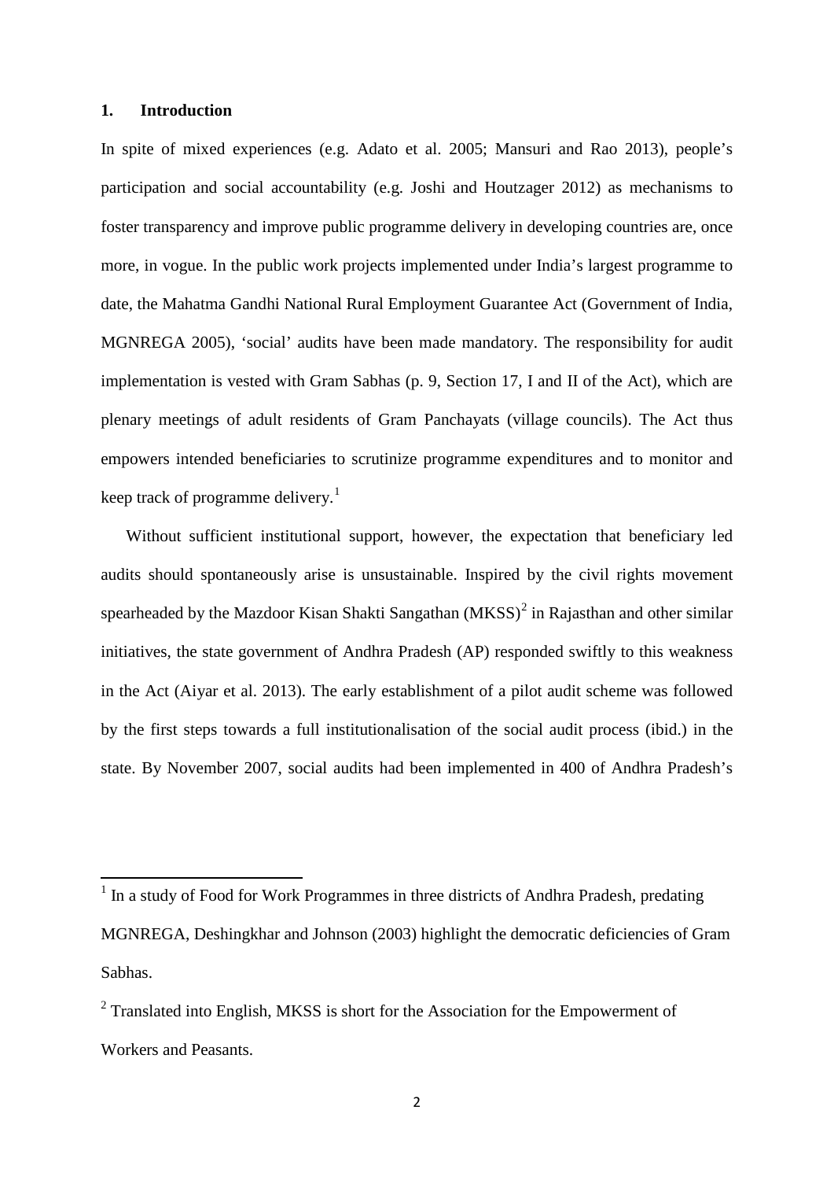## 1. Introduction

In spite of mixed experiences (e.g. Adato et al. 2005; Mansuri and Rao 2013), people's participation and social accountability (e.g. Joshi and Houtzager 2012) as mechanisms to foster transparency and improve public programme delivery in developing countries are, once more, in vogue. In the public work projects implemented under India's largest programme to date, the Mahatma Gandhi National Rural Employment Guarantee Act (Government of India, MGNREGA 2005), 'social' audits have been made mandatory. The responsibility for audit implementation is vested with Gram Sabhas (p. 9, Section 17, I and II of the Act), which are plenary meetings of adult residents of Gram Panchayats (village councils). The Act thus empowers intended beneficiaries to scrutinize programme expenditures and to monitor and keep track of programme delivery.[1]

Without sufficient institutional support, however, the expectation that beneficiary led audits should spontaneously arise is unsustainable. Inspired by the civil rights movement spearheaded by the Mazdoor Kisan Shakti Sangathan (MKSS)[2] in Rajasthan and other similar initiatives, the state government of Andhra Pradesh (AP) responded swiftly to this weakness in the Act (Aiyar et al. 2013). The early establishment of a pilot audit scheme was followed by the first steps towards a full institutionalisation of the social audit process (ibid.) in the state. By November 2007, social audits had been implemented in 400 of Andhra Pradesh's

---

[1] In a study of Food for Work Programmes in three districts of Andhra Pradesh, predating MGNREGA, Deshingkhar and Johnson (2003) highlight the democratic deficiencies of Gram Sabhas.

[2] Translated into English, MKSS is short for the Association for the Empowerment of Workers and Peasants.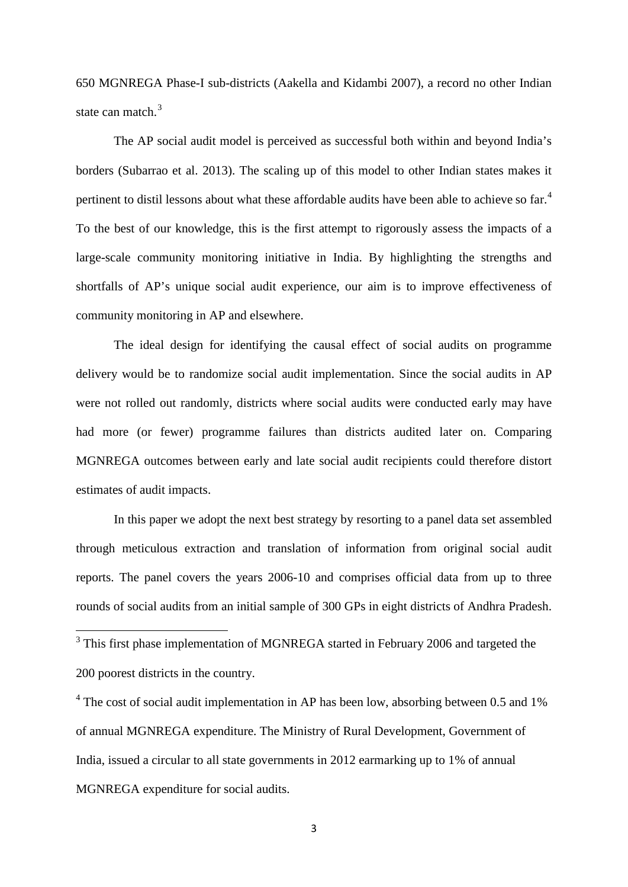650 MGNREGA Phase-I sub-districts (Aakella and Kidambi 2007), a record no other Indian state can match.[3]

The AP social audit model is perceived as successful both within and beyond India's borders (Subarrao et al. 2013). The scaling up of this model to other Indian states makes it pertinent to distil lessons about what these affordable audits have been able to achieve so far.[4] To the best of our knowledge, this is the first attempt to rigorously assess the impacts of a large-scale community monitoring initiative in India. By highlighting the strengths and shortfalls of AP's unique social audit experience, our aim is to improve effectiveness of community monitoring in AP and elsewhere.

The ideal design for identifying the causal effect of social audits on programme delivery would be to randomize social audit implementation. Since the social audits in AP were not rolled out randomly, districts where social audits were conducted early may have had more (or fewer) programme failures than districts audited later on. Comparing MGNREGA outcomes between early and late social audit recipients could therefore distort estimates of audit impacts.

In this paper we adopt the next best strategy by resorting to a panel data set assembled through meticulous extraction and translation of information from original social audit reports. The panel covers the years 2006-10 and comprises official data from up to three rounds of social audits from an initial sample of 300 GPs in eight districts of Andhra Pradesh.

---

[3] This first phase implementation of MGNREGA started in February 2006 and targeted the 200 poorest districts in the country.

[4] The cost of social audit implementation in AP has been low, absorbing between 0.5 and 1% of annual MGNREGA expenditure. The Ministry of Rural Development, Government of India, issued a circular to all state governments in 2012 earmarking up to 1% of annual MGNREGA expenditure for social audits.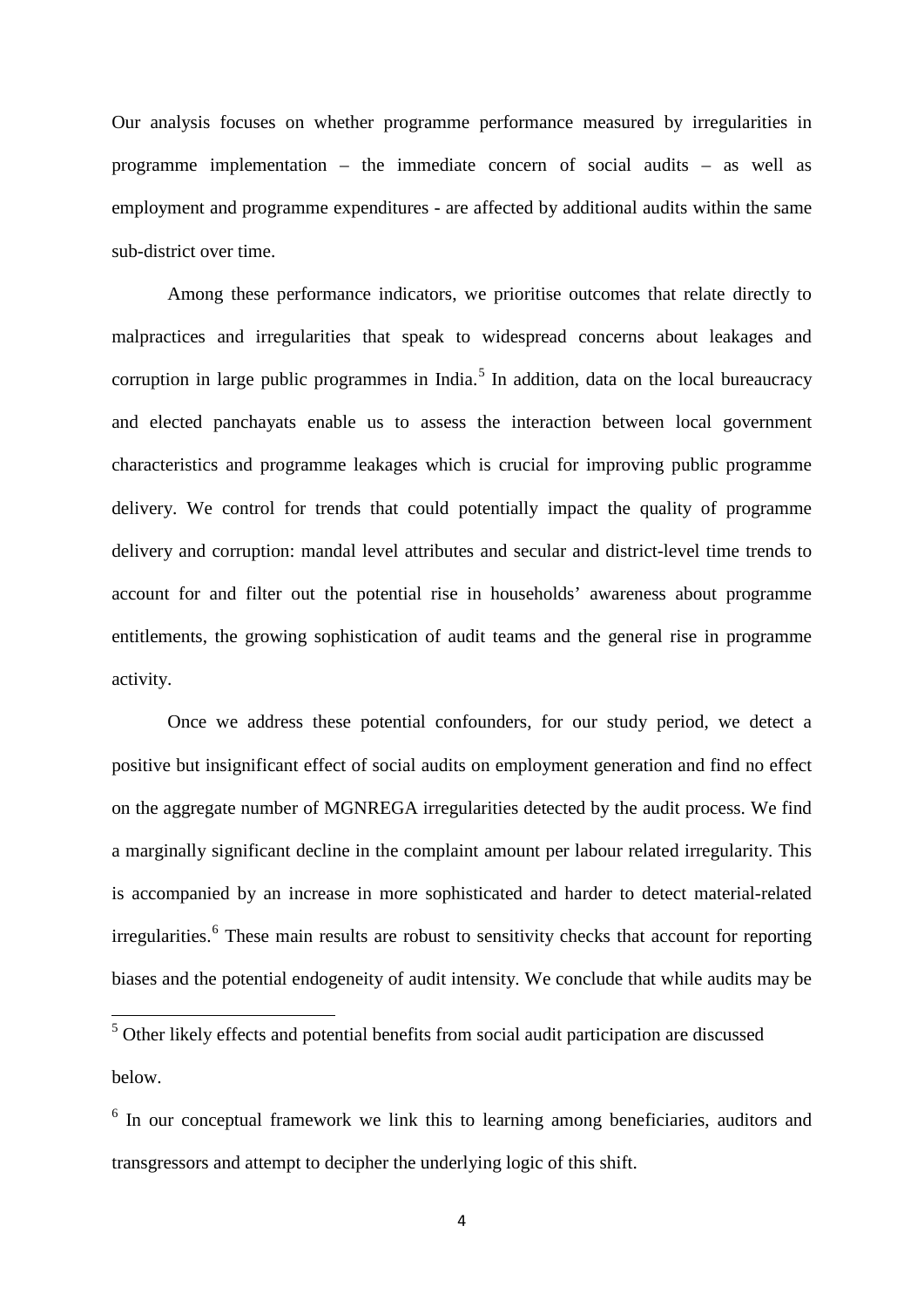Our analysis focuses on whether programme performance measured by irregularities in programme implementation – the immediate concern of social audits – as well as employment and programme expenditures - are affected by additional audits within the same sub-district over time.

Among these performance indicators, we prioritise outcomes that relate directly to malpractices and irregularities that speak to widespread concerns about leakages and corruption in large public programmes in India.[5] In addition, data on the local bureaucracy and elected panchayats enable us to assess the interaction between local government characteristics and programme leakages which is crucial for improving public programme delivery. We control for trends that could potentially impact the quality of programme delivery and corruption: mandal level attributes and secular and district-level time trends to account for and filter out the potential rise in households' awareness about programme entitlements, the growing sophistication of audit teams and the general rise in programme activity.

Once we address these potential confounders, for our study period, we detect a positive but insignificant effect of social audits on employment generation and find no effect on the aggregate number of MGNREGA irregularities detected by the audit process. We find a marginally significant decline in the complaint amount per labour related irregularity. This is accompanied by an increase in more sophisticated and harder to detect material-related irregularities.[6] These main results are robust to sensitivity checks that account for reporting biases and the potential endogeneity of audit intensity. We conclude that while audits may be

[5] Other likely effects and potential benefits from social audit participation are discussed below.

[6] In our conceptual framework we link this to learning among beneficiaries, auditors and transgressors and attempt to decipher the underlying logic of this shift.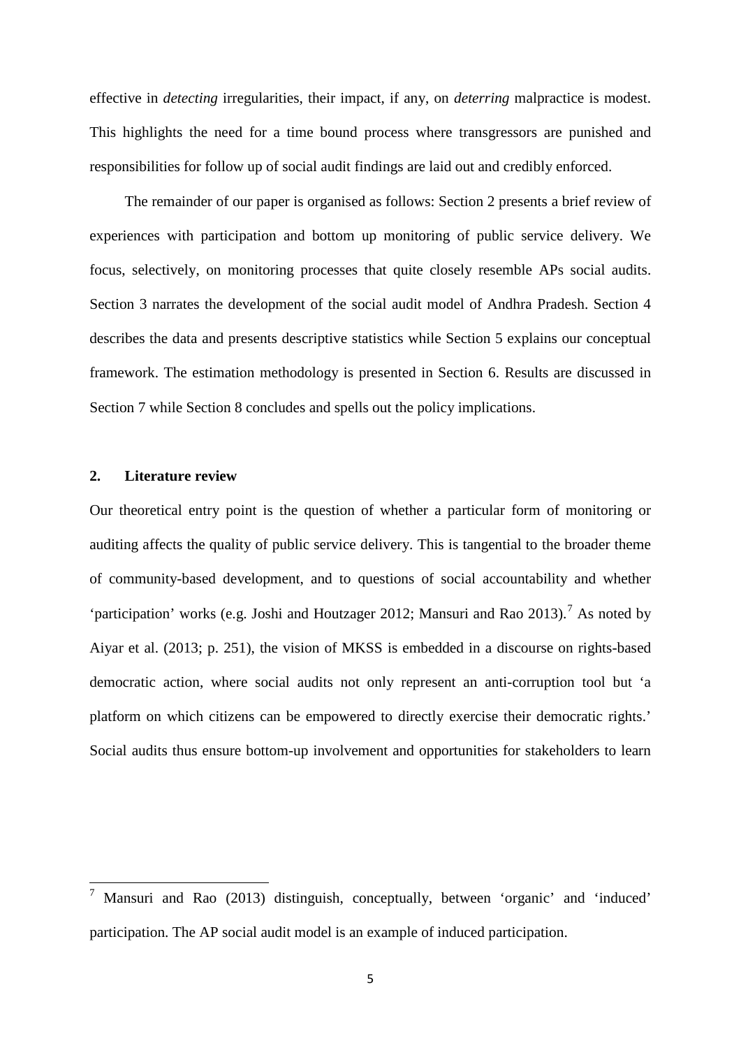effective in *detecting* irregularities, their impact, if any, on *deterring* malpractice is modest. This highlights the need for a time bound process where transgressors are punished and responsibilities for follow up of social audit findings are laid out and credibly enforced.

The remainder of our paper is organised as follows: Section 2 presents a brief review of experiences with participation and bottom up monitoring of public service delivery. We focus, selectively, on monitoring processes that quite closely resemble APs social audits. Section 3 narrates the development of the social audit model of Andhra Pradesh. Section 4 describes the data and presents descriptive statistics while Section 5 explains our conceptual framework. The estimation methodology is presented in Section 6. Results are discussed in Section 7 while Section 8 concludes and spells out the policy implications.

## 2. Literature review

Our theoretical entry point is the question of whether a particular form of monitoring or auditing affects the quality of public service delivery. This is tangential to the broader theme of community-based development, and to questions of social accountability and whether 'participation' works (e.g. Joshi and Houtzager 2012; Mansuri and Rao 2013).[7] As noted by Aiyar et al. (2013; p. 251), the vision of MKSS is embedded in a discourse on rights-based democratic action, where social audits not only represent an anti-corruption tool but 'a platform on which citizens can be empowered to directly exercise their democratic rights.' Social audits thus ensure bottom-up involvement and opportunities for stakeholders to learn

---

[7] Mansuri and Rao (2013) distinguish, conceptually, between 'organic' and 'induced' participation. The AP social audit model is an example of induced participation.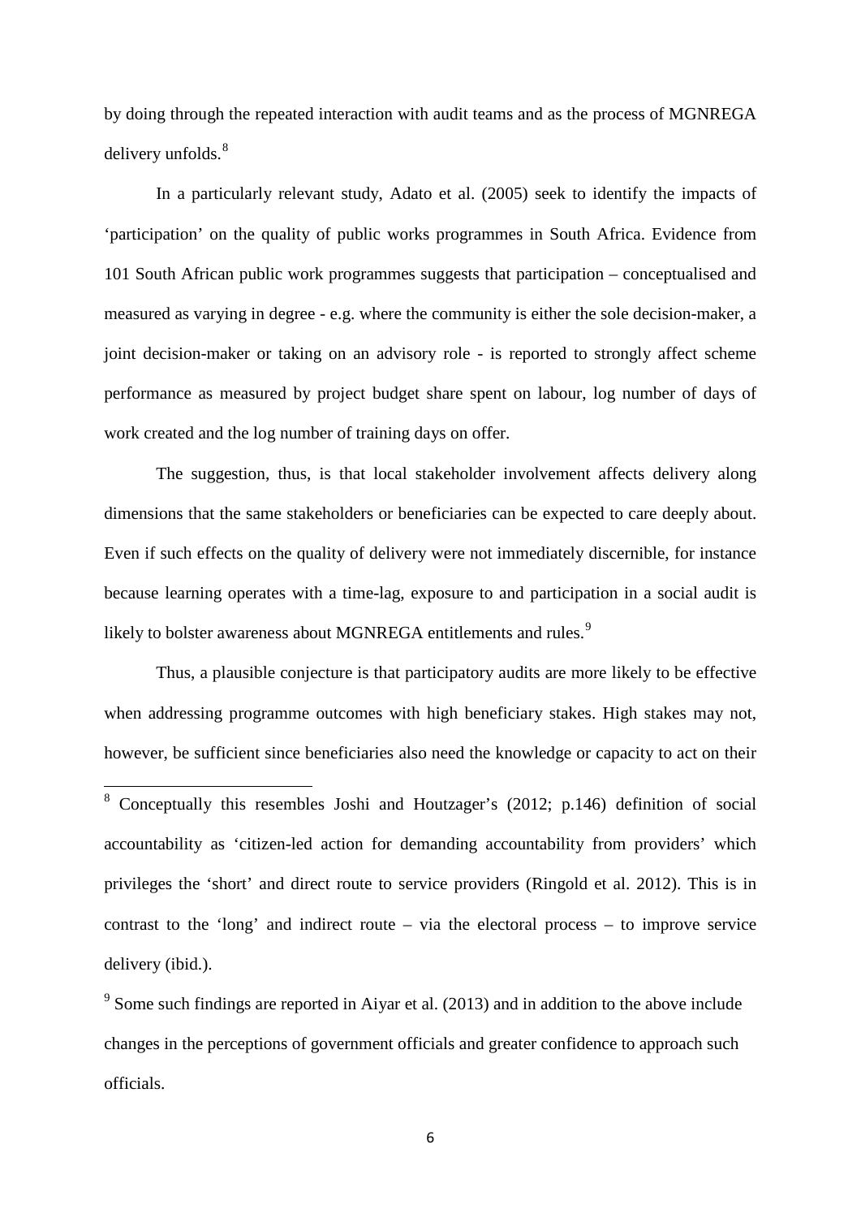by doing through the repeated interaction with audit teams and as the process of MGNREGA delivery unfolds.[8]

In a particularly relevant study, Adato et al. (2005) seek to identify the impacts of 'participation' on the quality of public works programmes in South Africa. Evidence from 101 South African public work programmes suggests that participation – conceptualised and measured as varying in degree - e.g. where the community is either the sole decision-maker, a joint decision-maker or taking on an advisory role - is reported to strongly affect scheme performance as measured by project budget share spent on labour, log number of days of work created and the log number of training days on offer.

The suggestion, thus, is that local stakeholder involvement affects delivery along dimensions that the same stakeholders or beneficiaries can be expected to care deeply about. Even if such effects on the quality of delivery were not immediately discernible, for instance because learning operates with a time-lag, exposure to and participation in a social audit is likely to bolster awareness about MGNREGA entitlements and rules.[9]

Thus, a plausible conjecture is that participatory audits are more likely to be effective when addressing programme outcomes with high beneficiary stakes. High stakes may not, however, be sufficient since beneficiaries also need the knowledge or capacity to act on their

---

[8] Conceptually this resembles Joshi and Houtzager's (2012; p.146) definition of social accountability as 'citizen-led action for demanding accountability from providers' which privileges the 'short' and direct route to service providers (Ringold et al. 2012). This is in contrast to the 'long' and indirect route – via the electoral process – to improve service delivery (ibid.).

[9] Some such findings are reported in Aiyar et al. (2013) and in addition to the above include changes in the perceptions of government officials and greater confidence to approach such officials.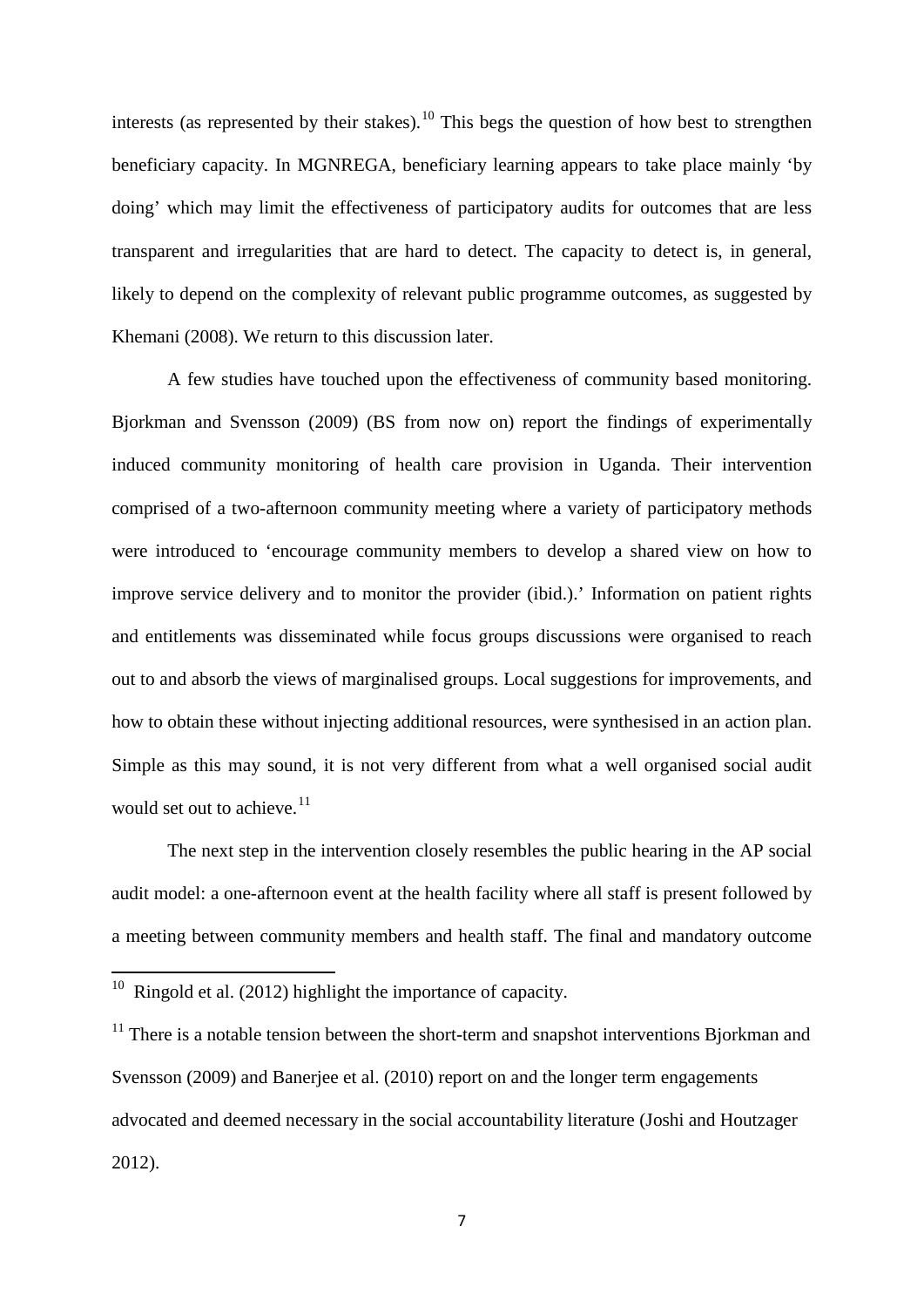interests (as represented by their stakes).[10] This begs the question of how best to strengthen beneficiary capacity. In MGNREGA, beneficiary learning appears to take place mainly 'by doing' which may limit the effectiveness of participatory audits for outcomes that are less transparent and irregularities that are hard to detect. The capacity to detect is, in general, likely to depend on the complexity of relevant public programme outcomes, as suggested by Khemani (2008). We return to this discussion later.

A few studies have touched upon the effectiveness of community based monitoring. Bjorkman and Svensson (2009) (BS from now on) report the findings of experimentally induced community monitoring of health care provision in Uganda. Their intervention comprised of a two-afternoon community meeting where a variety of participatory methods were introduced to 'encourage community members to develop a shared view on how to improve service delivery and to monitor the provider (ibid.).' Information on patient rights and entitlements was disseminated while focus groups discussions were organised to reach out to and absorb the views of marginalised groups. Local suggestions for improvements, and how to obtain these without injecting additional resources, were synthesised in an action plan. Simple as this may sound, it is not very different from what a well organised social audit would set out to achieve.[11]

The next step in the intervention closely resembles the public hearing in the AP social audit model: a one-afternoon event at the health facility where all staff is present followed by a meeting between community members and health staff. The final and mandatory outcome

[10] Ringold et al. (2012) highlight the importance of capacity.

[11] There is a notable tension between the short-term and snapshot interventions Bjorkman and Svensson (2009) and Banerjee et al. (2010) report on and the longer term engagements advocated and deemed necessary in the social accountability literature (Joshi and Houtzager 2012).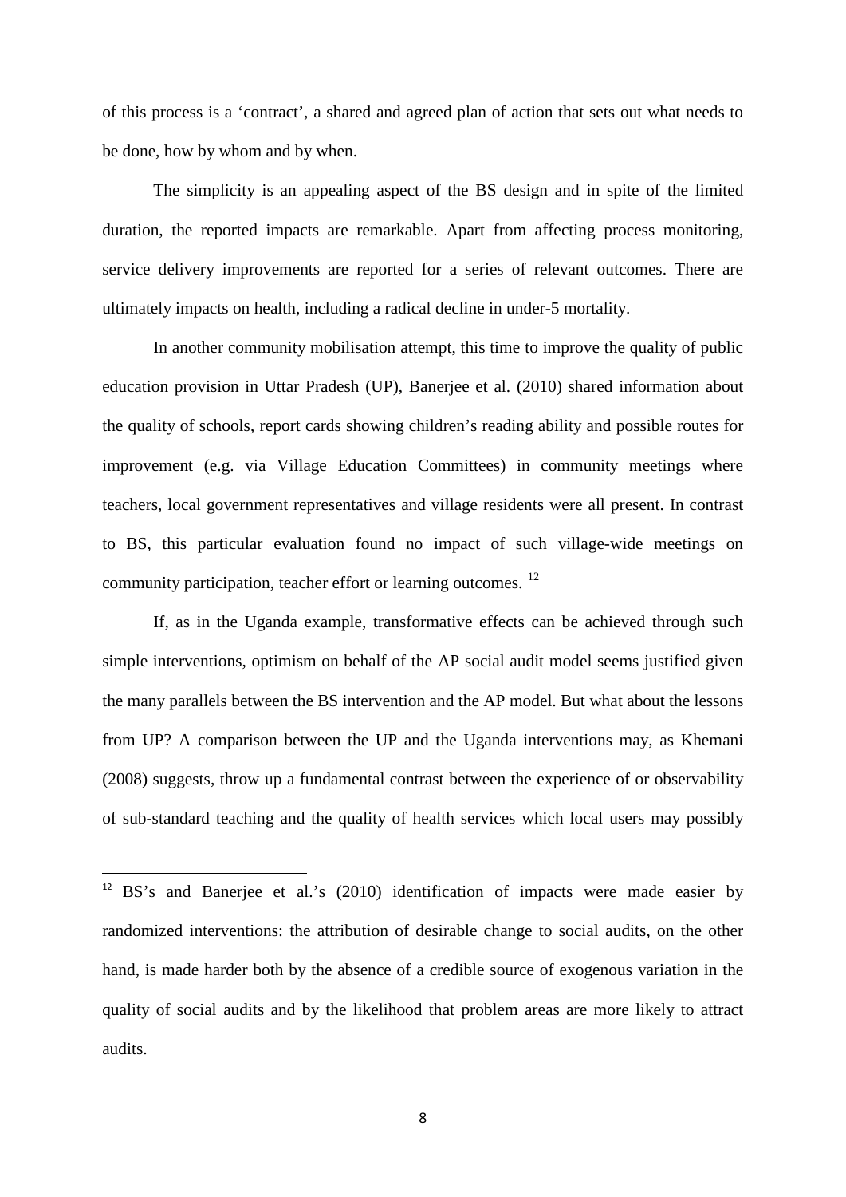of this process is a 'contract', a shared and agreed plan of action that sets out what needs to be done, how by whom and by when.

The simplicity is an appealing aspect of the BS design and in spite of the limited duration, the reported impacts are remarkable. Apart from affecting process monitoring, service delivery improvements are reported for a series of relevant outcomes. There are ultimately impacts on health, including a radical decline in under-5 mortality.

In another community mobilisation attempt, this time to improve the quality of public education provision in Uttar Pradesh (UP), Banerjee et al. (2010) shared information about the quality of schools, report cards showing children's reading ability and possible routes for improvement (e.g. via Village Education Committees) in community meetings where teachers, local government representatives and village residents were all present. In contrast to BS, this particular evaluation found no impact of such village-wide meetings on community participation, teacher effort or learning outcomes. [12]

If, as in the Uganda example, transformative effects can be achieved through such simple interventions, optimism on behalf of the AP social audit model seems justified given the many parallels between the BS intervention and the AP model. But what about the lessons from UP? A comparison between the UP and the Uganda interventions may, as Khemani (2008) suggests, throw up a fundamental contrast between the experience of or observability of sub-standard teaching and the quality of health services which local users may possibly

---

[12] BS's and Banerjee et al.'s (2010) identification of impacts were made easier by randomized interventions: the attribution of desirable change to social audits, on the other hand, is made harder both by the absence of a credible source of exogenous variation in the quality of social audits and by the likelihood that problem areas are more likely to attract audits.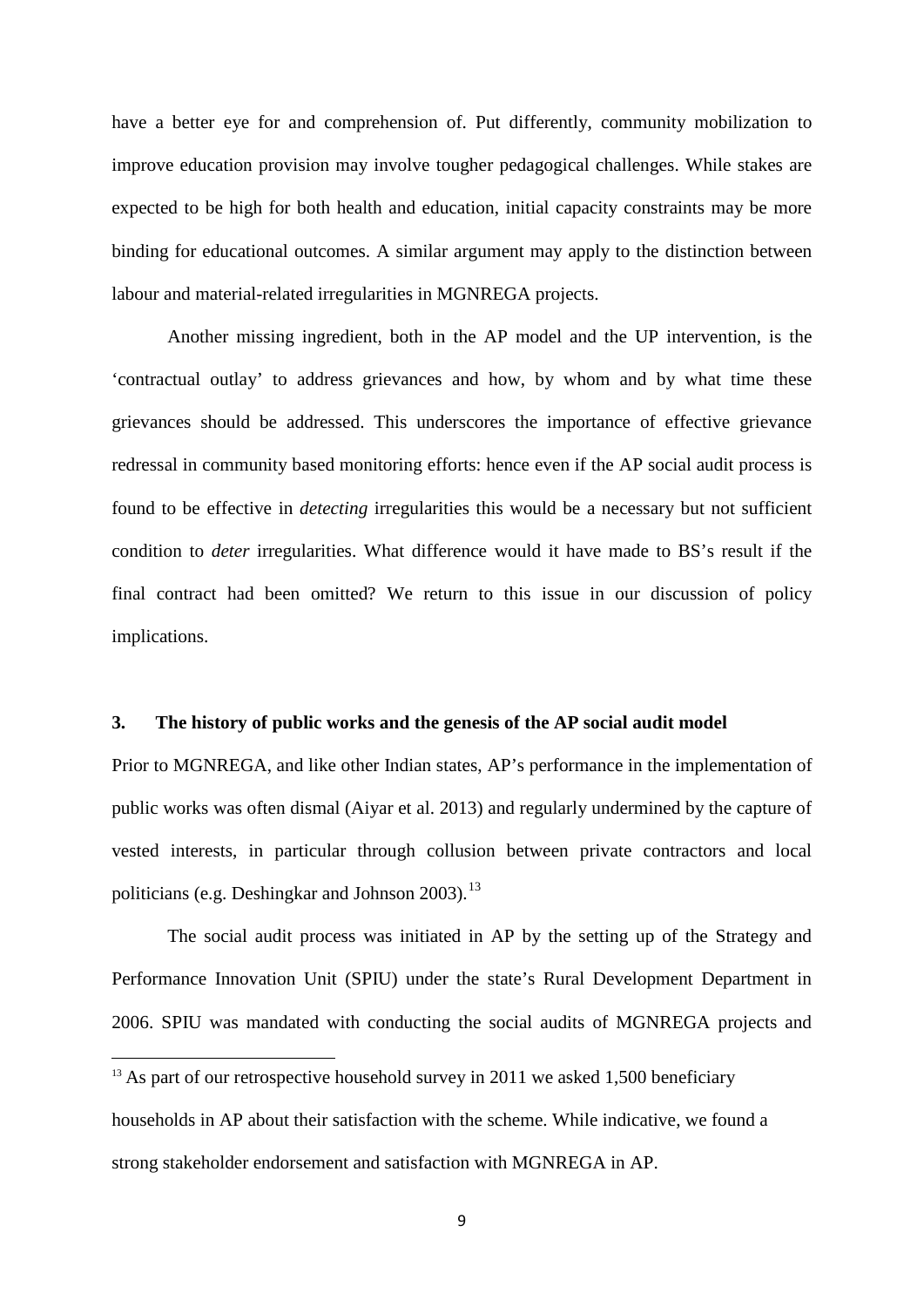have a better eye for and comprehension of. Put differently, community mobilization to improve education provision may involve tougher pedagogical challenges. While stakes are expected to be high for both health and education, initial capacity constraints may be more binding for educational outcomes. A similar argument may apply to the distinction between labour and material-related irregularities in MGNREGA projects.

Another missing ingredient, both in the AP model and the UP intervention, is the 'contractual outlay' to address grievances and how, by whom and by what time these grievances should be addressed. This underscores the importance of effective grievance redressal in community based monitoring efforts: hence even if the AP social audit process is found to be effective in *detecting* irregularities this would be a necessary but not sufficient condition to *deter* irregularities. What difference would it have made to BS's result if the final contract had been omitted? We return to this issue in our discussion of policy implications.

## 3. The history of public works and the genesis of the AP social audit model

Prior to MGNREGA, and like other Indian states, AP's performance in the implementation of public works was often dismal (Aiyar et al. 2013) and regularly undermined by the capture of vested interests, in particular through collusion between private contractors and local politicians (e.g. Deshingkar and Johnson 2003).[13]

The social audit process was initiated in AP by the setting up of the Strategy and Performance Innovation Unit (SPIU) under the state's Rural Development Department in 2006. SPIU was mandated with conducting the social audits of MGNREGA projects and

[13] As part of our retrospective household survey in 2011 we asked 1,500 beneficiary households in AP about their satisfaction with the scheme. While indicative, we found a strong stakeholder endorsement and satisfaction with MGNREGA in AP.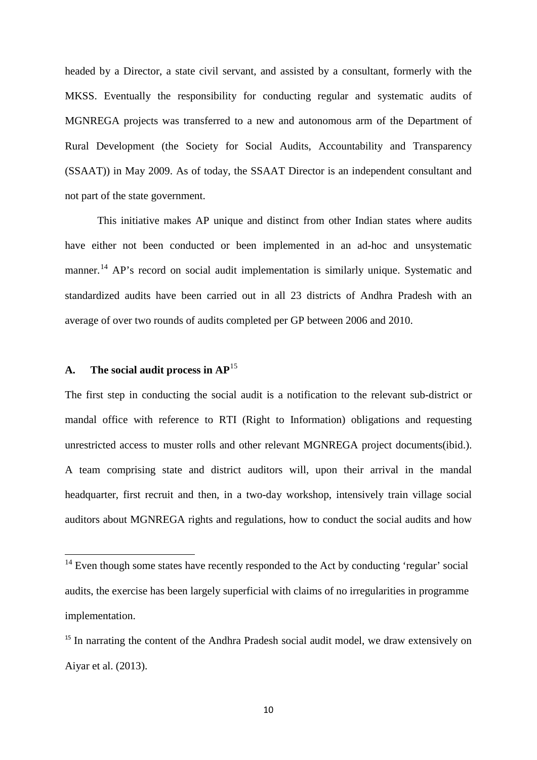headed by a Director, a state civil servant, and assisted by a consultant, formerly with the MKSS. Eventually the responsibility for conducting regular and systematic audits of MGNREGA projects was transferred to a new and autonomous arm of the Department of Rural Development (the Society for Social Audits, Accountability and Transparency (SSAAT)) in May 2009. As of today, the SSAAT Director is an independent consultant and not part of the state government.

This initiative makes AP unique and distinct from other Indian states where audits have either not been conducted or been implemented in an ad-hoc and unsystematic manner.[14] AP's record on social audit implementation is similarly unique. Systematic and standardized audits have been carried out in all 23 districts of Andhra Pradesh with an average of over two rounds of audits completed per GP between 2006 and 2010.

### A. The social audit process in AP[15]

The first step in conducting the social audit is a notification to the relevant sub-district or mandal office with reference to RTI (Right to Information) obligations and requesting unrestricted access to muster rolls and other relevant MGNREGA project documents(ibid.). A team comprising state and district auditors will, upon their arrival in the mandal headquarter, first recruit and then, in a two-day workshop, intensively train village social auditors about MGNREGA rights and regulations, how to conduct the social audits and how

[14] Even though some states have recently responded to the Act by conducting 'regular' social audits, the exercise has been largely superficial with claims of no irregularities in programme implementation.

[15] In narrating the content of the Andhra Pradesh social audit model, we draw extensively on Aiyar et al. (2013).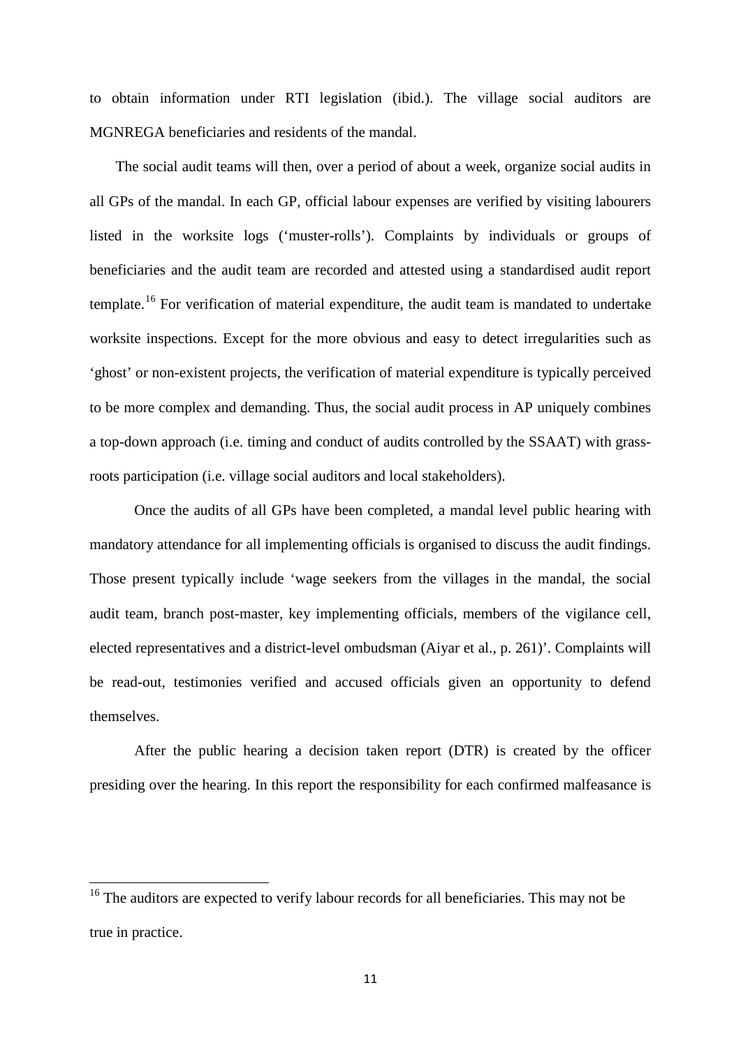to obtain information under RTI legislation (ibid.). The village social auditors are MGNREGA beneficiaries and residents of the mandal.

The social audit teams will then, over a period of about a week, organize social audits in all GPs of the mandal. In each GP, official labour expenses are verified by visiting labourers listed in the worksite logs ('muster-rolls'). Complaints by individuals or groups of beneficiaries and the audit team are recorded and attested using a standardised audit report template.[16] For verification of material expenditure, the audit team is mandated to undertake worksite inspections. Except for the more obvious and easy to detect irregularities such as 'ghost' or non-existent projects, the verification of material expenditure is typically perceived to be more complex and demanding. Thus, the social audit process in AP uniquely combines a top-down approach (i.e. timing and conduct of audits controlled by the SSAAT) with grass-roots participation (i.e. village social auditors and local stakeholders).

Once the audits of all GPs have been completed, a mandal level public hearing with mandatory attendance for all implementing officials is organised to discuss the audit findings. Those present typically include 'wage seekers from the villages in the mandal, the social audit team, branch post-master, key implementing officials, members of the vigilance cell, elected representatives and a district-level ombudsman (Aiyar et al., p. 261)'. Complaints will be read-out, testimonies verified and accused officials given an opportunity to defend themselves.

After the public hearing a decision taken report (DTR) is created by the officer presiding over the hearing. In this report the responsibility for each confirmed malfeasance is

---

[16] The auditors are expected to verify labour records for all beneficiaries. This may not be true in practice.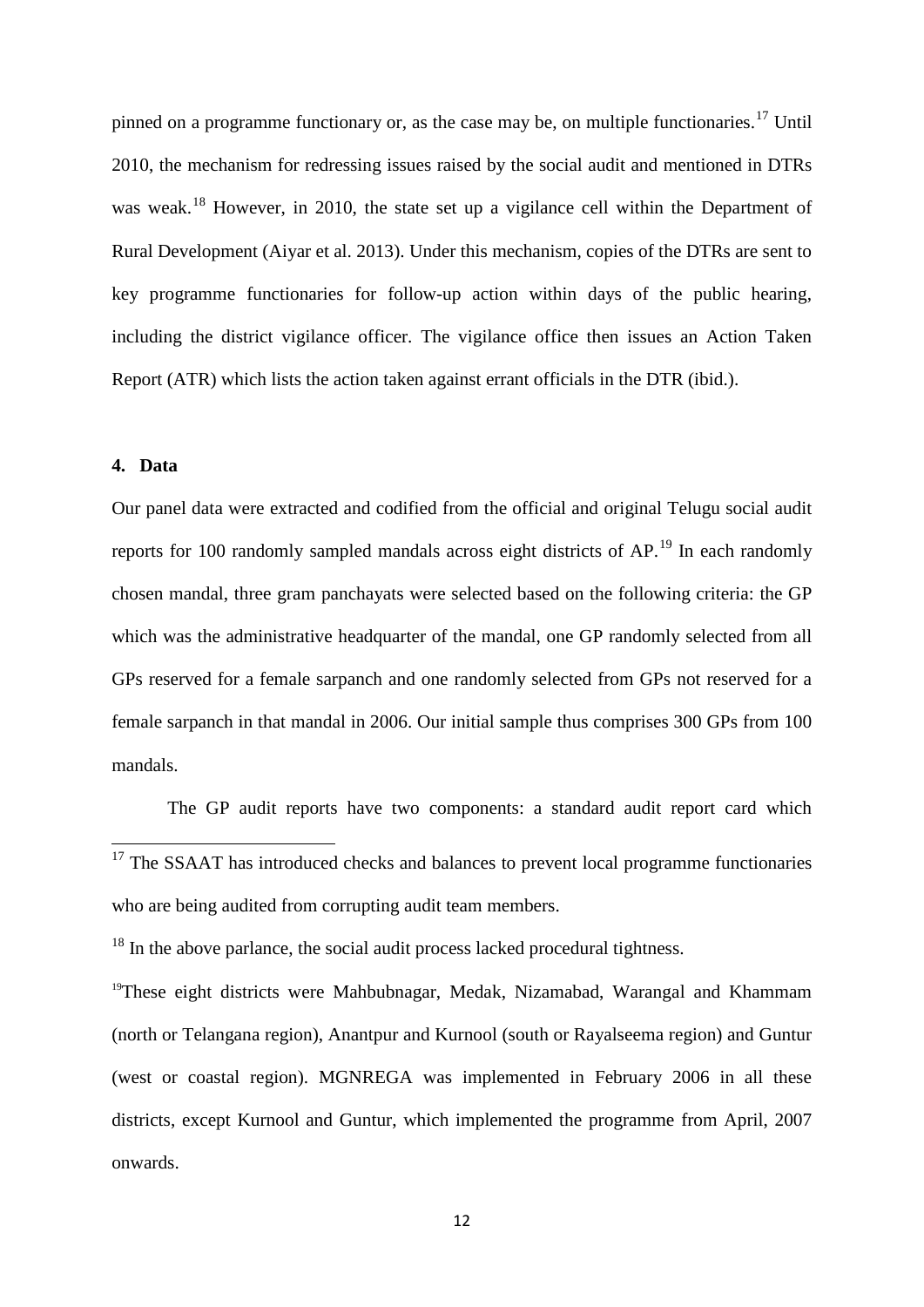pinned on a programme functionary or, as the case may be, on multiple functionaries.[17] Until 2010, the mechanism for redressing issues raised by the social audit and mentioned in DTRs was weak.[18] However, in 2010, the state set up a vigilance cell within the Department of Rural Development (Aiyar et al. 2013). Under this mechanism, copies of the DTRs are sent to key programme functionaries for follow-up action within days of the public hearing, including the district vigilance officer. The vigilance office then issues an Action Taken Report (ATR) which lists the action taken against errant officials in the DTR (ibid.).

## 4. Data

Our panel data were extracted and codified from the official and original Telugu social audit reports for 100 randomly sampled mandals across eight districts of AP.[19] In each randomly chosen mandal, three gram panchayats were selected based on the following criteria: the GP which was the administrative headquarter of the mandal, one GP randomly selected from all GPs reserved for a female sarpanch and one randomly selected from GPs not reserved for a female sarpanch in that mandal in 2006. Our initial sample thus comprises 300 GPs from 100 mandals.

The GP audit reports have two components: a standard audit report card which

---

[17] The SSAAT has introduced checks and balances to prevent local programme functionaries who are being audited from corrupting audit team members.

[18] In the above parlance, the social audit process lacked procedural tightness.

[19] These eight districts were Mahbubnagar, Medak, Nizamabad, Warangal and Khammam (north or Telangana region), Anantpur and Kurnool (south or Rayalseema region) and Guntur (west or coastal region). MGNREGA was implemented in February 2006 in all these districts, except Kurnool and Guntur, which implemented the programme from April, 2007 onwards.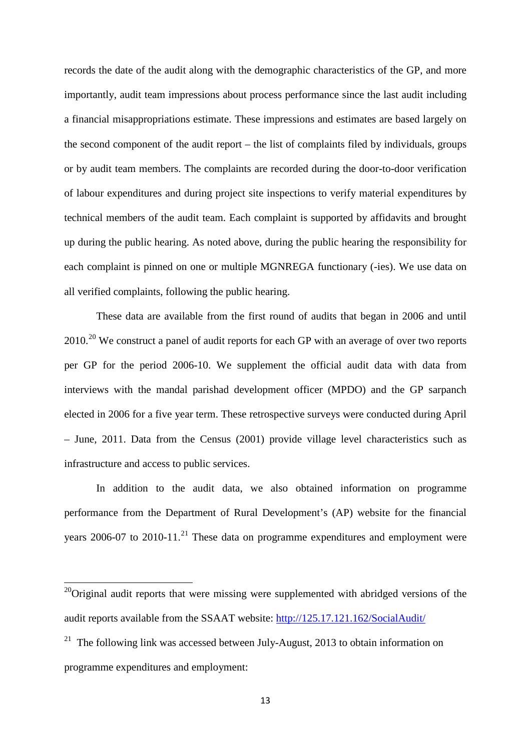records the date of the audit along with the demographic characteristics of the GP, and more importantly, audit team impressions about process performance since the last audit including a financial misappropriations estimate. These impressions and estimates are based largely on the second component of the audit report – the list of complaints filed by individuals, groups or by audit team members. The complaints are recorded during the door-to-door verification of labour expenditures and during project site inspections to verify material expenditures by technical members of the audit team. Each complaint is supported by affidavits and brought up during the public hearing. As noted above, during the public hearing the responsibility for each complaint is pinned on one or multiple MGNREGA functionary (-ies). We use data on all verified complaints, following the public hearing.

These data are available from the first round of audits that began in 2006 and until 2010.[20] We construct a panel of audit reports for each GP with an average of over two reports per GP for the period 2006-10. We supplement the official audit data with data from interviews with the mandal parishad development officer (MPDO) and the GP sarpanch elected in 2006 for a five year term. These retrospective surveys were conducted during April – June, 2011. Data from the Census (2001) provide village level characteristics such as infrastructure and access to public services.

In addition to the audit data, we also obtained information on programme performance from the Department of Rural Development's (AP) website for the financial years 2006-07 to 2010-11.[21] These data on programme expenditures and employment were

---

[20]Original audit reports that were missing were supplemented with abridged versions of the audit reports available from the SSAAT website: http://125.17.121.162/SocialAudit/

[21] The following link was accessed between July-August, 2013 to obtain information on programme expenditures and employment: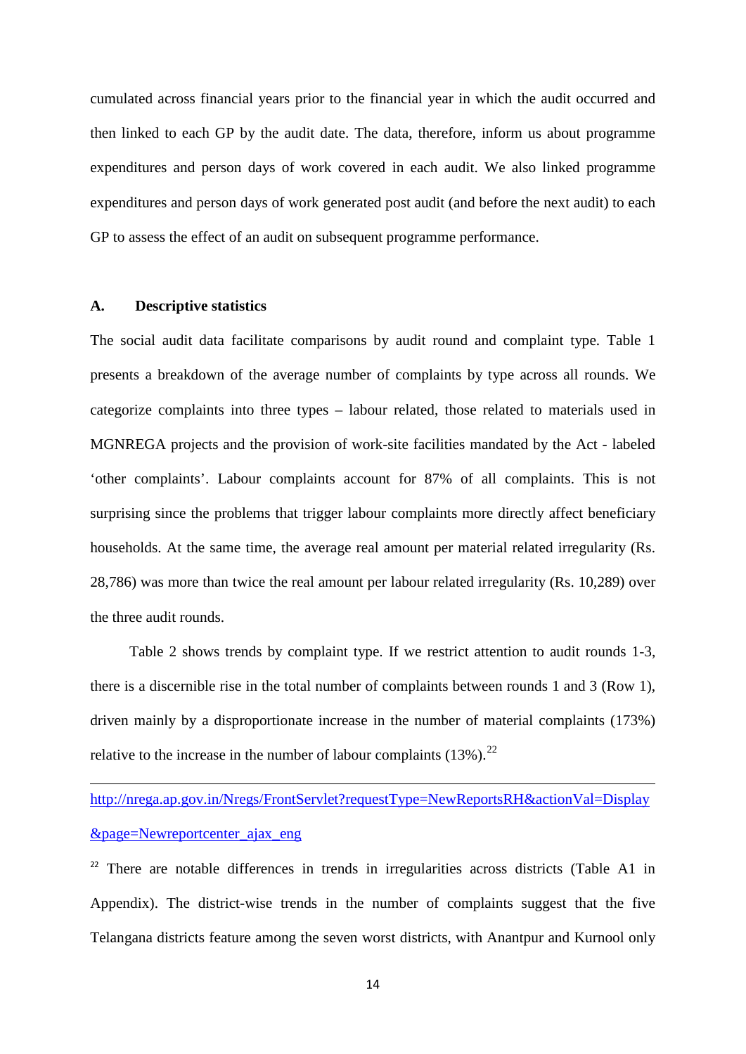cumulated across financial years prior to the financial year in which the audit occurred and then linked to each GP by the audit date. The data, therefore, inform us about programme expenditures and person days of work covered in each audit. We also linked programme expenditures and person days of work generated post audit (and before the next audit) to each GP to assess the effect of an audit on subsequent programme performance.

### A. Descriptive statistics

The social audit data facilitate comparisons by audit round and complaint type. Table 1 presents a breakdown of the average number of complaints by type across all rounds. We categorize complaints into three types – labour related, those related to materials used in MGNREGA projects and the provision of work-site facilities mandated by the Act - labeled 'other complaints'. Labour complaints account for 87% of all complaints. This is not surprising since the problems that trigger labour complaints more directly affect beneficiary households. At the same time, the average real amount per material related irregularity (Rs. 28,786) was more than twice the real amount per labour related irregularity (Rs. 10,289) over the three audit rounds.

Table 2 shows trends by complaint type. If we restrict attention to audit rounds 1-3, there is a discernible rise in the total number of complaints between rounds 1 and 3 (Row 1), driven mainly by a disproportionate increase in the number of material complaints (173%) relative to the increase in the number of labour complaints (13%).[22]

---

http://nrega.ap.gov.in/Nregs/FrontServlet?requestType=NewReportsRH&actionVal=Display&page=Newreportcenter_ajax_eng

[22] There are notable differences in trends in irregularities across districts (Table A1 in Appendix). The district-wise trends in the number of complaints suggest that the five Telangana districts feature among the seven worst districts, with Anantpur and Kurnool only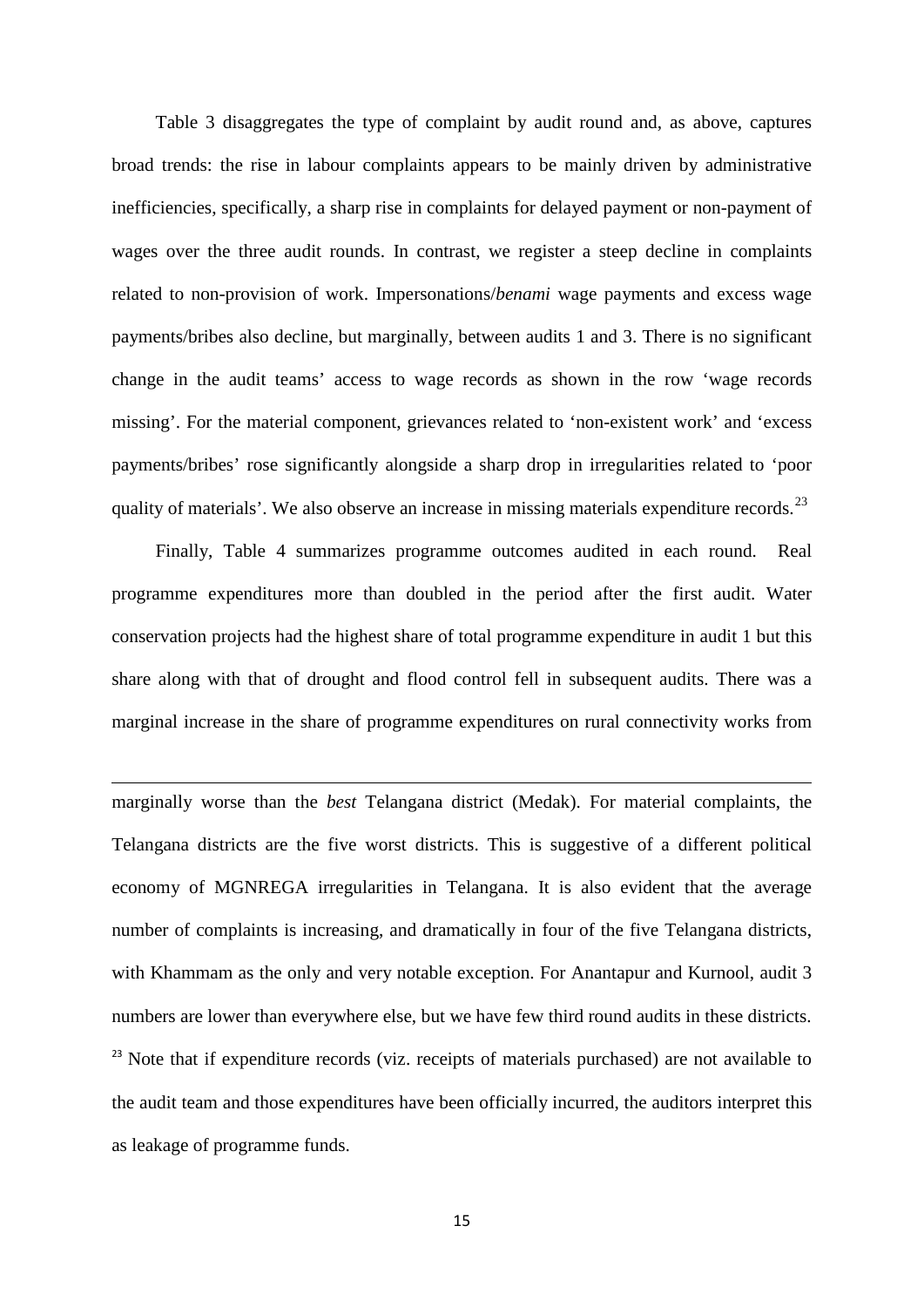Table 3 disaggregates the type of complaint by audit round and, as above, captures broad trends: the rise in labour complaints appears to be mainly driven by administrative inefficiencies, specifically, a sharp rise in complaints for delayed payment or non-payment of wages over the three audit rounds. In contrast, we register a steep decline in complaints related to non-provision of work. Impersonations/*benami* wage payments and excess wage payments/bribes also decline, but marginally, between audits 1 and 3. There is no significant change in the audit teams' access to wage records as shown in the row 'wage records missing'. For the material component, grievances related to 'non-existent work' and 'excess payments/bribes' rose significantly alongside a sharp drop in irregularities related to 'poor quality of materials'. We also observe an increase in missing materials expenditure records.[23]

Finally, Table 4 summarizes programme outcomes audited in each round. Real programme expenditures more than doubled in the period after the first audit. Water conservation projects had the highest share of total programme expenditure in audit 1 but this share along with that of drought and flood control fell in subsequent audits. There was a marginal increase in the share of programme expenditures on rural connectivity works from

---

marginally worse than the *best* Telangana district (Medak). For material complaints, the Telangana districts are the five worst districts. This is suggestive of a different political economy of MGNREGA irregularities in Telangana. It is also evident that the average number of complaints is increasing, and dramatically in four of the five Telangana districts, with Khammam as the only and very notable exception. For Anantapur and Kurnool, audit 3 numbers are lower than everywhere else, but we have few third round audits in these districts.

[23] Note that if expenditure records (viz. receipts of materials purchased) are not available to the audit team and those expenditures have been officially incurred, the auditors interpret this as leakage of programme funds.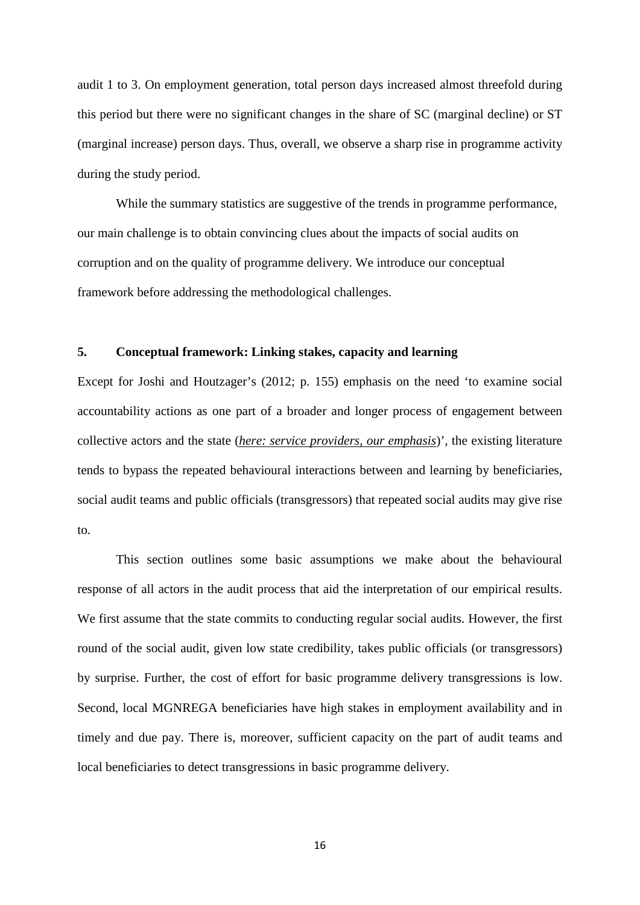audit 1 to 3. On employment generation, total person days increased almost threefold during this period but there were no significant changes in the share of SC (marginal decline) or ST (marginal increase) person days. Thus, overall, we observe a sharp rise in programme activity during the study period.

While the summary statistics are suggestive of the trends in programme performance, our main challenge is to obtain convincing clues about the impacts of social audits on corruption and on the quality of programme delivery. We introduce our conceptual framework before addressing the methodological challenges.

## 5. Conceptual framework: Linking stakes, capacity and learning

Except for Joshi and Houtzager's (2012; p. 155) emphasis on the need 'to examine social accountability actions as one part of a broader and longer process of engagement between collective actors and the state (*here: service providers, our emphasis*)', the existing literature tends to bypass the repeated behavioural interactions between and learning by beneficiaries, social audit teams and public officials (transgressors) that repeated social audits may give rise to.

This section outlines some basic assumptions we make about the behavioural response of all actors in the audit process that aid the interpretation of our empirical results. We first assume that the state commits to conducting regular social audits. However, the first round of the social audit, given low state credibility, takes public officials (or transgressors) by surprise. Further, the cost of effort for basic programme delivery transgressions is low. Second, local MGNREGA beneficiaries have high stakes in employment availability and in timely and due pay. There is, moreover, sufficient capacity on the part of audit teams and local beneficiaries to detect transgressions in basic programme delivery.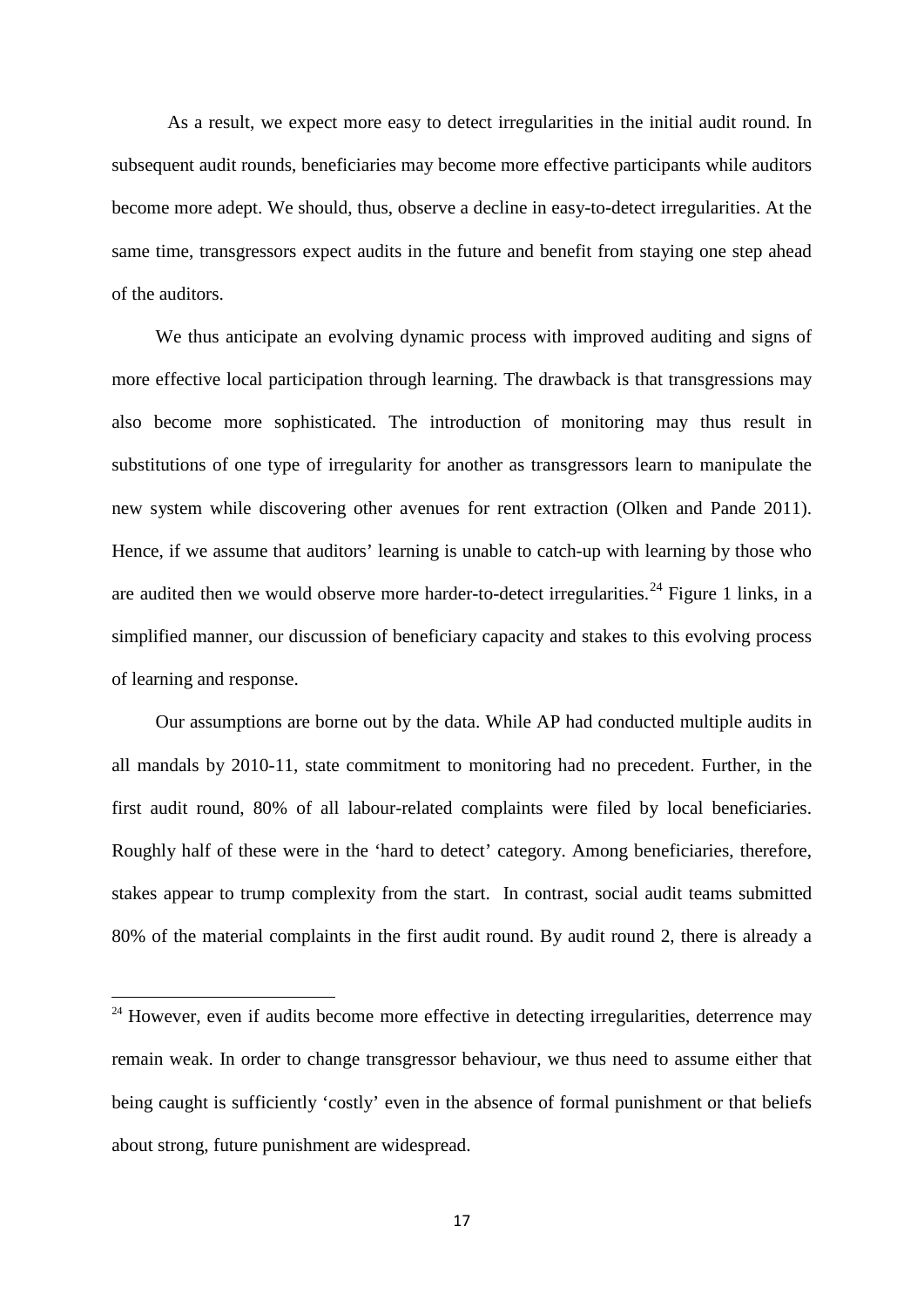As a result, we expect more easy to detect irregularities in the initial audit round. In subsequent audit rounds, beneficiaries may become more effective participants while auditors become more adept. We should, thus, observe a decline in easy-to-detect irregularities. At the same time, transgressors expect audits in the future and benefit from staying one step ahead of the auditors.

We thus anticipate an evolving dynamic process with improved auditing and signs of more effective local participation through learning. The drawback is that transgressions may also become more sophisticated. The introduction of monitoring may thus result in substitutions of one type of irregularity for another as transgressors learn to manipulate the new system while discovering other avenues for rent extraction (Olken and Pande 2011). Hence, if we assume that auditors' learning is unable to catch-up with learning by those who are audited then we would observe more harder-to-detect irregularities.[24] Figure 1 links, in a simplified manner, our discussion of beneficiary capacity and stakes to this evolving process of learning and response.

Our assumptions are borne out by the data. While AP had conducted multiple audits in all mandals by 2010-11, state commitment to monitoring had no precedent. Further, in the first audit round, 80% of all labour-related complaints were filed by local beneficiaries. Roughly half of these were in the 'hard to detect' category. Among beneficiaries, therefore, stakes appear to trump complexity from the start. In contrast, social audit teams submitted 80% of the material complaints in the first audit round. By audit round 2, there is already a

[24] However, even if audits become more effective in detecting irregularities, deterrence may remain weak. In order to change transgressor behaviour, we thus need to assume either that being caught is sufficiently 'costly' even in the absence of formal punishment or that beliefs about strong, future punishment are widespread.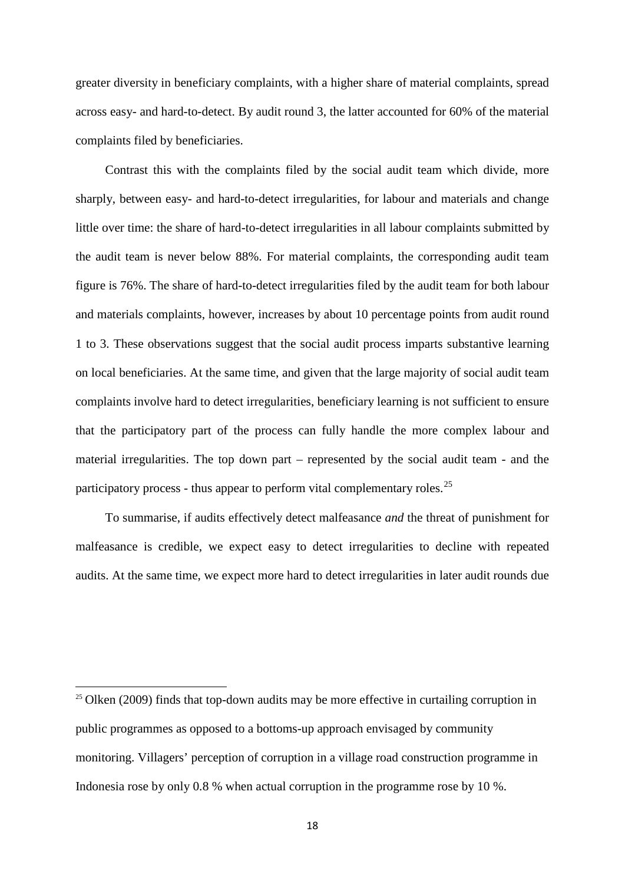greater diversity in beneficiary complaints, with a higher share of material complaints, spread across easy- and hard-to-detect. By audit round 3, the latter accounted for 60% of the material complaints filed by beneficiaries.

Contrast this with the complaints filed by the social audit team which divide, more sharply, between easy- and hard-to-detect irregularities, for labour and materials and change little over time: the share of hard-to-detect irregularities in all labour complaints submitted by the audit team is never below 88%. For material complaints, the corresponding audit team figure is 76%. The share of hard-to-detect irregularities filed by the audit team for both labour and materials complaints, however, increases by about 10 percentage points from audit round 1 to 3. These observations suggest that the social audit process imparts substantive learning on local beneficiaries. At the same time, and given that the large majority of social audit team complaints involve hard to detect irregularities, beneficiary learning is not sufficient to ensure that the participatory part of the process can fully handle the more complex labour and material irregularities. The top down part – represented by the social audit team - and the participatory process - thus appear to perform vital complementary roles.[25]

To summarise, if audits effectively detect malfeasance *and* the threat of punishment for malfeasance is credible, we expect easy to detect irregularities to decline with repeated audits. At the same time, we expect more hard to detect irregularities in later audit rounds due

[25] Olken (2009) finds that top-down audits may be more effective in curtailing corruption in public programmes as opposed to a bottoms-up approach envisaged by community monitoring. Villagers' perception of corruption in a village road construction programme in Indonesia rose by only 0.8 % when actual corruption in the programme rose by 10 %.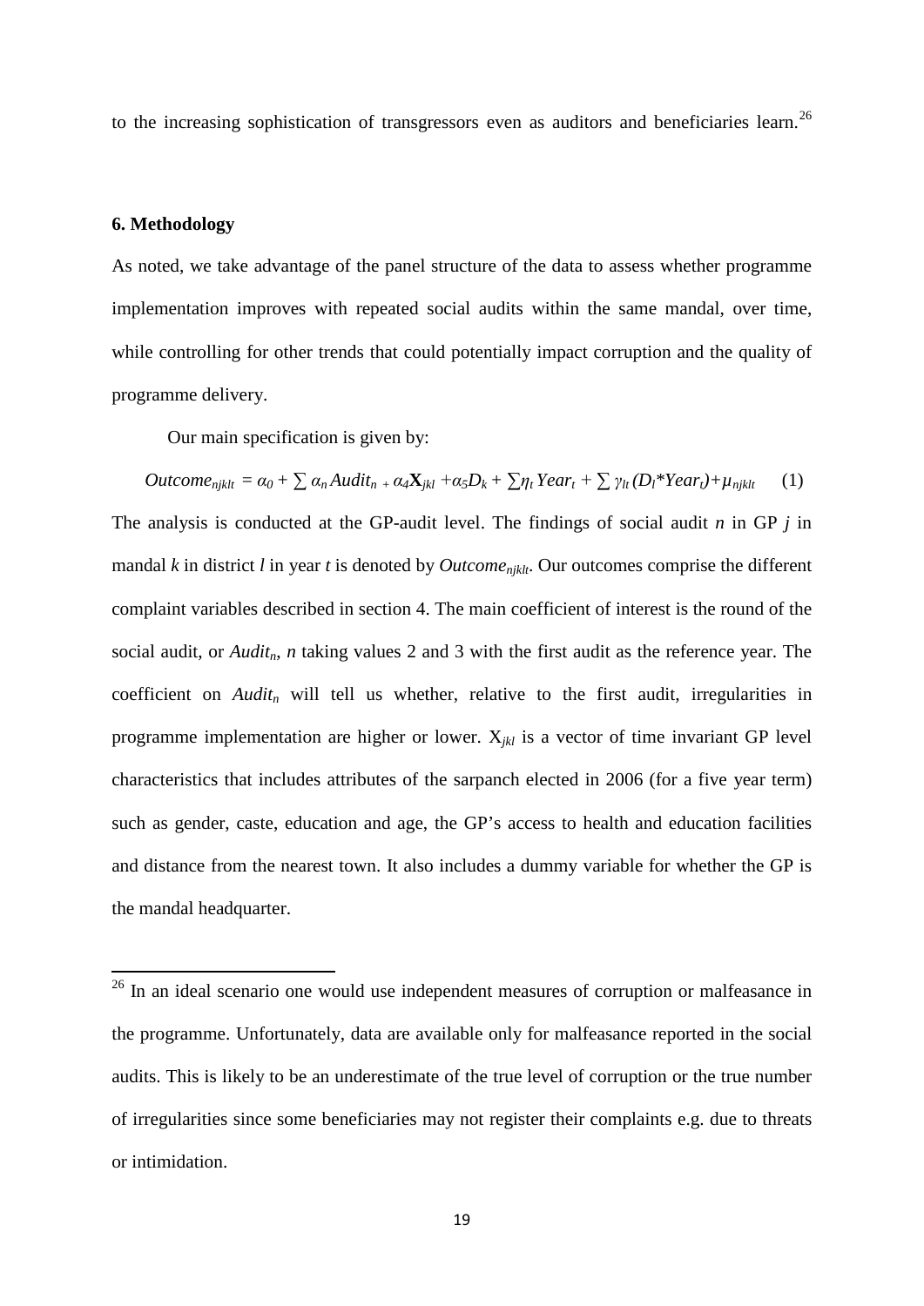to the increasing sophistication of transgressors even as auditors and beneficiaries learn.[26]

### 6. Methodology

As noted, we take advantage of the panel structure of the data to assess whether programme implementation improves with repeated social audits within the same mandal, over time, while controlling for other trends that could potentially impact corruption and the quality of programme delivery.

Our main specification is given by:

$$Outcome_{njklt} = \alpha_0 + \sum \alpha_n Audit_n + \alpha_4 \mathbf{X}_{jkl} + \alpha_5 D_k + \sum \eta_t Year_t + \sum \gamma_{lt} (D_l * Year_t) + \mu_{njklt} \quad (1)$$

The analysis is conducted at the GP-audit level. The findings of social audit $n$ in GP $j$ in mandal $k$ in district $l$ in year $t$ is denoted by $Outcome_{njklt}$. Our outcomes comprise the different complaint variables described in section 4. The main coefficient of interest is the round of the social audit, or $Audit_n$, $n$ taking values 2 and 3 with the first audit as the reference year. The coefficient on $Audit_n$ will tell us whether, relative to the first audit, irregularities in programme implementation are higher or lower. $X_{jkl}$ is a vector of time invariant GP level characteristics that includes attributes of the sarpanch elected in 2006 (for a five year term) such as gender, caste, education and age, the GP's access to health and education facilities and distance from the nearest town. It also includes a dummy variable for whether the GP is the mandal headquarter.

[26] In an ideal scenario one would use independent measures of corruption or malfeasance in the programme. Unfortunately, data are available only for malfeasance reported in the social audits. This is likely to be an underestimate of the true level of corruption or the true number of irregularities since some beneficiaries may not register their complaints e.g. due to threats or intimidation.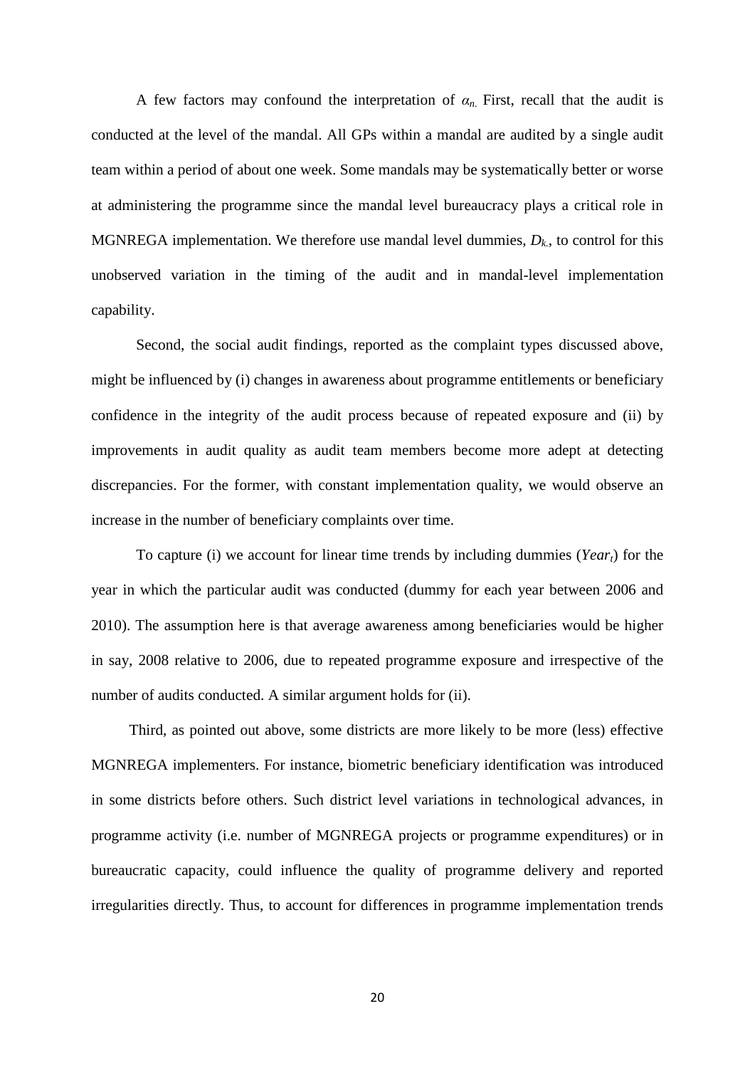A few factors may confound the interpretation of $\alpha_n$. First, recall that the audit is conducted at the level of the mandal. All GPs within a mandal are audited by a single audit team within a period of about one week. Some mandals may be systematically better or worse at administering the programme since the mandal level bureaucracy plays a critical role in MGNREGA implementation. We therefore use mandal level dummies, $D_k$, to control for this unobserved variation in the timing of the audit and in mandal-level implementation capability.

Second, the social audit findings, reported as the complaint types discussed above, might be influenced by (i) changes in awareness about programme entitlements or beneficiary confidence in the integrity of the audit process because of repeated exposure and (ii) by improvements in audit quality as audit team members become more adept at detecting discrepancies. For the former, with constant implementation quality, we would observe an increase in the number of beneficiary complaints over time.

To capture (i) we account for linear time trends by including dummies ($Year_t$) for the year in which the particular audit was conducted (dummy for each year between 2006 and 2010). The assumption here is that average awareness among beneficiaries would be higher in say, 2008 relative to 2006, due to repeated programme exposure and irrespective of the number of audits conducted. A similar argument holds for (ii).

Third, as pointed out above, some districts are more likely to be more (less) effective MGNREGA implementers. For instance, biometric beneficiary identification was introduced in some districts before others. Such district level variations in technological advances, in programme activity (i.e. number of MGNREGA projects or programme expenditures) or in bureaucratic capacity, could influence the quality of programme delivery and reported irregularities directly. Thus, to account for differences in programme implementation trends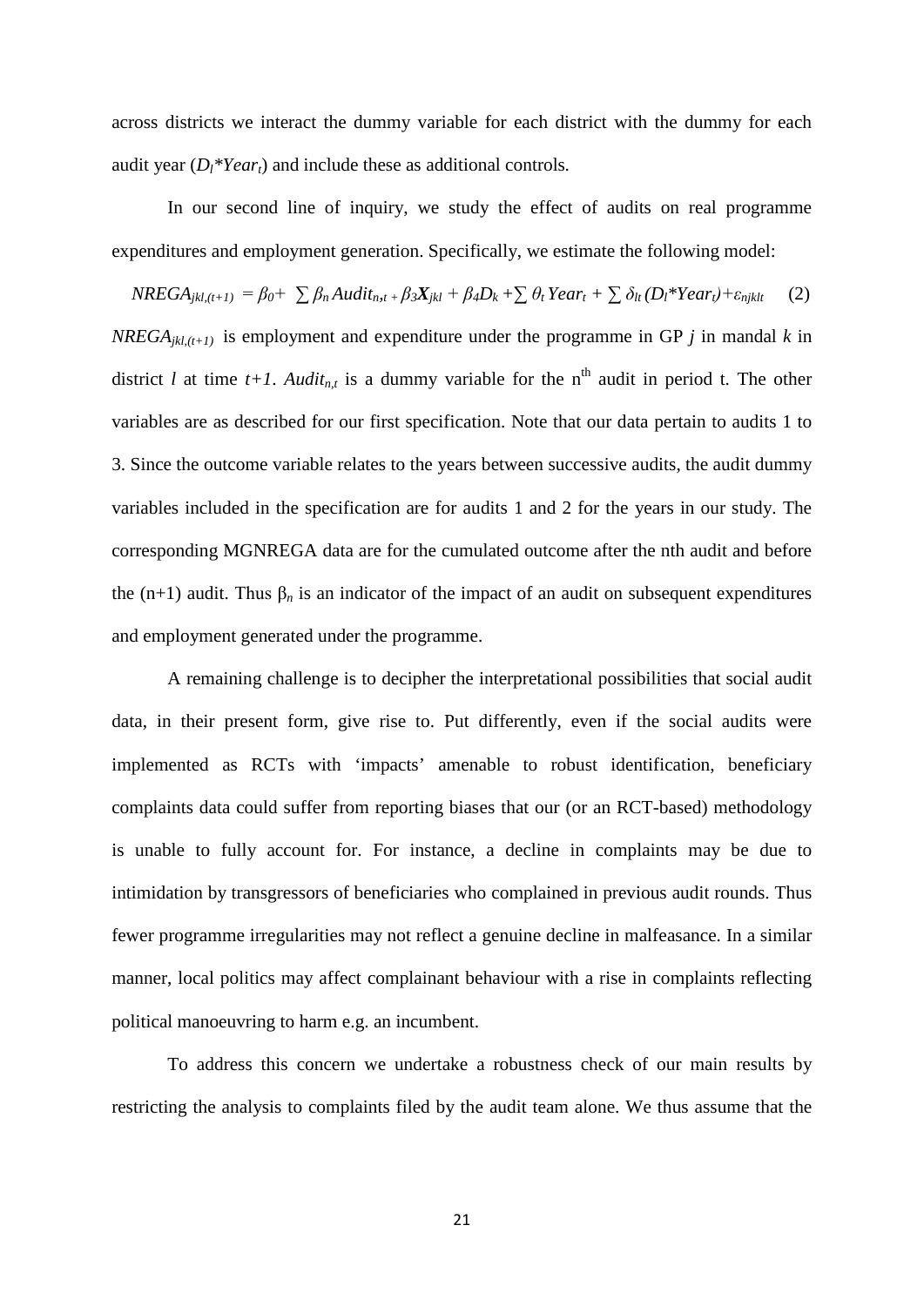across districts we interact the dummy variable for each district with the dummy for each audit year ($D_l$*$Year_t$) and include these as additional controls.

In our second line of inquiry, we study the effect of audits on real programme expenditures and employment generation. Specifically, we estimate the following model:

$$NREGA_{jkl,(t+1)} = \beta_0 + \sum \beta_n Audit_{n,t} + \beta_3 \boldsymbol{X}_{jkl} + \beta_4 D_k + \sum \theta_t Year_t + \sum \delta_{lt} (D_l {*} Year_t) + \varepsilon_{njklt} \quad (2)$$

$NREGA_{jkl,(t+1)}$ is employment and expenditure under the programme in GP $j$ in mandal $k$ in district $l$ at time $t+1$. $Audit_{n,t}$ is a dummy variable for the n[th] audit in period t. The other variables are as described for our first specification. Note that our data pertain to audits 1 to 3. Since the outcome variable relates to the years between successive audits, the audit dummy variables included in the specification are for audits 1 and 2 for the years in our study. The corresponding MGNREGA data are for the cumulated outcome after the nth audit and before the (n+1) audit. Thus $\beta_n$ is an indicator of the impact of an audit on subsequent expenditures and employment generated under the programme.

A remaining challenge is to decipher the interpretational possibilities that social audit data, in their present form, give rise to. Put differently, even if the social audits were implemented as RCTs with 'impacts' amenable to robust identification, beneficiary complaints data could suffer from reporting biases that our (or an RCT-based) methodology is unable to fully account for. For instance, a decline in complaints may be due to intimidation by transgressors of beneficiaries who complained in previous audit rounds. Thus fewer programme irregularities may not reflect a genuine decline in malfeasance. In a similar manner, local politics may affect complainant behaviour with a rise in complaints reflecting political manoeuvring to harm e.g. an incumbent.

To address this concern we undertake a robustness check of our main results by restricting the analysis to complaints filed by the audit team alone. We thus assume that the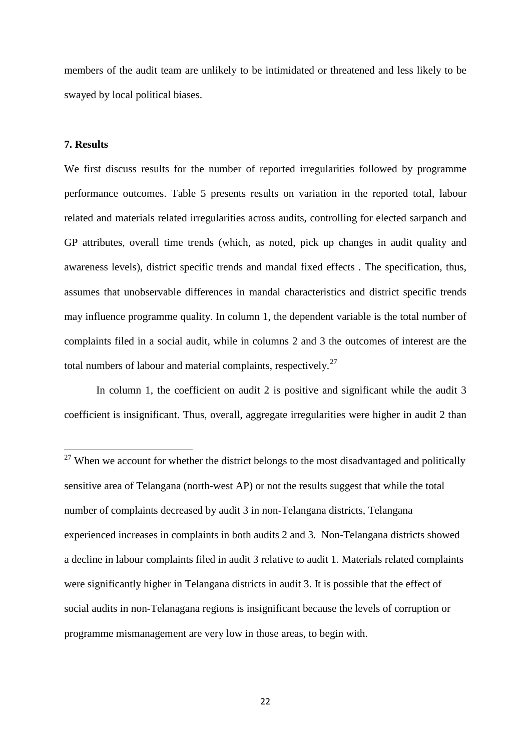members of the audit team are unlikely to be intimidated or threatened and less likely to be swayed by local political biases.

**7. Results**

We first discuss results for the number of reported irregularities followed by programme performance outcomes. Table 5 presents results on variation in the reported total, labour related and materials related irregularities across audits, controlling for elected sarpanch and GP attributes, overall time trends (which, as noted, pick up changes in audit quality and awareness levels), district specific trends and mandal fixed effects . The specification, thus, assumes that unobservable differences in mandal characteristics and district specific trends may influence programme quality. In column 1, the dependent variable is the total number of complaints filed in a social audit, while in columns 2 and 3 the outcomes of interest are the total numbers of labour and material complaints, respectively.[27]

In column 1, the coefficient on audit 2 is positive and significant while the audit 3 coefficient is insignificant. Thus, overall, aggregate irregularities were higher in audit 2 than

[27] When we account for whether the district belongs to the most disadvantaged and politically sensitive area of Telangana (north-west AP) or not the results suggest that while the total number of complaints decreased by audit 3 in non-Telangana districts, Telangana experienced increases in complaints in both audits 2 and 3. Non-Telangana districts showed a decline in labour complaints filed in audit 3 relative to audit 1. Materials related complaints were significantly higher in Telangana districts in audit 3. It is possible that the effect of social audits in non-Telanagana regions is insignificant because the levels of corruption or programme mismanagement are very low in those areas, to begin with.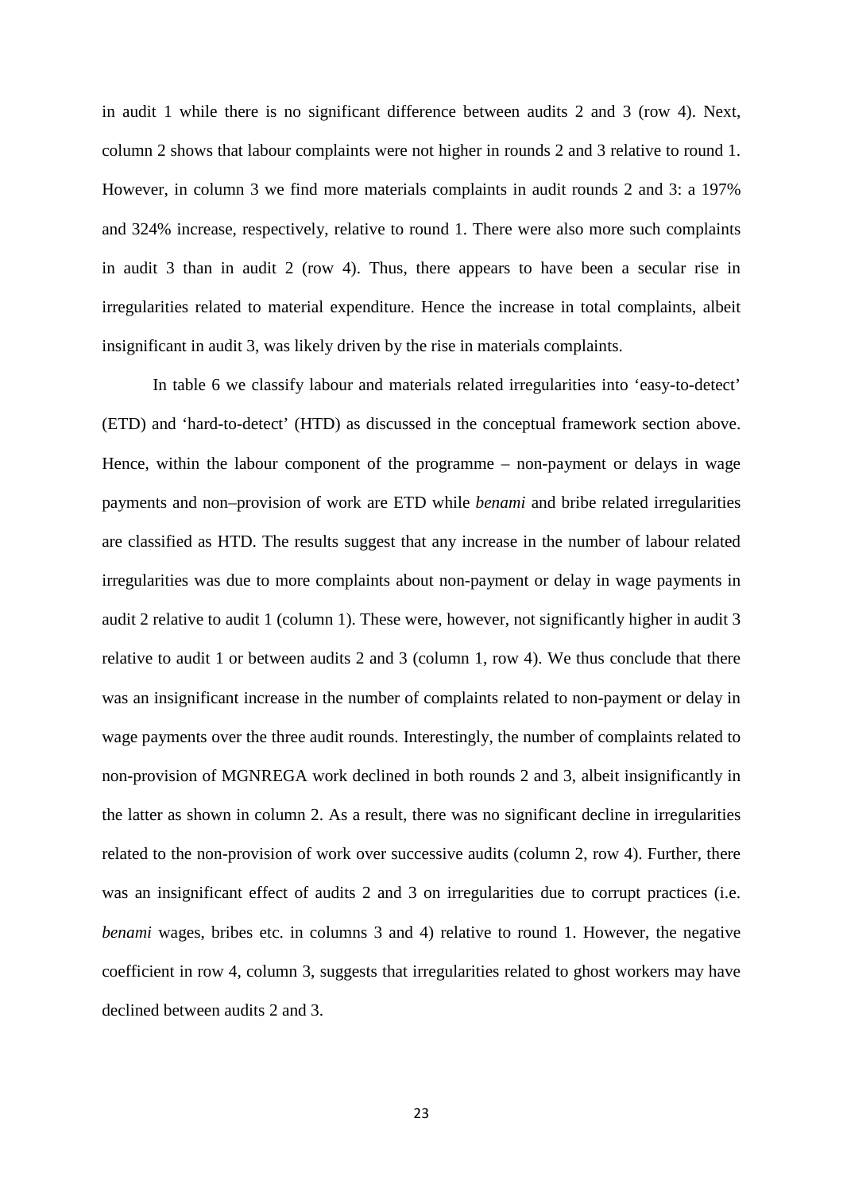in audit 1 while there is no significant difference between audits 2 and 3 (row 4). Next, column 2 shows that labour complaints were not higher in rounds 2 and 3 relative to round 1. However, in column 3 we find more materials complaints in audit rounds 2 and 3: a 197% and 324% increase, respectively, relative to round 1. There were also more such complaints in audit 3 than in audit 2 (row 4). Thus, there appears to have been a secular rise in irregularities related to material expenditure. Hence the increase in total complaints, albeit insignificant in audit 3, was likely driven by the rise in materials complaints.

In table 6 we classify labour and materials related irregularities into 'easy-to-detect' (ETD) and 'hard-to-detect' (HTD) as discussed in the conceptual framework section above. Hence, within the labour component of the programme – non-payment or delays in wage payments and non–provision of work are ETD while *benami* and bribe related irregularities are classified as HTD. The results suggest that any increase in the number of labour related irregularities was due to more complaints about non-payment or delay in wage payments in audit 2 relative to audit 1 (column 1). These were, however, not significantly higher in audit 3 relative to audit 1 or between audits 2 and 3 (column 1, row 4). We thus conclude that there was an insignificant increase in the number of complaints related to non-payment or delay in wage payments over the three audit rounds. Interestingly, the number of complaints related to non-provision of MGNREGA work declined in both rounds 2 and 3, albeit insignificantly in the latter as shown in column 2. As a result, there was no significant decline in irregularities related to the non-provision of work over successive audits (column 2, row 4). Further, there was an insignificant effect of audits 2 and 3 on irregularities due to corrupt practices (i.e. *benami* wages, bribes etc. in columns 3 and 4) relative to round 1. However, the negative coefficient in row 4, column 3, suggests that irregularities related to ghost workers may have declined between audits 2 and 3.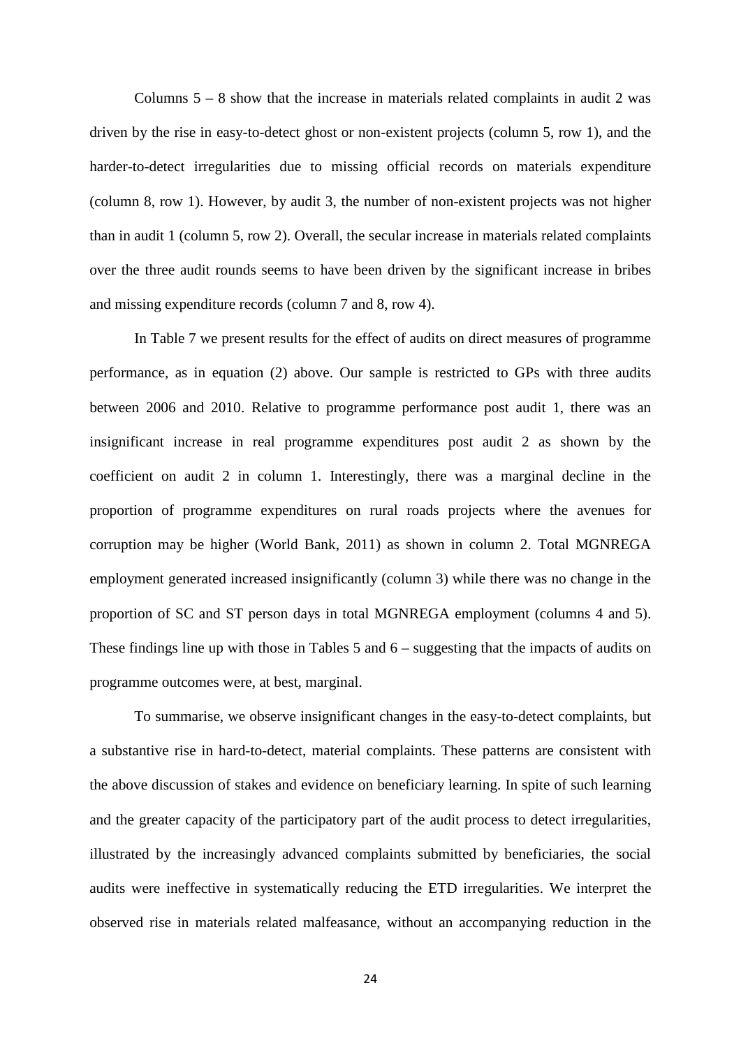Columns 5 – 8 show that the increase in materials related complaints in audit 2 was driven by the rise in easy-to-detect ghost or non-existent projects (column 5, row 1), and the harder-to-detect irregularities due to missing official records on materials expenditure (column 8, row 1). However, by audit 3, the number of non-existent projects was not higher than in audit 1 (column 5, row 2). Overall, the secular increase in materials related complaints over the three audit rounds seems to have been driven by the significant increase in bribes and missing expenditure records (column 7 and 8, row 4).

In Table 7 we present results for the effect of audits on direct measures of programme performance, as in equation (2) above. Our sample is restricted to GPs with three audits between 2006 and 2010. Relative to programme performance post audit 1, there was an insignificant increase in real programme expenditures post audit 2 as shown by the coefficient on audit 2 in column 1. Interestingly, there was a marginal decline in the proportion of programme expenditures on rural roads projects where the avenues for corruption may be higher (World Bank, 2011) as shown in column 2. Total MGNREGA employment generated increased insignificantly (column 3) while there was no change in the proportion of SC and ST person days in total MGNREGA employment (columns 4 and 5). These findings line up with those in Tables 5 and 6 – suggesting that the impacts of audits on programme outcomes were, at best, marginal.

To summarise, we observe insignificant changes in the easy-to-detect complaints, but a substantive rise in hard-to-detect, material complaints. These patterns are consistent with the above discussion of stakes and evidence on beneficiary learning. In spite of such learning and the greater capacity of the participatory part of the audit process to detect irregularities, illustrated by the increasingly advanced complaints submitted by beneficiaries, the social audits were ineffective in systematically reducing the ETD irregularities. We interpret the observed rise in materials related malfeasance, without an accompanying reduction in the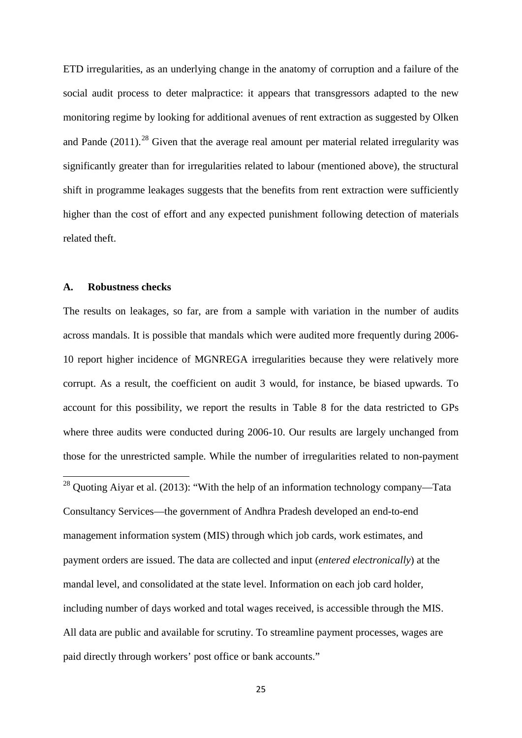ETD irregularities, as an underlying change in the anatomy of corruption and a failure of the social audit process to deter malpractice: it appears that transgressors adapted to the new monitoring regime by looking for additional avenues of rent extraction as suggested by Olken and Pande (2011).[28] Given that the average real amount per material related irregularity was significantly greater than for irregularities related to labour (mentioned above), the structural shift in programme leakages suggests that the benefits from rent extraction were sufficiently higher than the cost of effort and any expected punishment following detection of materials related theft.

### A. Robustness checks

The results on leakages, so far, are from a sample with variation in the number of audits across mandals. It is possible that mandals which were audited more frequently during 2006-10 report higher incidence of MGNREGA irregularities because they were relatively more corrupt. As a result, the coefficient on audit 3 would, for instance, be biased upwards. To account for this possibility, we report the results in Table 8 for the data restricted to GPs where three audits were conducted during 2006-10. Our results are largely unchanged from those for the unrestricted sample. While the number of irregularities related to non-payment

[28] Quoting Aiyar et al. (2013): "With the help of an information technology company—Tata Consultancy Services—the government of Andhra Pradesh developed an end-to-end management information system (MIS) through which job cards, work estimates, and payment orders are issued. The data are collected and input (*entered electronically*) at the mandal level, and consolidated at the state level. Information on each job card holder, including number of days worked and total wages received, is accessible through the MIS. All data are public and available for scrutiny. To streamline payment processes, wages are paid directly through workers' post office or bank accounts."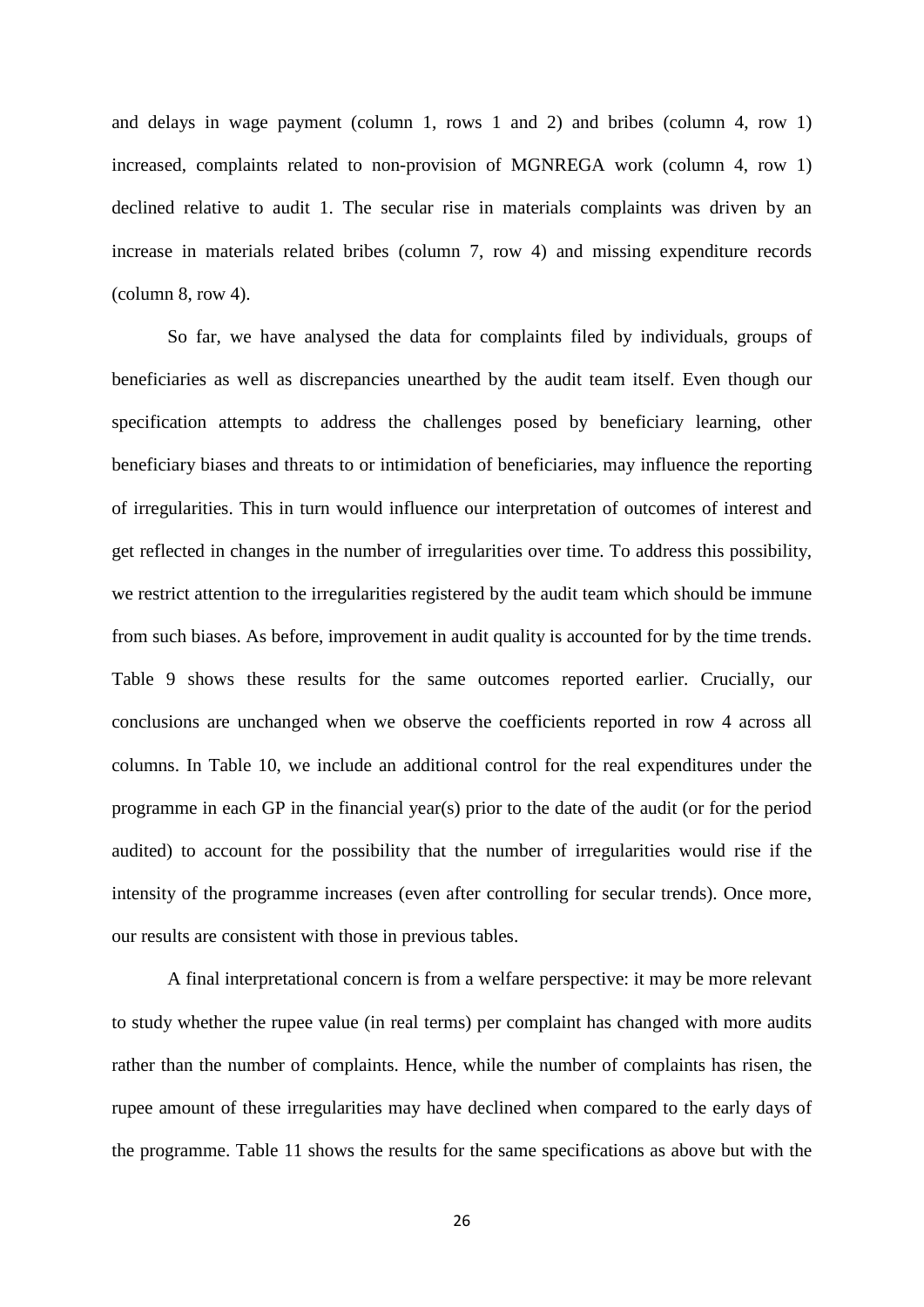and delays in wage payment (column 1, rows 1 and 2) and bribes (column 4, row 1) increased, complaints related to non-provision of MGNREGA work (column 4, row 1) declined relative to audit 1. The secular rise in materials complaints was driven by an increase in materials related bribes (column 7, row 4) and missing expenditure records (column 8, row 4).

So far, we have analysed the data for complaints filed by individuals, groups of beneficiaries as well as discrepancies unearthed by the audit team itself. Even though our specification attempts to address the challenges posed by beneficiary learning, other beneficiary biases and threats to or intimidation of beneficiaries, may influence the reporting of irregularities. This in turn would influence our interpretation of outcomes of interest and get reflected in changes in the number of irregularities over time. To address this possibility, we restrict attention to the irregularities registered by the audit team which should be immune from such biases. As before, improvement in audit quality is accounted for by the time trends. Table 9 shows these results for the same outcomes reported earlier. Crucially, our conclusions are unchanged when we observe the coefficients reported in row 4 across all columns. In Table 10, we include an additional control for the real expenditures under the programme in each GP in the financial year(s) prior to the date of the audit (or for the period audited) to account for the possibility that the number of irregularities would rise if the intensity of the programme increases (even after controlling for secular trends). Once more, our results are consistent with those in previous tables.

A final interpretational concern is from a welfare perspective: it may be more relevant to study whether the rupee value (in real terms) per complaint has changed with more audits rather than the number of complaints. Hence, while the number of complaints has risen, the rupee amount of these irregularities may have declined when compared to the early days of the programme. Table 11 shows the results for the same specifications as above but with the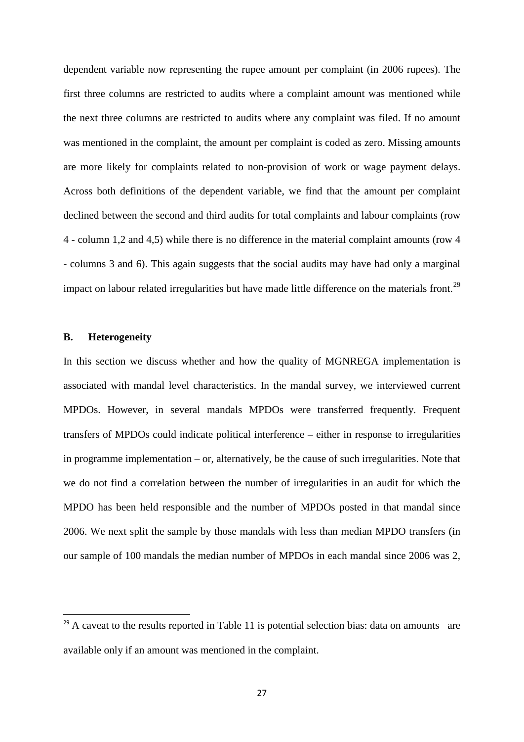dependent variable now representing the rupee amount per complaint (in 2006 rupees). The first three columns are restricted to audits where a complaint amount was mentioned while the next three columns are restricted to audits where any complaint was filed. If no amount was mentioned in the complaint, the amount per complaint is coded as zero. Missing amounts are more likely for complaints related to non-provision of work or wage payment delays. Across both definitions of the dependent variable, we find that the amount per complaint declined between the second and third audits for total complaints and labour complaints (row 4 - column 1,2 and 4,5) while there is no difference in the material complaint amounts (row 4 - columns 3 and 6). This again suggests that the social audits may have had only a marginal impact on labour related irregularities but have made little difference on the materials front.[29]

### B. Heterogeneity

In this section we discuss whether and how the quality of MGNREGA implementation is associated with mandal level characteristics. In the mandal survey, we interviewed current MPDOs. However, in several mandals MPDOs were transferred frequently. Frequent transfers of MPDOs could indicate political interference – either in response to irregularities in programme implementation – or, alternatively, be the cause of such irregularities. Note that we do not find a correlation between the number of irregularities in an audit for which the MPDO has been held responsible and the number of MPDOs posted in that mandal since 2006. We next split the sample by those mandals with less than median MPDO transfers (in our sample of 100 mandals the median number of MPDOs in each mandal since 2006 was 2,

---

[29] A caveat to the results reported in Table 11 is potential selection bias: data on amounts are available only if an amount was mentioned in the complaint.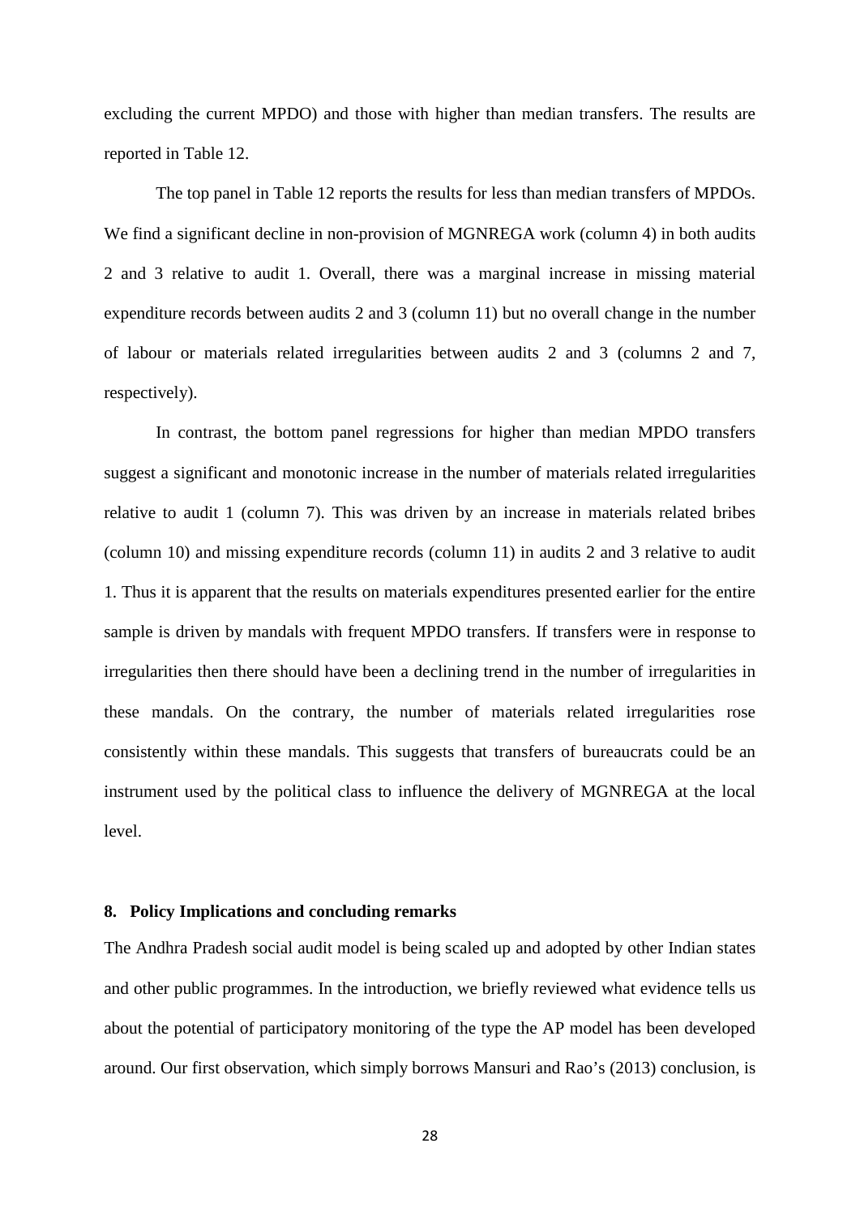excluding the current MPDO) and those with higher than median transfers. The results are reported in Table 12.

The top panel in Table 12 reports the results for less than median transfers of MPDOs. We find a significant decline in non-provision of MGNREGA work (column 4) in both audits 2 and 3 relative to audit 1. Overall, there was a marginal increase in missing material expenditure records between audits 2 and 3 (column 11) but no overall change in the number of labour or materials related irregularities between audits 2 and 3 (columns 2 and 7, respectively).

In contrast, the bottom panel regressions for higher than median MPDO transfers suggest a significant and monotonic increase in the number of materials related irregularities relative to audit 1 (column 7). This was driven by an increase in materials related bribes (column 10) and missing expenditure records (column 11) in audits 2 and 3 relative to audit 1. Thus it is apparent that the results on materials expenditures presented earlier for the entire sample is driven by mandals with frequent MPDO transfers. If transfers were in response to irregularities then there should have been a declining trend in the number of irregularities in these mandals. On the contrary, the number of materials related irregularities rose consistently within these mandals. This suggests that transfers of bureaucrats could be an instrument used by the political class to influence the delivery of MGNREGA at the local level.

## 8. Policy Implications and concluding remarks

The Andhra Pradesh social audit model is being scaled up and adopted by other Indian states and other public programmes. In the introduction, we briefly reviewed what evidence tells us about the potential of participatory monitoring of the type the AP model has been developed around. Our first observation, which simply borrows Mansuri and Rao's (2013) conclusion, is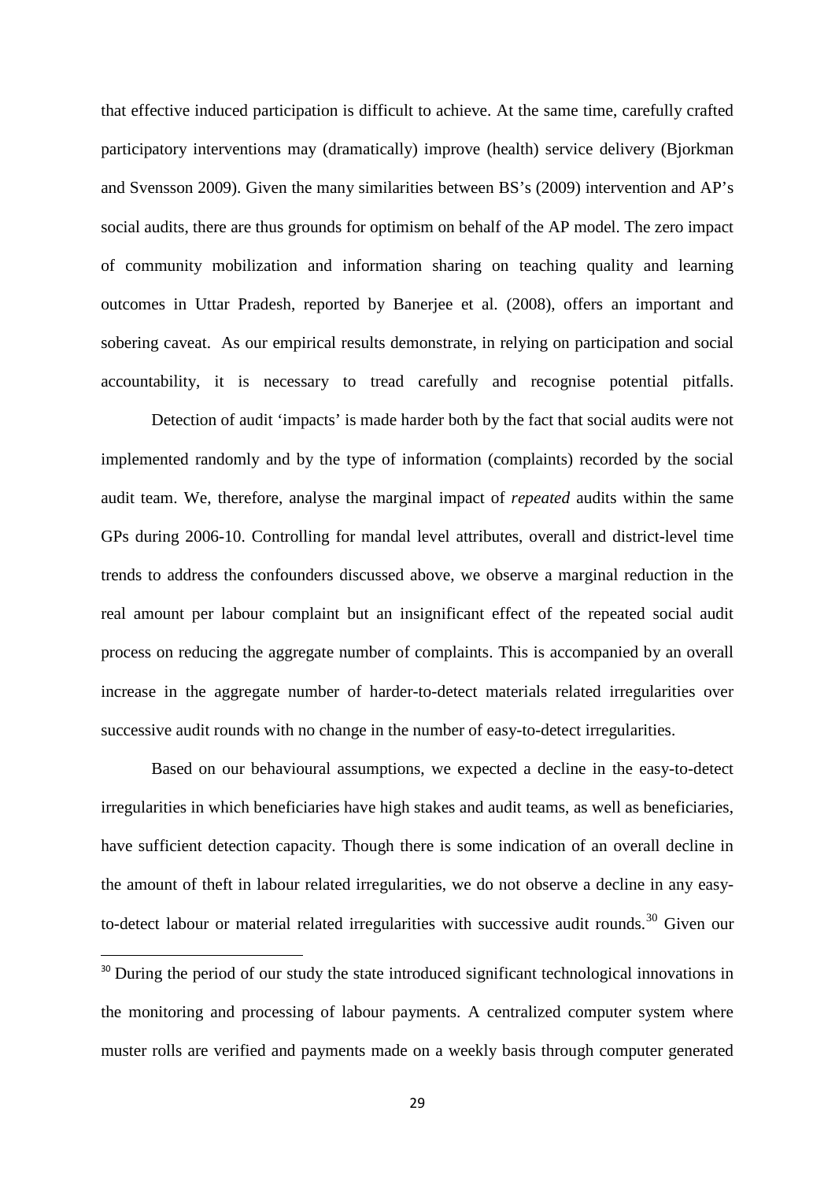that effective induced participation is difficult to achieve. At the same time, carefully crafted participatory interventions may (dramatically) improve (health) service delivery (Bjorkman and Svensson 2009). Given the many similarities between BS's (2009) intervention and AP's social audits, there are thus grounds for optimism on behalf of the AP model. The zero impact of community mobilization and information sharing on teaching quality and learning outcomes in Uttar Pradesh, reported by Banerjee et al. (2008), offers an important and sobering caveat. As our empirical results demonstrate, in relying on participation and social accountability, it is necessary to tread carefully and recognise potential pitfalls.

Detection of audit 'impacts' is made harder both by the fact that social audits were not implemented randomly and by the type of information (complaints) recorded by the social audit team. We, therefore, analyse the marginal impact of *repeated* audits within the same GPs during 2006-10. Controlling for mandal level attributes, overall and district-level time trends to address the confounders discussed above, we observe a marginal reduction in the real amount per labour complaint but an insignificant effect of the repeated social audit process on reducing the aggregate number of complaints. This is accompanied by an overall increase in the aggregate number of harder-to-detect materials related irregularities over successive audit rounds with no change in the number of easy-to-detect irregularities.

Based on our behavioural assumptions, we expected a decline in the easy-to-detect irregularities in which beneficiaries have high stakes and audit teams, as well as beneficiaries, have sufficient detection capacity. Though there is some indication of an overall decline in the amount of theft in labour related irregularities, we do not observe a decline in any easy-to-detect labour or material related irregularities with successive audit rounds.[30] Given our

[30] During the period of our study the state introduced significant technological innovations in the monitoring and processing of labour payments. A centralized computer system where muster rolls are verified and payments made on a weekly basis through computer generated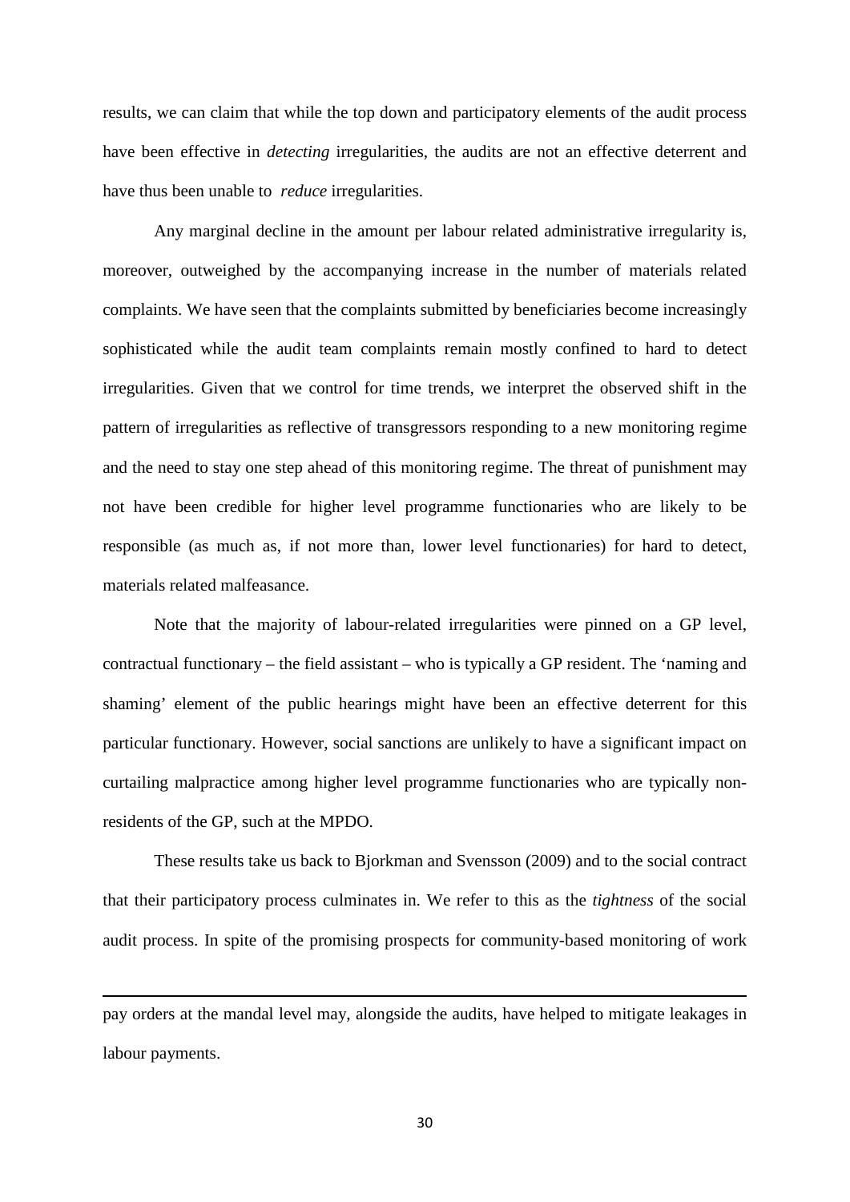results, we can claim that while the top down and participatory elements of the audit process have been effective in *detecting* irregularities, the audits are not an effective deterrent and have thus been unable to *reduce* irregularities.

Any marginal decline in the amount per labour related administrative irregularity is, moreover, outweighed by the accompanying increase in the number of materials related complaints. We have seen that the complaints submitted by beneficiaries become increasingly sophisticated while the audit team complaints remain mostly confined to hard to detect irregularities. Given that we control for time trends, we interpret the observed shift in the pattern of irregularities as reflective of transgressors responding to a new monitoring regime and the need to stay one step ahead of this monitoring regime. The threat of punishment may not have been credible for higher level programme functionaries who are likely to be responsible (as much as, if not more than, lower level functionaries) for hard to detect, materials related malfeasance.

Note that the majority of labour-related irregularities were pinned on a GP level, contractual functionary – the field assistant – who is typically a GP resident. The 'naming and shaming' element of the public hearings might have been an effective deterrent for this particular functionary. However, social sanctions are unlikely to have a significant impact on curtailing malpractice among higher level programme functionaries who are typically non-residents of the GP, such at the MPDO.

These results take us back to Bjorkman and Svensson (2009) and to the social contract that their participatory process culminates in. We refer to this as the *tightness* of the social audit process. In spite of the promising prospects for community-based monitoring of work

---

pay orders at the mandal level may, alongside the audits, have helped to mitigate leakages in labour payments.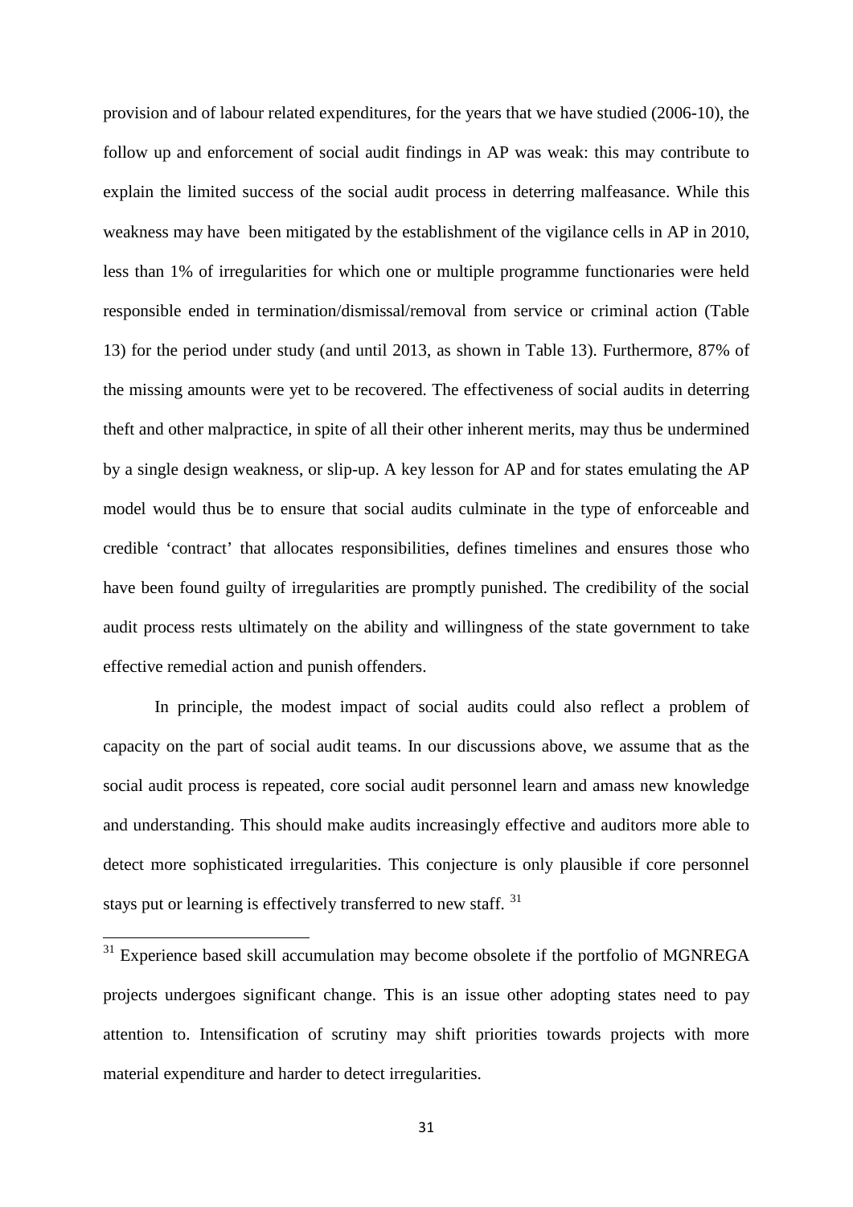provision and of labour related expenditures, for the years that we have studied (2006-10), the follow up and enforcement of social audit findings in AP was weak: this may contribute to explain the limited success of the social audit process in deterring malfeasance. While this weakness may have been mitigated by the establishment of the vigilance cells in AP in 2010, less than 1% of irregularities for which one or multiple programme functionaries were held responsible ended in termination/dismissal/removal from service or criminal action (Table 13) for the period under study (and until 2013, as shown in Table 13). Furthermore, 87% of the missing amounts were yet to be recovered. The effectiveness of social audits in deterring theft and other malpractice, in spite of all their other inherent merits, may thus be undermined by a single design weakness, or slip-up. A key lesson for AP and for states emulating the AP model would thus be to ensure that social audits culminate in the type of enforceable and credible 'contract' that allocates responsibilities, defines timelines and ensures those who have been found guilty of irregularities are promptly punished. The credibility of the social audit process rests ultimately on the ability and willingness of the state government to take effective remedial action and punish offenders.

In principle, the modest impact of social audits could also reflect a problem of capacity on the part of social audit teams. In our discussions above, we assume that as the social audit process is repeated, core social audit personnel learn and amass new knowledge and understanding. This should make audits increasingly effective and auditors more able to detect more sophisticated irregularities. This conjecture is only plausible if core personnel stays put or learning is effectively transferred to new staff. [31]

---

[31] Experience based skill accumulation may become obsolete if the portfolio of MGNREGA projects undergoes significant change. This is an issue other adopting states need to pay attention to. Intensification of scrutiny may shift priorities towards projects with more material expenditure and harder to detect irregularities.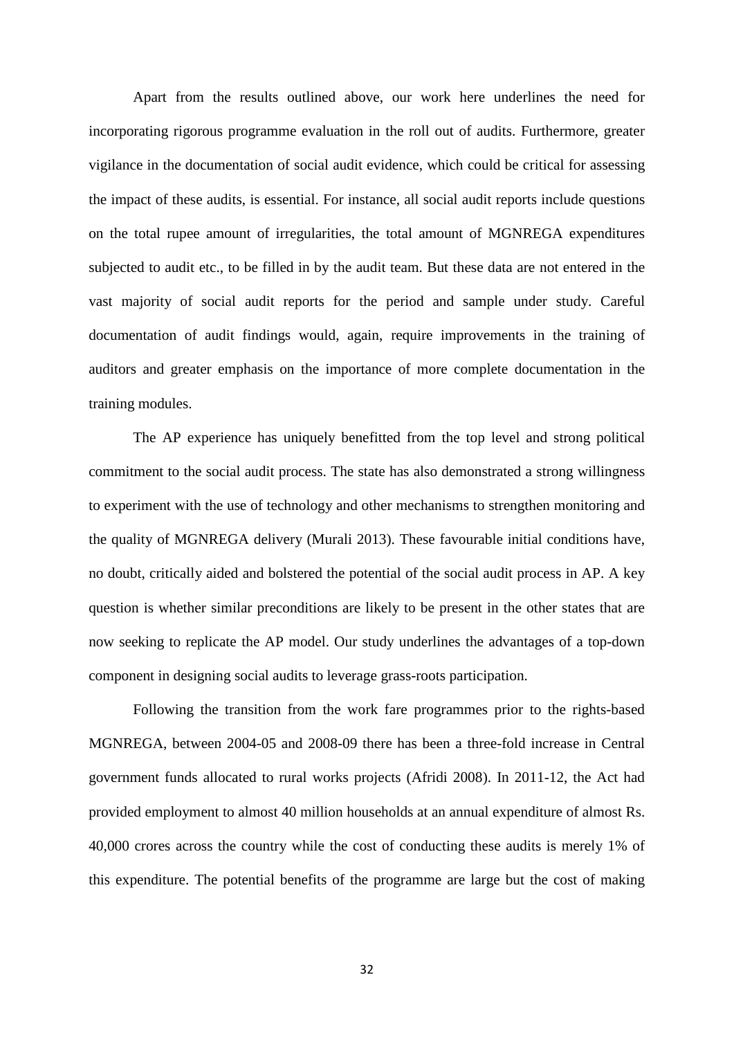Apart from the results outlined above, our work here underlines the need for incorporating rigorous programme evaluation in the roll out of audits. Furthermore, greater vigilance in the documentation of social audit evidence, which could be critical for assessing the impact of these audits, is essential. For instance, all social audit reports include questions on the total rupee amount of irregularities, the total amount of MGNREGA expenditures subjected to audit etc., to be filled in by the audit team. But these data are not entered in the vast majority of social audit reports for the period and sample under study. Careful documentation of audit findings would, again, require improvements in the training of auditors and greater emphasis on the importance of more complete documentation in the training modules.

The AP experience has uniquely benefitted from the top level and strong political commitment to the social audit process. The state has also demonstrated a strong willingness to experiment with the use of technology and other mechanisms to strengthen monitoring and the quality of MGNREGA delivery (Murali 2013). These favourable initial conditions have, no doubt, critically aided and bolstered the potential of the social audit process in AP. A key question is whether similar preconditions are likely to be present in the other states that are now seeking to replicate the AP model. Our study underlines the advantages of a top-down component in designing social audits to leverage grass-roots participation.

Following the transition from the work fare programmes prior to the rights-based MGNREGA, between 2004-05 and 2008-09 there has been a three-fold increase in Central government funds allocated to rural works projects (Afridi 2008). In 2011-12, the Act had provided employment to almost 40 million households at an annual expenditure of almost Rs. 40,000 crores across the country while the cost of conducting these audits is merely 1% of this expenditure. The potential benefits of the programme are large but the cost of making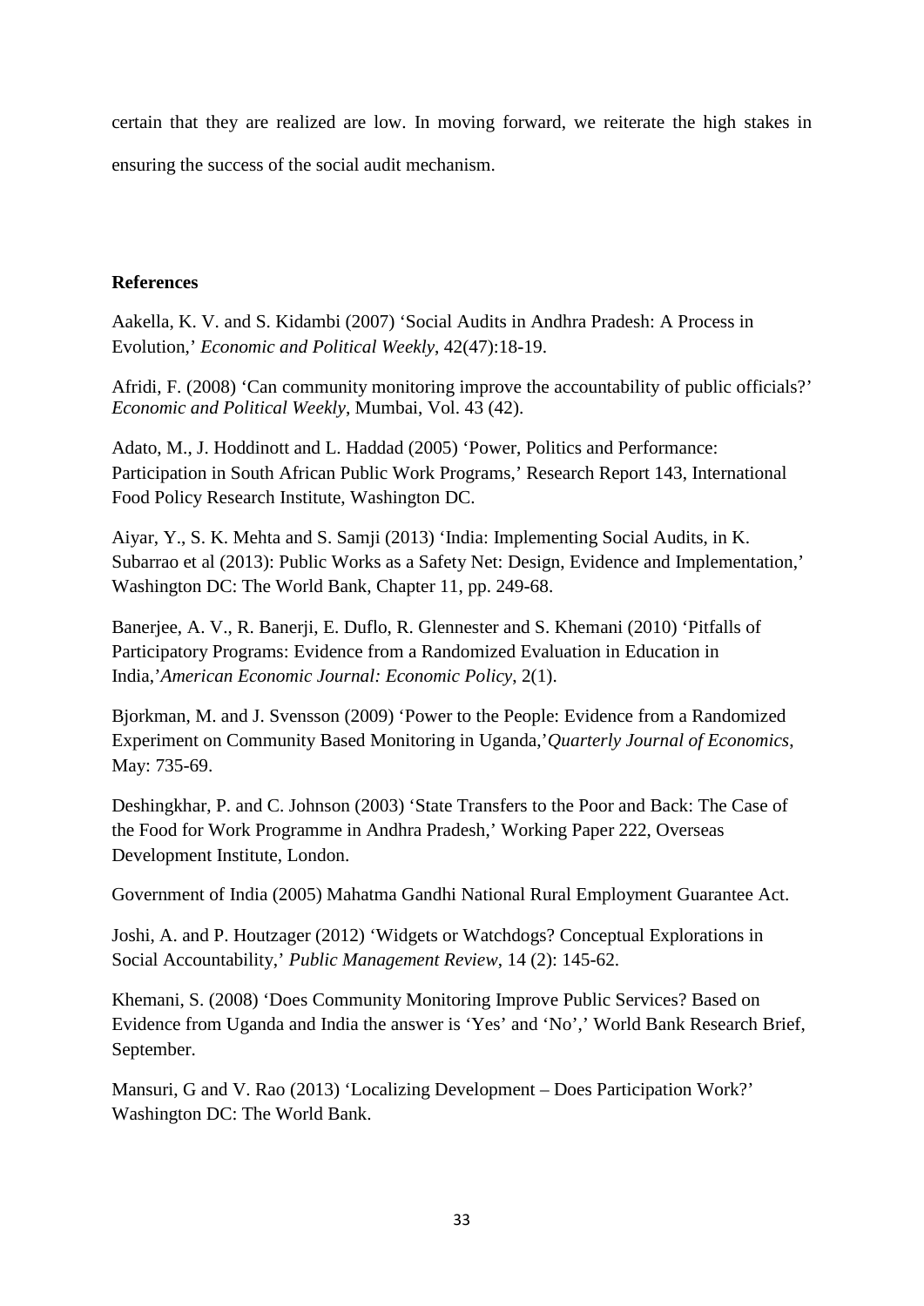certain that they are realized are low. In moving forward, we reiterate the high stakes in ensuring the success of the social audit mechanism.

**References**

Aakella, K. V. and S. Kidambi (2007) 'Social Audits in Andhra Pradesh: A Process in Evolution,' *Economic and Political Weekly*, 42(47):18-19.

Afridi, F. (2008) 'Can community monitoring improve the accountability of public officials?' *Economic and Political Weekly*, Mumbai, Vol. 43 (42).

Adato, M., J. Hoddinott and L. Haddad (2005) 'Power, Politics and Performance: Participation in South African Public Work Programs,' Research Report 143, International Food Policy Research Institute, Washington DC.

Aiyar, Y., S. K. Mehta and S. Samji (2013) 'India: Implementing Social Audits, in K. Subarrao et al (2013): Public Works as a Safety Net: Design, Evidence and Implementation,' Washington DC: The World Bank, Chapter 11, pp. 249-68.

Banerjee, A. V., R. Banerji, E. Duflo, R. Glennester and S. Khemani (2010) 'Pitfalls of Participatory Programs: Evidence from a Randomized Evaluation in Education in India,'*American Economic Journal: Economic Policy*, 2(1).

Bjorkman, M. and J. Svensson (2009) 'Power to the People: Evidence from a Randomized Experiment on Community Based Monitoring in Uganda,'*Quarterly Journal of Economics*, May: 735-69.

Deshingkhar, P. and C. Johnson (2003) 'State Transfers to the Poor and Back: The Case of the Food for Work Programme in Andhra Pradesh,' Working Paper 222, Overseas Development Institute, London.

Government of India (2005) Mahatma Gandhi National Rural Employment Guarantee Act.

Joshi, A. and P. Houtzager (2012) 'Widgets or Watchdogs? Conceptual Explorations in Social Accountability,' *Public Management Review*, 14 (2): 145-62.

Khemani, S. (2008) 'Does Community Monitoring Improve Public Services? Based on Evidence from Uganda and India the answer is 'Yes' and 'No',' World Bank Research Brief, September.

Mansuri, G and V. Rao (2013) 'Localizing Development – Does Participation Work?' Washington DC: The World Bank.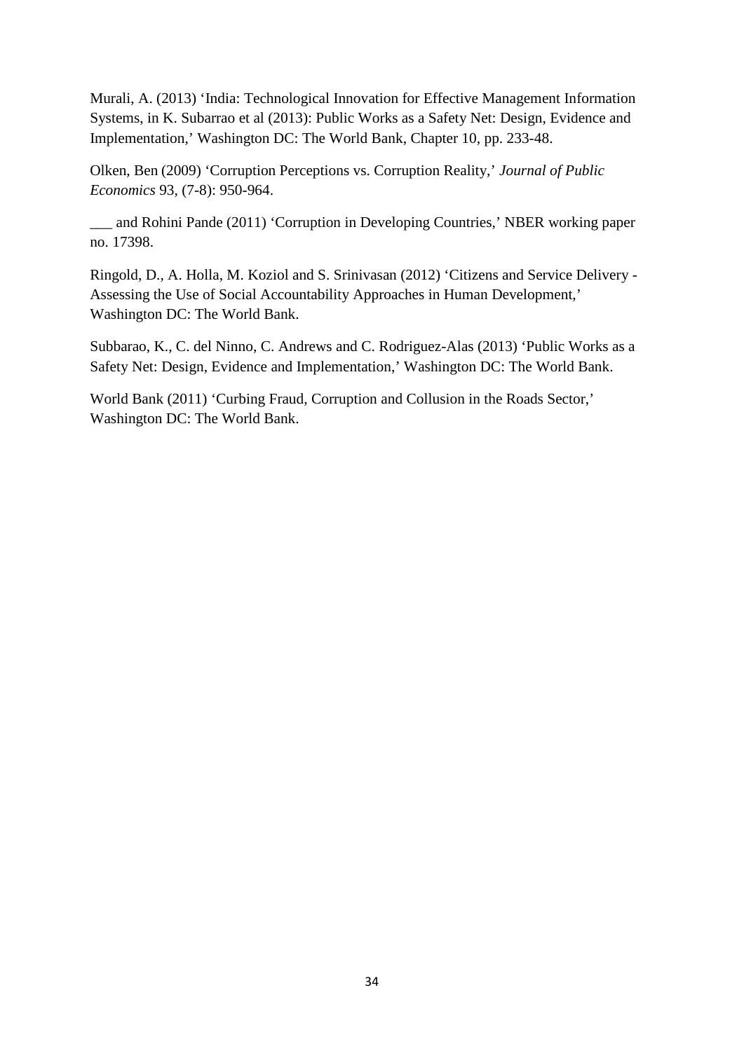Murali, A. (2013) 'India: Technological Innovation for Effective Management Information Systems, in K. Subarrao et al (2013): Public Works as a Safety Net: Design, Evidence and Implementation,' Washington DC: The World Bank, Chapter 10, pp. 233-48.

Olken, Ben (2009) 'Corruption Perceptions vs. Corruption Reality,' *Journal of Public Economics* 93, (7-8): 950-964.

___ and Rohini Pande (2011) 'Corruption in Developing Countries,' NBER working paper no. 17398.

Ringold, D., A. Holla, M. Koziol and S. Srinivasan (2012) 'Citizens and Service Delivery - Assessing the Use of Social Accountability Approaches in Human Development,' Washington DC: The World Bank.

Subbarao, K., C. del Ninno, C. Andrews and C. Rodriguez-Alas (2013) 'Public Works as a Safety Net: Design, Evidence and Implementation,' Washington DC: The World Bank.

World Bank (2011) 'Curbing Fraud, Corruption and Collusion in the Roads Sector,' Washington DC: The World Bank.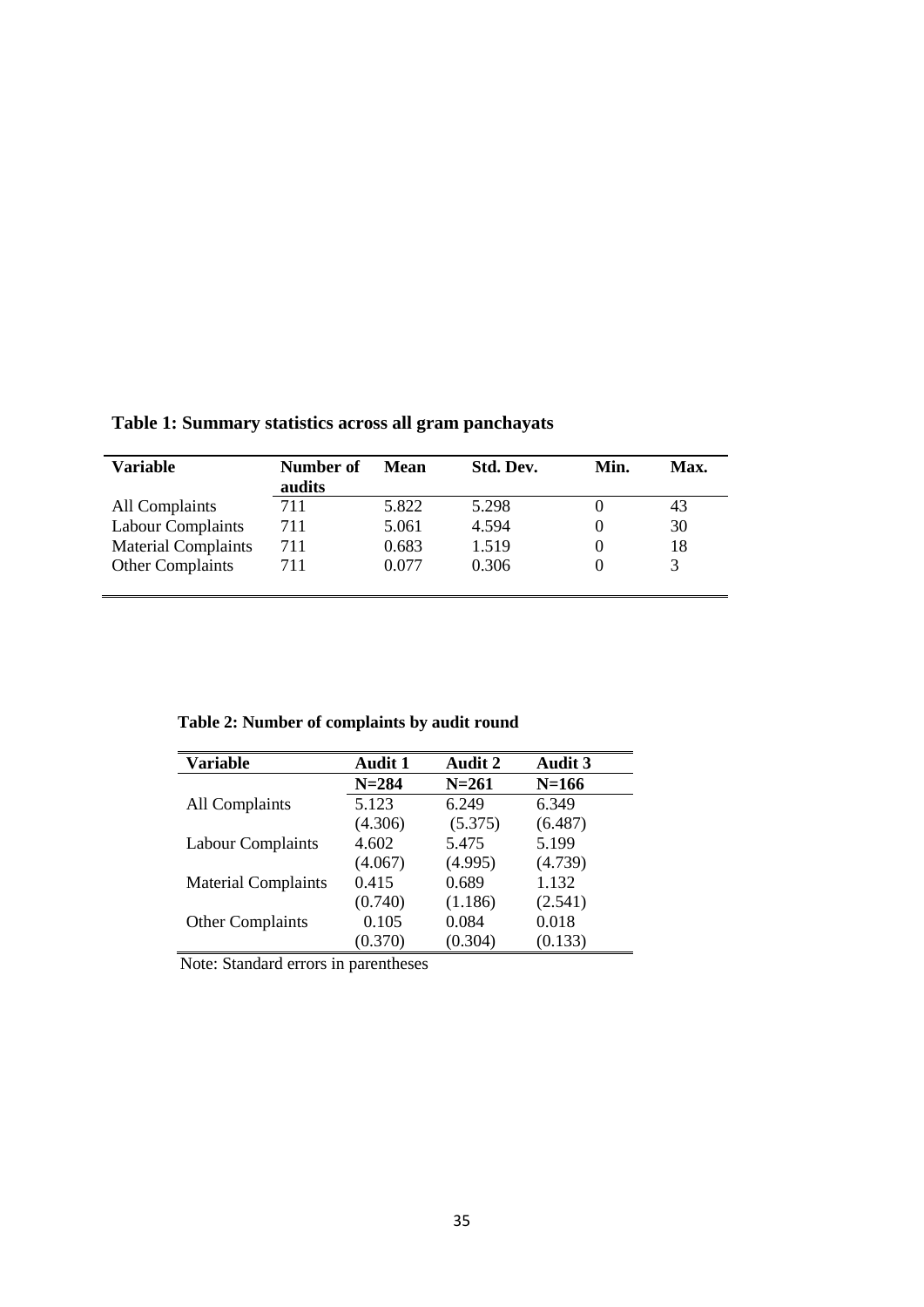**Table 1: Summary statistics across all gram panchayats**

| Variable | Number of audits | Mean | Std. Dev. | Min. | Max. |
|---|---|---|---|---|---|
| All Complaints | 711 | 5.822 | 5.298 | 0 | 43 |
| Labour Complaints | 711 | 5.061 | 4.594 | 0 | 30 |
| Material Complaints | 711 | 0.683 | 1.519 | 0 | 18 |
| Other Complaints | 711 | 0.077 | 0.306 | 0 | 3 |

**Table 2: Number of complaints by audit round**

| Variable | Audit 1 | Audit 2 | Audit 3 |
|---|---|---|---|
| | **N=284** | **N=261** | **N=166** |
| All Complaints | 5.123 | 6.249 | 6.349 |
| | (4.306) | (5.375) | (6.487) |
| Labour Complaints | 4.602 | 5.475 | 5.199 |
| | (4.067) | (4.995) | (4.739) |
| Material Complaints | 0.415 | 0.689 | 1.132 |
| | (0.740) | (1.186) | (2.541) |
| Other Complaints | 0.105 | 0.084 | 0.018 |
| | (0.370) | (0.304) | (0.133) |

Note: Standard errors in parentheses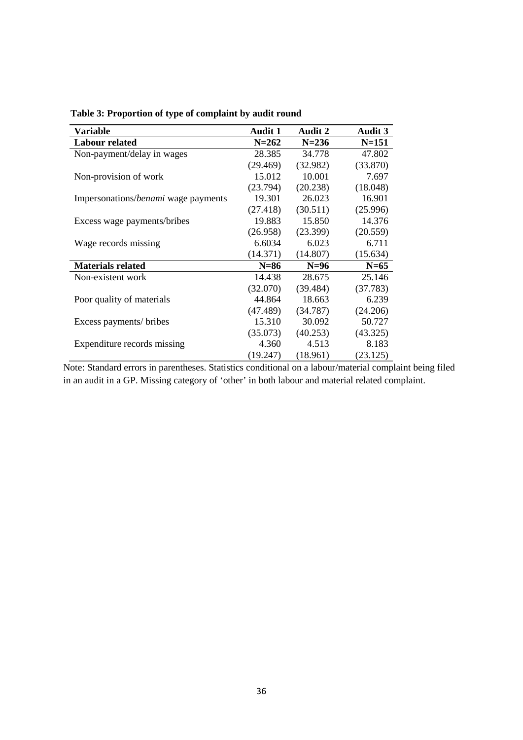**Table 3: Proportion of type of complaint by audit round**

| Variable | Audit 1 | Audit 2 | Audit 3 |
|---|---|---|---|
| **Labour related** | **N=262** | **N=236** | **N=151** |
| Non-payment/delay in wages | 28.385 | 34.778 | 47.802 |
| | (29.469) | (32.982) | (33.870) |
| Non-provision of work | 15.012 | 10.001 | 7.697 |
| | (23.794) | (20.238) | (18.048) |
| Impersonations/*benami* wage payments | 19.301 | 26.023 | 16.901 |
| | (27.418) | (30.511) | (25.996) |
| Excess wage payments/bribes | 19.883 | 15.850 | 14.376 |
| | (26.958) | (23.399) | (20.559) |
| Wage records missing | 6.6034 | 6.023 | 6.711 |
| | (14.371) | (14.807) | (15.634) |
| **Materials related** | **N=86** | **N=96** | **N=65** |
| Non-existent work | 14.438 | 28.675 | 25.146 |
| | (32.070) | (39.484) | (37.783) |
| Poor quality of materials | 44.864 | 18.663 | 6.239 |
| | (47.489) | (34.787) | (24.206) |
| Excess payments/ bribes | 15.310 | 30.092 | 50.727 |
| | (35.073) | (40.253) | (43.325) |
| Expenditure records missing | 4.360 | 4.513 | 8.183 |
| | (19.247) | (18.961) | (23.125) |

Note: Standard errors in parentheses. Statistics conditional on a labour/material complaint being filed in an audit in a GP. Missing category of 'other' in both labour and material related complaint.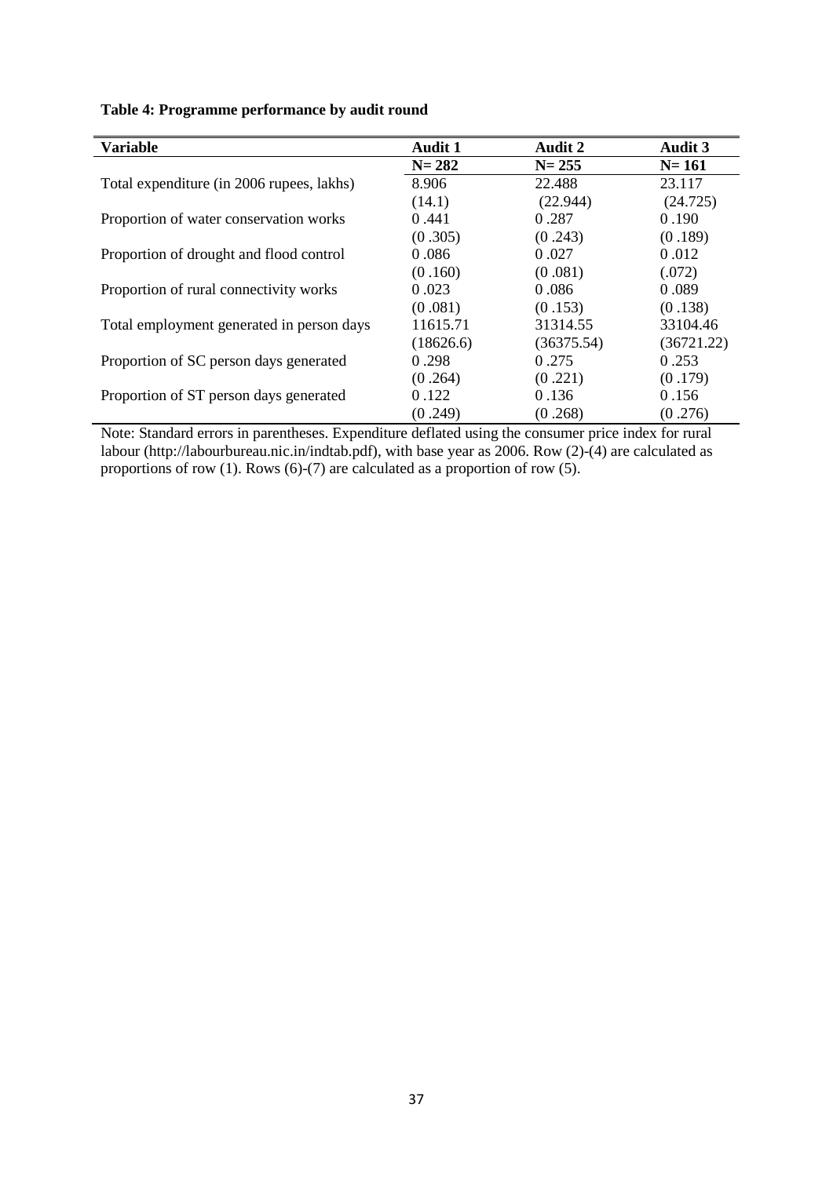**Table 4: Programme performance by audit round**

| Variable | Audit 1 | Audit 2 | Audit 3 |
|---|---|---|---|
| | **N= 282** | **N= 255** | **N= 161** |
| Total expenditure (in 2006 rupees, lakhs) | 8.906 | 22.488 | 23.117 |
| | (14.1) | (22.944) | (24.725) |
| Proportion of water conservation works | 0 .441 | 0 .287 | 0 .190 |
| | (0 .305) | (0 .243) | (0 .189) |
| Proportion of drought and flood control | 0 .086 | 0 .027 | 0 .012 |
| | (0 .160) | (0 .081) | (.072) |
| Proportion of rural connectivity works | 0 .023 | 0 .086 | 0 .089 |
| | (0 .081) | (0 .153) | (0 .138) |
| Total employment generated in person days | 11615.71 | 31314.55 | 33104.46 |
| | (18626.6) | (36375.54) | (36721.22) |
| Proportion of SC person days generated | 0 .298 | 0 .275 | 0 .253 |
| | (0 .264) | (0 .221) | (0 .179) |
| Proportion of ST person days generated | 0 .122 | 0 .136 | 0 .156 |
| | (0 .249) | (0 .268) | (0 .276) |

Note: Standard errors in parentheses. Expenditure deflated using the consumer price index for rural labour (http://labourbureau.nic.in/indtab.pdf), with base year as 2006. Row (2)-(4) are calculated as proportions of row (1). Rows (6)-(7) are calculated as a proportion of row (5).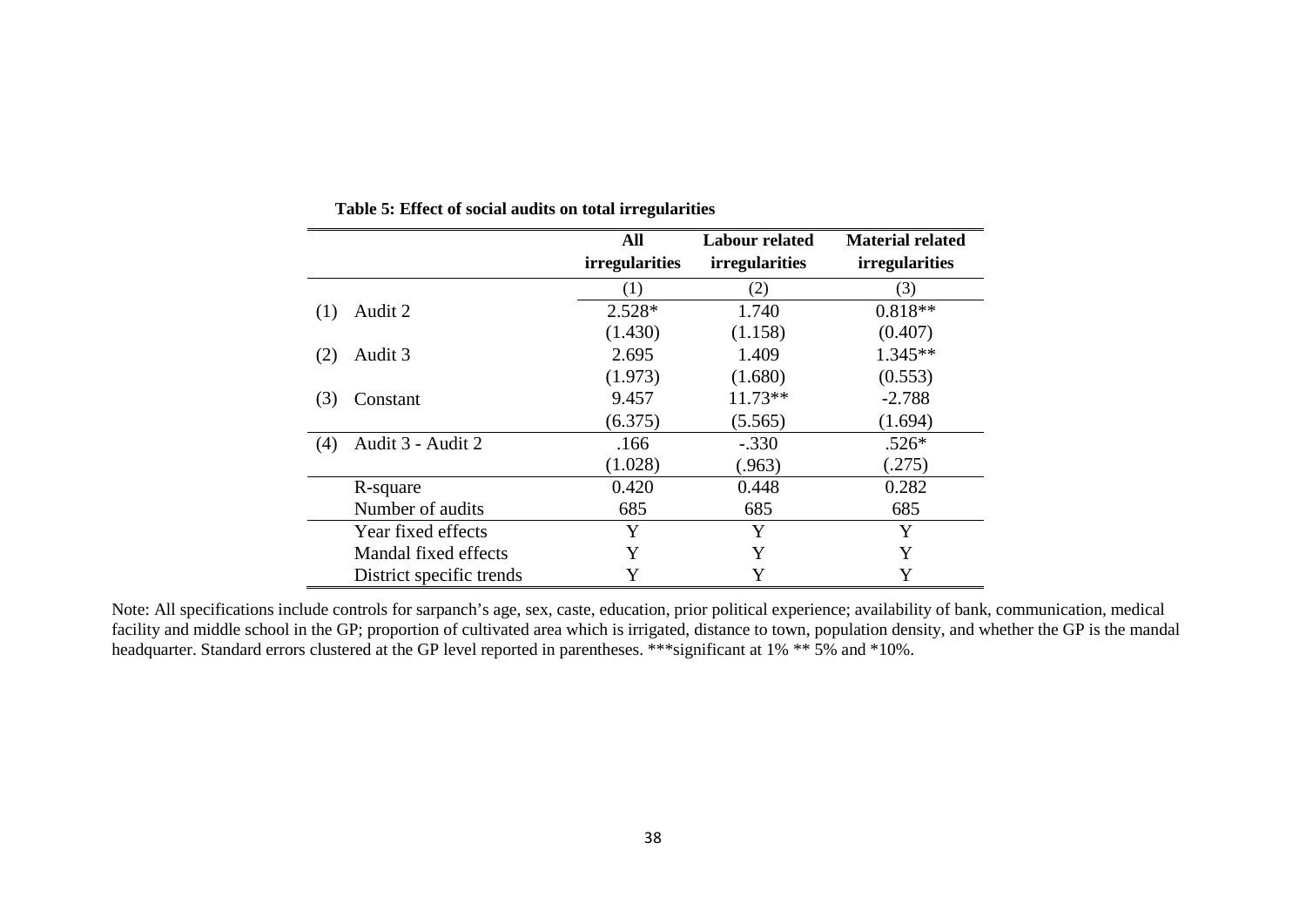**Table 5: Effect of social audits on total irregularities**

| | | All irregularities | Labour related irregularities | Material related irregularities |
|---|---|---|---|---|
| | | (1) | (2) | (3) |
| (1) | Audit 2 | 2.528* | 1.740 | 0.818** |
| | | (1.430) | (1.158) | (0.407) |
| (2) | Audit 3 | 2.695 | 1.409 | 1.345** |
| | | (1.973) | (1.680) | (0.553) |
| (3) | Constant | 9.457 | 11.73** | -2.788 |
| | | (6.375) | (5.565) | (1.694) |
| (4) | Audit 3 - Audit 2 | .166 | -.330 | .526* |
| | | (1.028) | (.963) | (.275) |
| | R-square | 0.420 | 0.448 | 0.282 |
| | Number of audits | 685 | 685 | 685 |
| | Year fixed effects | Y | Y | Y |
| | Mandal fixed effects | Y | Y | Y |
| | District specific trends | Y | Y | Y |

Note: All specifications include controls for sarpanch's age, sex, caste, education, prior political experience; availability of bank, communication, medical facility and middle school in the GP; proportion of cultivated area which is irrigated, distance to town, population density, and whether the GP is the mandal headquarter. Standard errors clustered at the GP level reported in parentheses. ***significant at 1% ** 5% and *10%.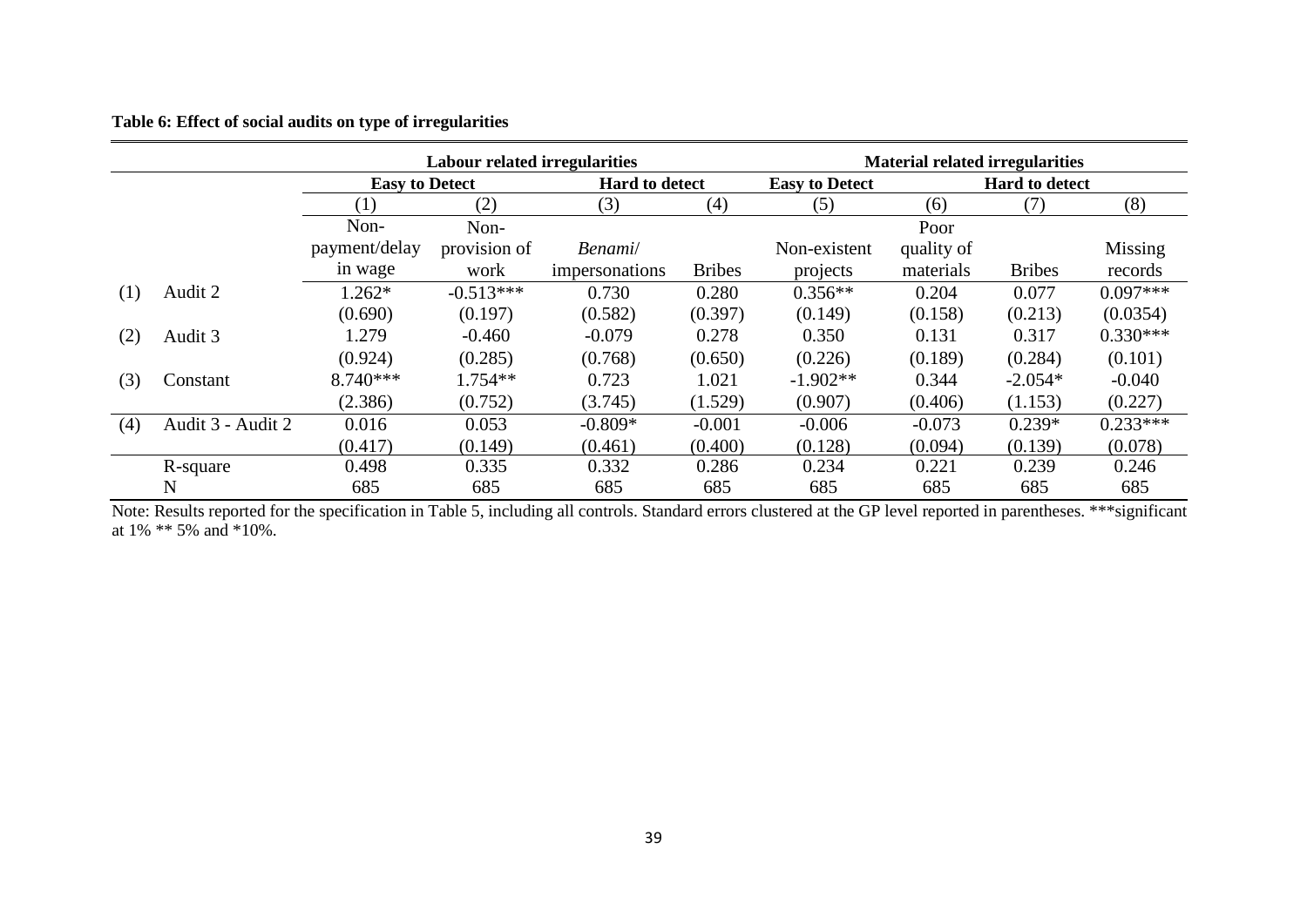**Table 6: Effect of social audits on type of irregularities**

| | | Labour related irregularities | | | | Material related irregularities | | | |
|---|---|---|---|---|---|---|---|---|---|
| | | Easy to Detect | | Hard to detect | | Easy to Detect | Hard to detect | | |
| | | (1) | (2) | (3) | (4) | (5) | (6) | (7) | (8) |
| | | Non-payment/delay in wage | Non-provision of work | *Benami*/ impersonations | Bribes | Non-existent projects | Poor quality of materials | Bribes | Missing records |
| (1) | Audit 2 | 1.262* | -0.513*** | 0.730 | 0.280 | 0.356** | 0.204 | 0.077 | 0.097*** |
| | | (0.690) | (0.197) | (0.582) | (0.397) | (0.149) | (0.158) | (0.213) | (0.0354) |
| (2) | Audit 3 | 1.279 | -0.460 | -0.079 | 0.278 | 0.350 | 0.131 | 0.317 | 0.330*** |
| | | (0.924) | (0.285) | (0.768) | (0.650) | (0.226) | (0.189) | (0.284) | (0.101) |
| (3) | Constant | 8.740*** | 1.754** | 0.723 | 1.021 | -1.902** | 0.344 | -2.054* | -0.040 |
| | | (2.386) | (0.752) | (3.745) | (1.529) | (0.907) | (0.406) | (1.153) | (0.227) |
| (4) | Audit 3 - Audit 2 | 0.016 | 0.053 | -0.809* | -0.001 | -0.006 | -0.073 | 0.239* | 0.233*** |
| | | (0.417) | (0.149) | (0.461) | (0.400) | (0.128) | (0.094) | (0.139) | (0.078) |
| | R-square | 0.498 | 0.335 | 0.332 | 0.286 | 0.234 | 0.221 | 0.239 | 0.246 |
| | N | 685 | 685 | 685 | 685 | 685 | 685 | 685 | 685 |

Note: Results reported for the specification in Table 5, including all controls. Standard errors clustered at the GP level reported in parentheses. ***significant at 1% ** 5% and *10%.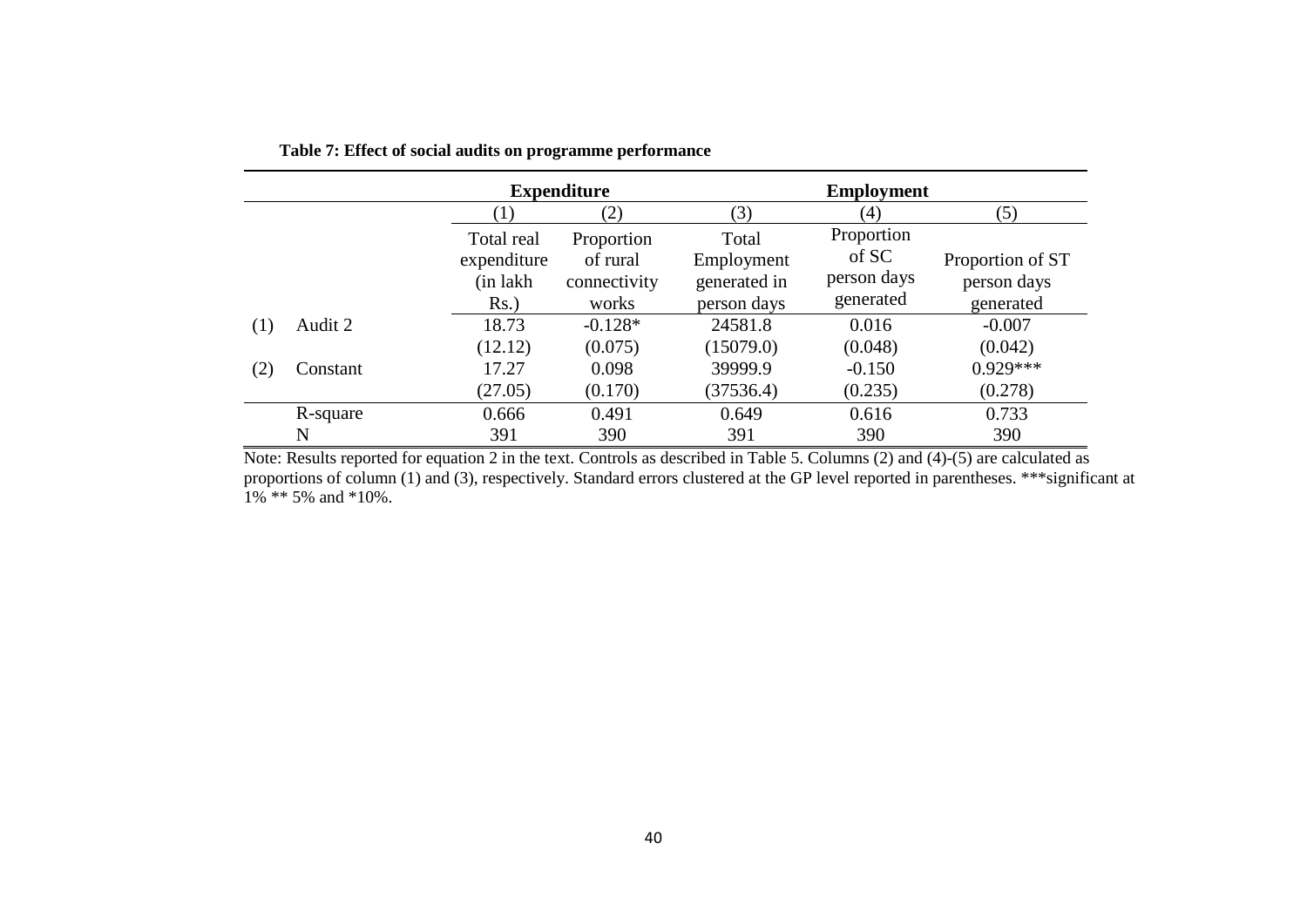**Table 7: Effect of social audits on programme performance**

| | | Expenditure | | Employment | | |
|---|---|---|---|---|---|---|
| | | (1) | (2) | (3) | (4) | (5) |
| | | Total real expenditure (in lakh Rs.) | Proportion of rural connectivity works | Total Employment generated in person days | Proportion of SC person days generated | Proportion of ST person days generated |
| (1) | Audit 2 | 18.73 | -0.128* | 24581.8 | 0.016 | -0.007 |
| | | (12.12) | (0.075) | (15079.0) | (0.048) | (0.042) |
| (2) | Constant | 17.27 | 0.098 | 39999.9 | -0.150 | 0.929*** |
| | | (27.05) | (0.170) | (37536.4) | (0.235) | (0.278) |
| | R-square | 0.666 | 0.491 | 0.649 | 0.616 | 0.733 |
| | N | 391 | 390 | 391 | 390 | 390 |

Note: Results reported for equation 2 in the text. Controls as described in Table 5. Columns (2) and (4)-(5) are calculated as proportions of column (1) and (3), respectively. Standard errors clustered at the GP level reported in parentheses. ***significant at 1% ** 5% and *10%.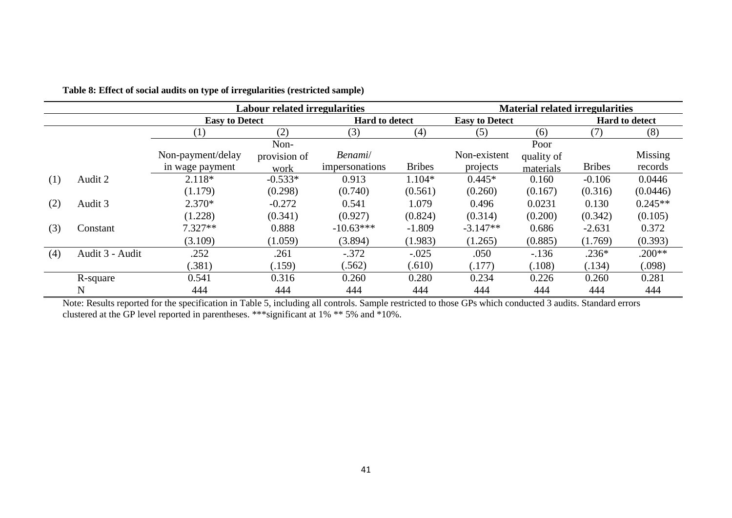**Table 8: Effect of social audits on type of irregularities (restricted sample)**

| | | Labour related irregularities | | | | Material related irregularities | | | |
|---|---|---|---|---|---|---|---|---|---|
| | | Easy to Detect | | Hard to detect | | Easy to Detect | | Hard to detect | |
| | | (1) | (2) | (3) | (4) | (5) | (6) | (7) | (8) |
| | | Non-payment/delay in wage payment | Non-provision of work | *Benami*/ impersonations | Bribes | Non-existent projects | Poor quality of materials | Bribes | Missing records |
| (1) | Audit 2 | 2.118* | -0.533* | 0.913 | 1.104* | 0.445* | 0.160 | -0.106 | 0.0446 |
| | | (1.179) | (0.298) | (0.740) | (0.561) | (0.260) | (0.167) | (0.316) | (0.0446) |
| (2) | Audit 3 | 2.370* | -0.272 | 0.541 | 1.079 | 0.496 | 0.0231 | 0.130 | 0.245** |
| | | (1.228) | (0.341) | (0.927) | (0.824) | (0.314) | (0.200) | (0.342) | (0.105) |
| (3) | Constant | 7.327** | 0.888 | -10.63*** | -1.809 | -3.147** | 0.686 | -2.631 | 0.372 |
| | | (3.109) | (1.059) | (3.894) | (1.983) | (1.265) | (0.885) | (1.769) | (0.393) |
| (4) | Audit 3 - Audit | .252 | .261 | -.372 | -.025 | .050 | -.136 | .236* | .200** |
| | | (.381) | (.159) | (.562) | (.610) | (.177) | (.108) | (.134) | (.098) |
| | R-square | 0.541 | 0.316 | 0.260 | 0.280 | 0.234 | 0.226 | 0.260 | 0.281 |
| | N | 444 | 444 | 444 | 444 | 444 | 444 | 444 | 444 |

Note: Results reported for the specification in Table 5, including all controls. Sample restricted to those GPs which conducted 3 audits. Standard errors clustered at the GP level reported in parentheses. ***significant at 1% ** 5% and *10%.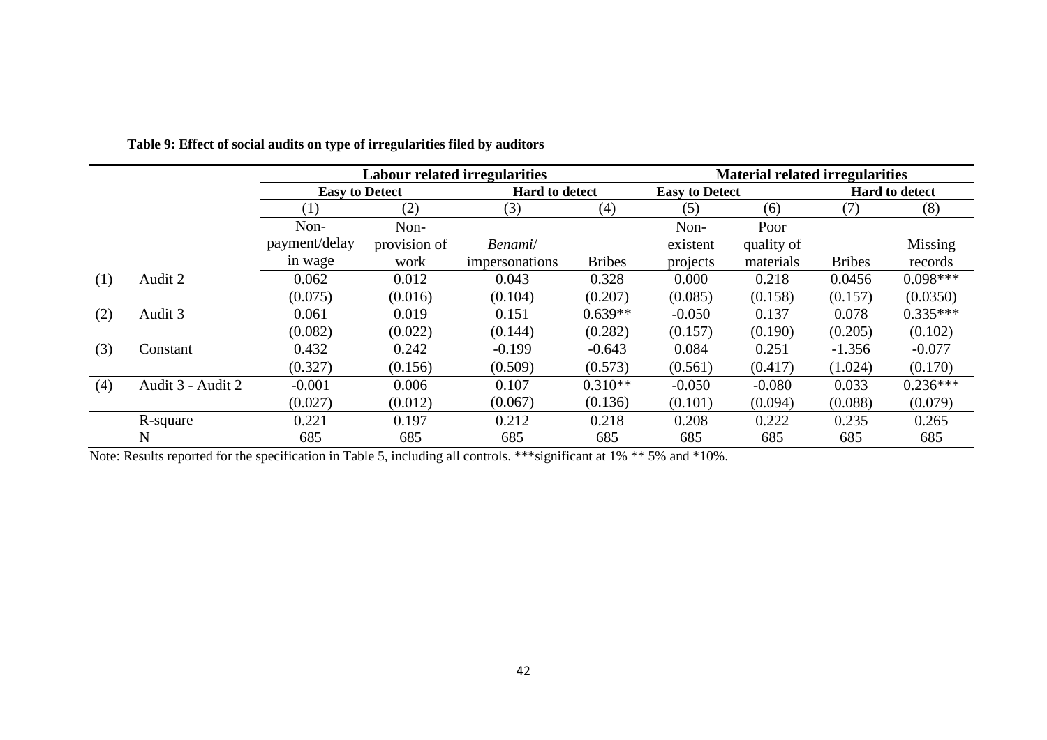**Table 9: Effect of social audits on type of irregularities filed by auditors**

| | | Labour related irregularities | | | | Material related irregularities | | | |
|---|---|---|---|---|---|---|---|---|---|
| | | Easy to Detect | | Hard to detect | | Easy to Detect | | Hard to detect | |
| | | (1) | (2) | (3) | (4) | (5) | (6) | (7) | (8) |
| | | Non-payment/delay in wage | Non-provision of work | *Benami*/ impersonations | Bribes | Non-existent projects | Poor quality of materials | Bribes | Missing records |
| (1) | Audit 2 | 0.062 | 0.012 | 0.043 | 0.328 | 0.000 | 0.218 | 0.0456 | 0.098*** |
| | | (0.075) | (0.016) | (0.104) | (0.207) | (0.085) | (0.158) | (0.157) | (0.0350) |
| (2) | Audit 3 | 0.061 | 0.019 | 0.151 | 0.639** | -0.050 | 0.137 | 0.078 | 0.335*** |
| | | (0.082) | (0.022) | (0.144) | (0.282) | (0.157) | (0.190) | (0.205) | (0.102) |
| (3) | Constant | 0.432 | 0.242 | -0.199 | -0.643 | 0.084 | 0.251 | -1.356 | -0.077 |
| | | (0.327) | (0.156) | (0.509) | (0.573) | (0.561) | (0.417) | (1.024) | (0.170) |
| (4) | Audit 3 - Audit 2 | -0.001 | 0.006 | 0.107 | 0.310** | -0.050 | -0.080 | 0.033 | 0.236*** |
| | | (0.027) | (0.012) | (0.067) | (0.136) | (0.101) | (0.094) | (0.088) | (0.079) |
| | R-square | 0.221 | 0.197 | 0.212 | 0.218 | 0.208 | 0.222 | 0.235 | 0.265 |
| | N | 685 | 685 | 685 | 685 | 685 | 685 | 685 | 685 |

Note: Results reported for the specification in Table 5, including all controls. ***significant at 1% ** 5% and *10%.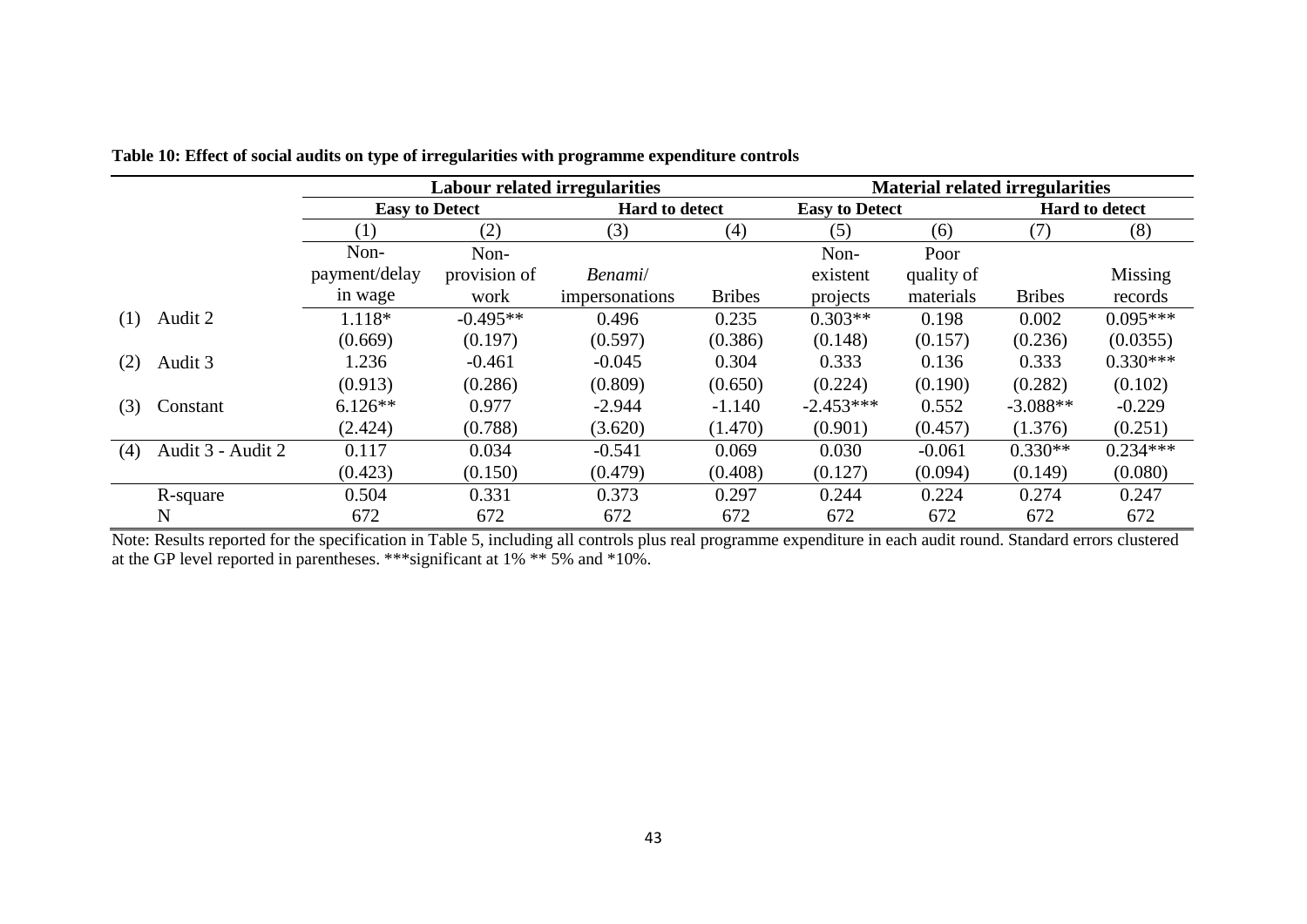**Table 10: Effect of social audits on type of irregularities with programme expenditure controls**

| | | Labour related irregularities | | | | Material related irregularities | | | |
|---|---|---|---|---|---|---|---|---|---|
| | | Easy to Detect | | Hard to detect | | Easy to Detect | | Hard to detect | |
| | | (1) | (2) | (3) | (4) | (5) | (6) | (7) | (8) |
| | | Non-payment/delay in wage | Non-provision of work | *Benami*/ impersonations | Bribes | Non-existent projects | Poor quality of materials | Bribes | Missing records |
| (1) | Audit 2 | 1.118* | -0.495** | 0.496 | 0.235 | 0.303** | 0.198 | 0.002 | 0.095*** |
| | | (0.669) | (0.197) | (0.597) | (0.386) | (0.148) | (0.157) | (0.236) | (0.0355) |
| (2) | Audit 3 | 1.236 | -0.461 | -0.045 | 0.304 | 0.333 | 0.136 | 0.333 | 0.330*** |
| | | (0.913) | (0.286) | (0.809) | (0.650) | (0.224) | (0.190) | (0.282) | (0.102) |
| (3) | Constant | 6.126** | 0.977 | -2.944 | -1.140 | -2.453*** | 0.552 | -3.088** | -0.229 |
| | | (2.424) | (0.788) | (3.620) | (1.470) | (0.901) | (0.457) | (1.376) | (0.251) |
| (4) | Audit 3 - Audit 2 | 0.117 | 0.034 | -0.541 | 0.069 | 0.030 | -0.061 | 0.330** | 0.234*** |
| | | (0.423) | (0.150) | (0.479) | (0.408) | (0.127) | (0.094) | (0.149) | (0.080) |
| | R-square | 0.504 | 0.331 | 0.373 | 0.297 | 0.244 | 0.224 | 0.274 | 0.247 |
| | N | 672 | 672 | 672 | 672 | 672 | 672 | 672 | 672 |

Note: Results reported for the specification in Table 5, including all controls plus real programme expenditure in each audit round. Standard errors clustered at the GP level reported in parentheses. ***significant at 1% ** 5% and *10%.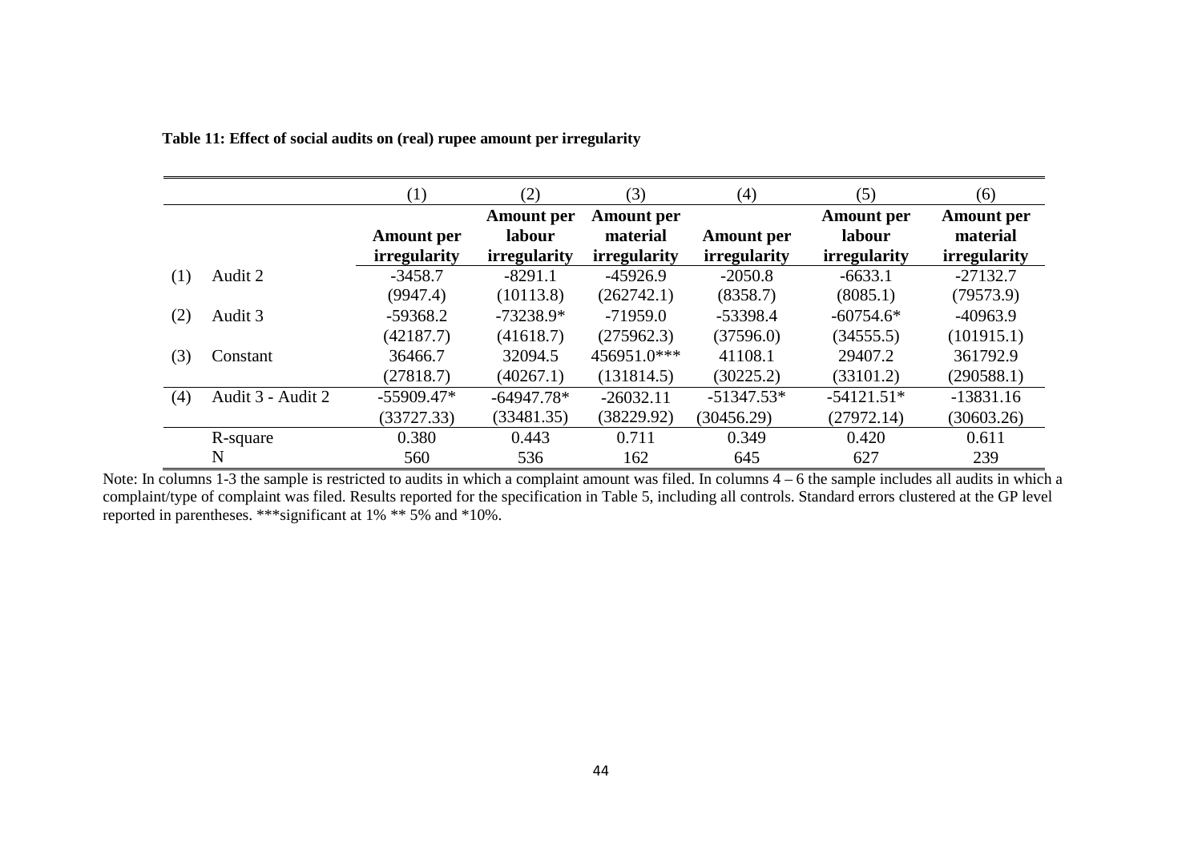**Table 11: Effect of social audits on (real) rupee amount per irregularity**

| | | (1) | (2) | (3) | (4) | (5) | (6) |
|---|---|---|---|---|---|---|---|
| | | **Amount per irregularity** | **Amount per labour irregularity** | **Amount per material irregularity** | **Amount per irregularity** | **Amount per labour irregularity** | **Amount per material irregularity** |
| (1) | Audit 2 | -3458.7 | -8291.1 | -45926.9 | -2050.8 | -6633.1 | -27132.7 |
| | | (9947.4) | (10113.8) | (262742.1) | (8358.7) | (8085.1) | (79573.9) |
| (2) | Audit 3 | -59368.2 | -73238.9* | -71959.0 | -53398.4 | -60754.6* | -40963.9 |
| | | (42187.7) | (41618.7) | (275962.3) | (37596.0) | (34555.5) | (101915.1) |
| (3) | Constant | 36466.7 | 32094.5 | 456951.0*** | 41108.1 | 29407.2 | 361792.9 |
| | | (27818.7) | (40267.1) | (131814.5) | (30225.2) | (33101.2) | (290588.1) |
| (4) | Audit 3 - Audit 2 | -55909.47* | -64947.78* | -26032.11 | -51347.53* | -54121.51* | -13831.16 |
| | | (33727.33) | (33481.35) | (38229.92) | (30456.29) | (27972.14) | (30603.26) |
| | R-square | 0.380 | 0.443 | 0.711 | 0.349 | 0.420 | 0.611 |
| | N | 560 | 536 | 162 | 645 | 627 | 239 |

Note: In columns 1-3 the sample is restricted to audits in which a complaint amount was filed. In columns 4 – 6 the sample includes all audits in which a complaint/type of complaint was filed. Results reported for the specification in Table 5, including all controls. Standard errors clustered at the GP level reported in parentheses. ***significant at 1% ** 5% and *10%.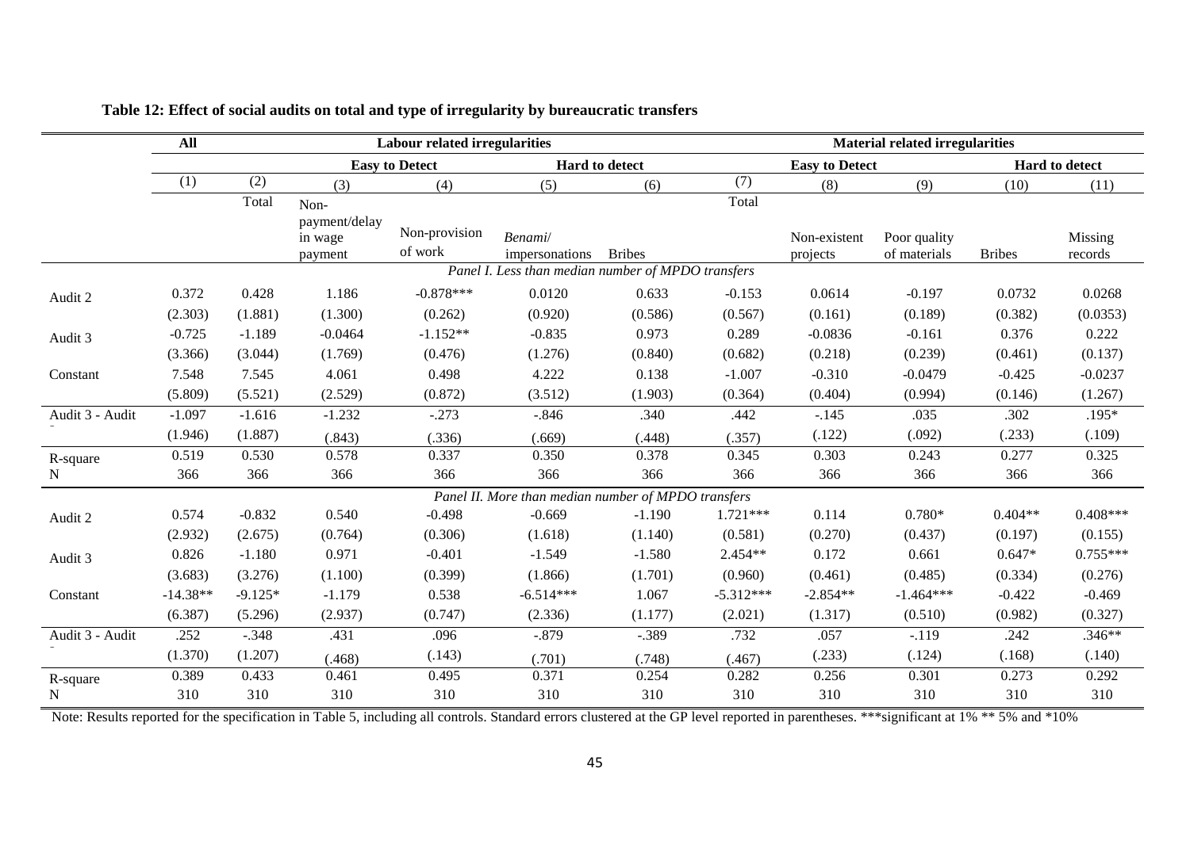**Table 12: Effect of social audits on total and type of irregularity by bureaucratic transfers**

| | All | Labour related irregularities | | | | | Material related irregularities | | | | |
|---|---|---|---|---|---|---|---|---|---|---|---|
| | | | Easy to Detect | | Hard to detect | | | Easy to Detect | | Hard to detect | |
| | (1) | (2) | (3) | (4) | (5) | (6) | (7) | (8) | (9) | (10) | (11) |
| | | Total | Non-payment/delay in wage payment | Non-provision of work | *Benami*/ impersonations | Bribes | Total | Non-existent projects | Poor quality of materials | Bribes | Missing records |
| *Panel I. Less than median number of MPDO transfers* | | | | | | | | | | | |
| Audit 2 | 0.372 | 0.428 | 1.186 | -0.878*** | 0.0120 | 0.633 | -0.153 | 0.0614 | -0.197 | 0.0732 | 0.0268 |
| | (2.303) | (1.881) | (1.300) | (0.262) | (0.920) | (0.586) | (0.567) | (0.161) | (0.189) | (0.382) | (0.0353) |
| Audit 3 | -0.725 | -1.189 | -0.0464 | -1.152** | -0.835 | 0.973 | 0.289 | -0.0836 | -0.161 | 0.376 | 0.222 |
| | (3.366) | (3.044) | (1.769) | (0.476) | (1.276) | (0.840) | (0.682) | (0.218) | (0.239) | (0.461) | (0.137) |
| Constant | 7.548 | 7.545 | 4.061 | 0.498 | 4.222 | 0.138 | -1.007 | -0.310 | -0.0479 | -0.425 | -0.0237 |
| | (5.809) | (5.521) | (2.529) | (0.872) | (3.512) | (1.903) | (0.364) | (0.404) | (0.994) | (0.146) | (1.267) |
| Audit 3 - Audit 2 | -1.097 | -1.616 | -1.232 | -.273 | -.846 | .340 | .442 | -.145 | .035 | .302 | .195* |
| | (1.946) | (1.887) | (.843) | (.336) | (.669) | (.448) | (.357) | (.122) | (.092) | (.233) | (.109) |
| R-square | 0.519 | 0.530 | 0.578 | 0.337 | 0.350 | 0.378 | 0.345 | 0.303 | 0.243 | 0.277 | 0.325 |
| N | 366 | 366 | 366 | 366 | 366 | 366 | 366 | 366 | 366 | 366 | 366 |
| *Panel II. More than median number of MPDO transfers* | | | | | | | | | | | |
| Audit 2 | 0.574 | -0.832 | 0.540 | -0.498 | -0.669 | -1.190 | 1.721*** | 0.114 | 0.780* | 0.404** | 0.408*** |
| | (2.932) | (2.675) | (0.764) | (0.306) | (1.618) | (1.140) | (0.581) | (0.270) | (0.437) | (0.197) | (0.155) |
| Audit 3 | 0.826 | -1.180 | 0.971 | -0.401 | -1.549 | -1.580 | 2.454** | 0.172 | 0.661 | 0.647* | 0.755*** |
| | (3.683) | (3.276) | (1.100) | (0.399) | (1.866) | (1.701) | (0.960) | (0.461) | (0.485) | (0.334) | (0.276) |
| Constant | -14.38** | -9.125* | -1.179 | 0.538 | -6.514*** | 1.067 | -5.312*** | -2.854** | -1.464*** | -0.422 | -0.469 |
| | (6.387) | (5.296) | (2.937) | (0.747) | (2.336) | (1.177) | (2.021) | (1.317) | (0.510) | (0.982) | (0.327) |
| Audit 3 - Audit 2 | .252 | -.348 | .431 | .096 | -.879 | -.389 | .732 | .057 | -.119 | .242 | .346** |
| | (1.370) | (1.207) | (.468) | (.143) | (.701) | (.748) | (.467) | (.233) | (.124) | (.168) | (.140) |
| R-square | 0.389 | 0.433 | 0.461 | 0.495 | 0.371 | 0.254 | 0.282 | 0.256 | 0.301 | 0.273 | 0.292 |
| N | 310 | 310 | 310 | 310 | 310 | 310 | 310 | 310 | 310 | 310 | 310 |

Note: Results reported for the specification in Table 5, including all controls. Standard errors clustered at the GP level reported in parentheses. ***significant at 1% ** 5% and *10%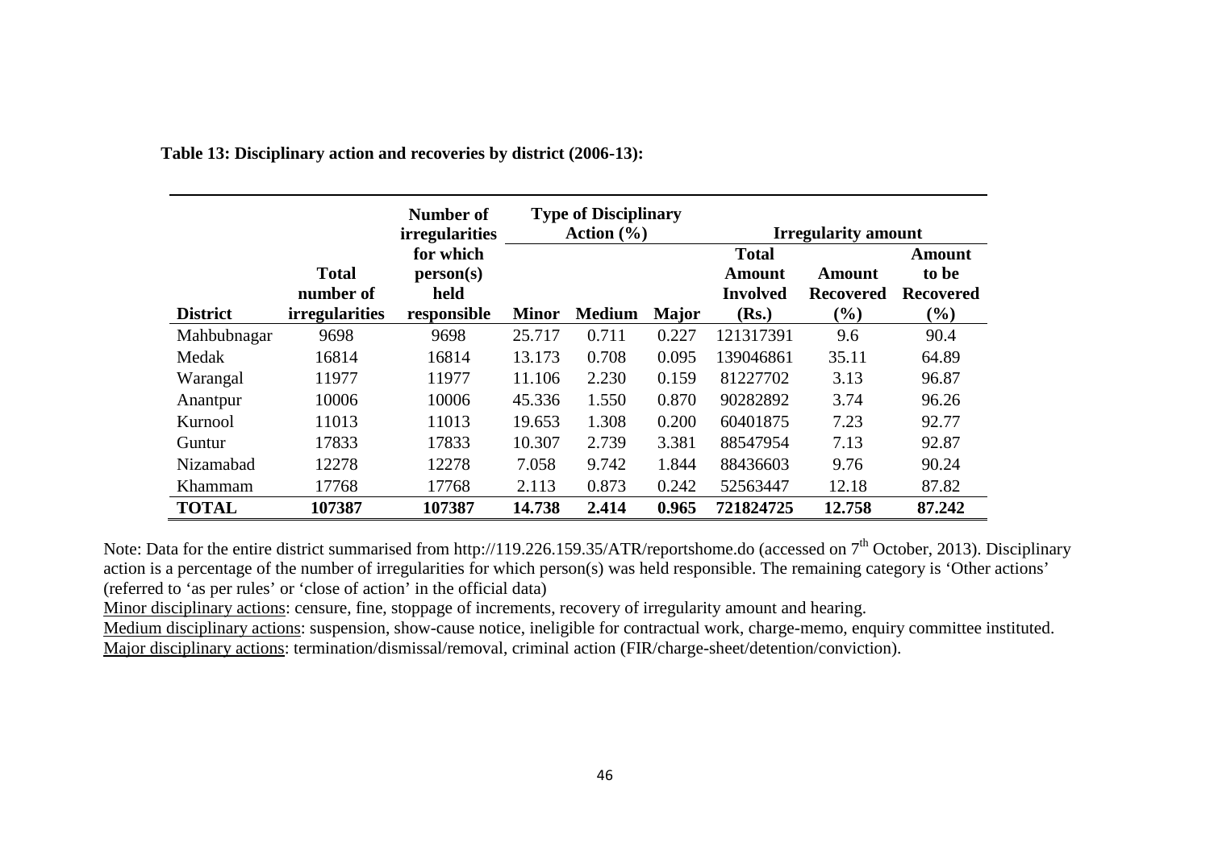**Table 13: Disciplinary action and recoveries by district (2006-13):**

| District | Total number of irregularities | Number of irregularities for which person(s) held responsible | Type of Disciplinary Action (%) | | | Irregularity amount | | |
|---|---|---|---|---|---|---|---|---|
| | | | Minor | Medium | Major | Total Amount Involved (Rs.) | Amount Recovered (%) | Amount to be Recovered (%) |
| Mahbubnagar | 9698 | 9698 | 25.717 | 0.711 | 0.227 | 121317391 | 9.6 | 90.4 |
| Medak | 16814 | 16814 | 13.173 | 0.708 | 0.095 | 139046861 | 35.11 | 64.89 |
| Warangal | 11977 | 11977 | 11.106 | 2.230 | 0.159 | 81227702 | 3.13 | 96.87 |
| Anantpur | 10006 | 10006 | 45.336 | 1.550 | 0.870 | 90282892 | 3.74 | 96.26 |
| Kurnool | 11013 | 11013 | 19.653 | 1.308 | 0.200 | 60401875 | 7.23 | 92.77 |
| Guntur | 17833 | 17833 | 10.307 | 2.739 | 3.381 | 88547954 | 7.13 | 92.87 |
| Nizamabad | 12278 | 12278 | 7.058 | 9.742 | 1.844 | 88436603 | 9.76 | 90.24 |
| Khammam | 17768 | 17768 | 2.113 | 0.873 | 0.242 | 52563447 | 12.18 | 87.82 |
| **TOTAL** | **107387** | **107387** | **14.738** | **2.414** | **0.965** | **721824725** | **12.758** | **87.242** |

Note: Data for the entire district summarised from http://119.226.159.35/ATR/reportshome.do (accessed on 7th October, 2013). Disciplinary action is a percentage of the number of irregularities for which person(s) was held responsible. The remaining category is 'Other actions' (referred to 'as per rules' or 'close of action' in the official data)

Minor disciplinary actions: censure, fine, stoppage of increments, recovery of irregularity amount and hearing.

Medium disciplinary actions: suspension, show-cause notice, ineligible for contractual work, charge-memo, enquiry committee instituted.

Major disciplinary actions: termination/dismissal/removal, criminal action (FIR/charge-sheet/detention/conviction).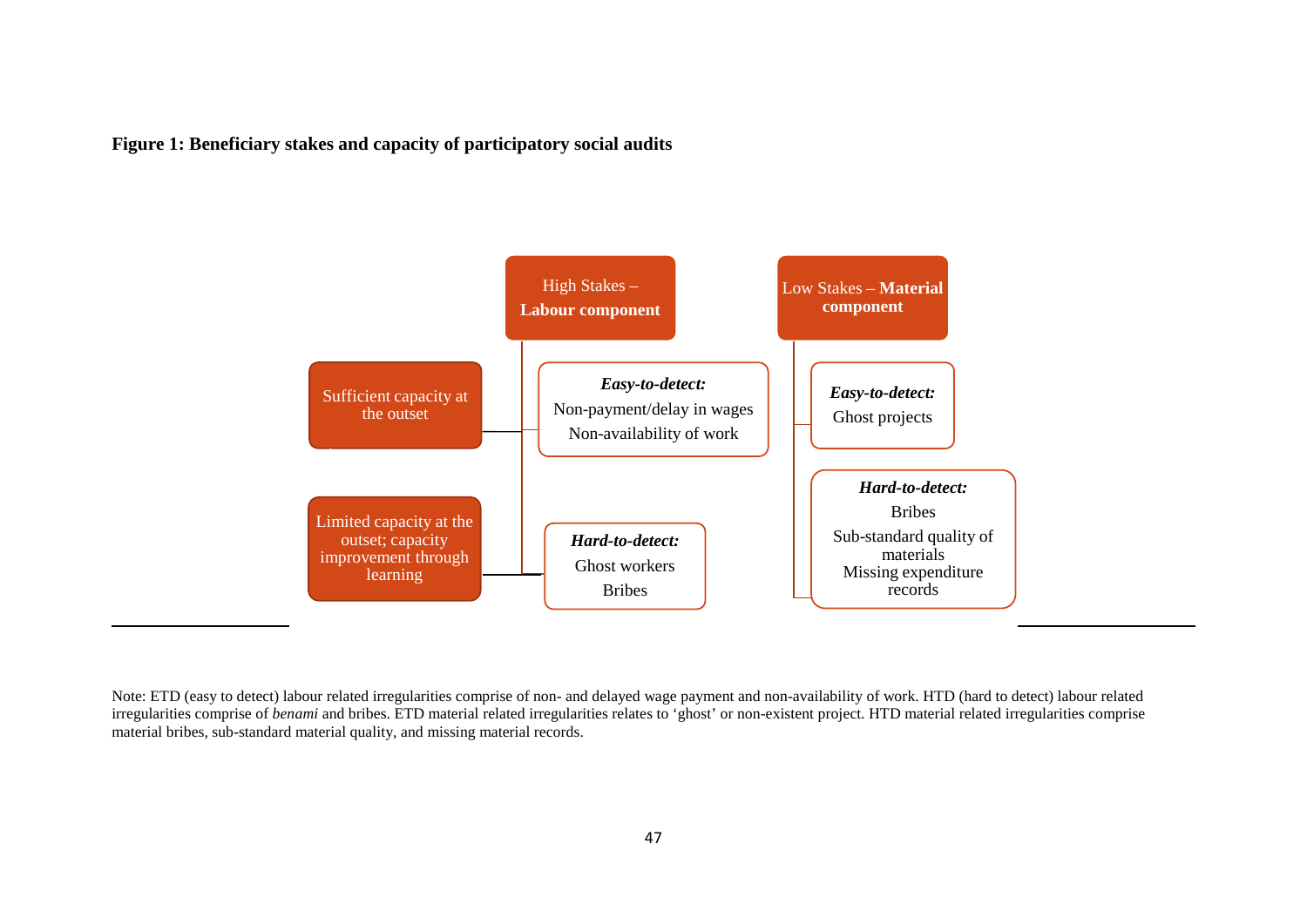**Figure 1: Beneficiary stakes and capacity of participatory social audits**

High Stakes – **Labour component**

Low Stakes – **Material component**

Sufficient capacity at the outset

Limited capacity at the outset; capacity improvement through learning

***Easy-to-detect:***
Non-payment/delay in wages
Non-availability of work

***Hard-to-detect:***
Ghost workers
Bribes

***Easy-to-detect:***
Ghost projects

***Hard-to-detect:***
Bribes
Sub-standard quality of materials
Missing expenditure records

Note: ETD (easy to detect) labour related irregularities comprise of non- and delayed wage payment and non-availability of work. HTD (hard to detect) labour related irregularities comprise of *benami* and bribes. ETD material related irregularities relates to 'ghost' or non-existent project. HTD material related irregularities comprise material bribes, sub-standard material quality, and missing material records.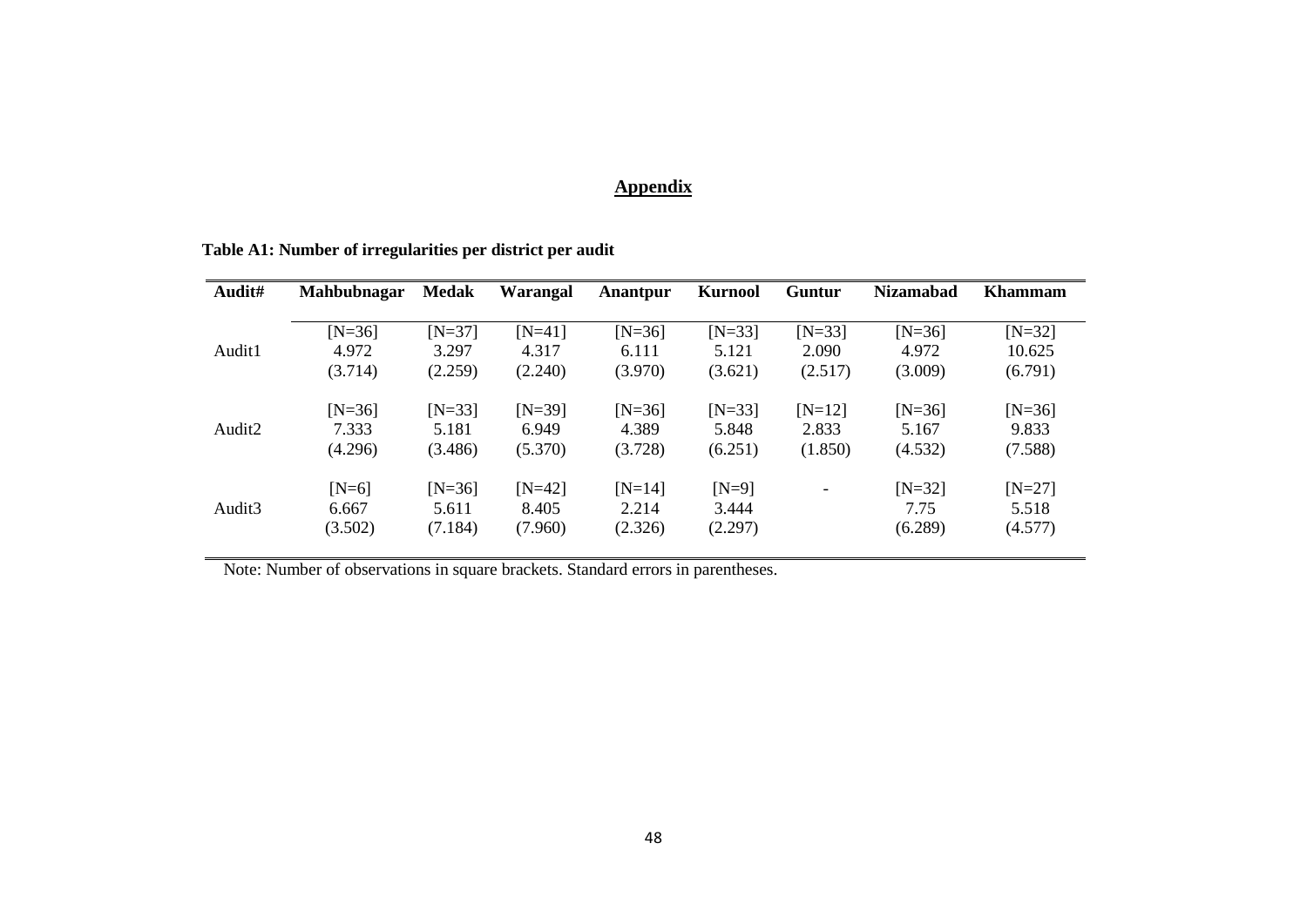## Appendix

**Table A1: Number of irregularities per district per audit**

| Audit# | Mahbubnagar | Medak | Warangal | Anantpur | Kurnool | Guntur | Nizamabad | Khammam |
|---|---|---|---|---|---|---|---|---|
| | [N=36] | [N=37] | [N=41] | [N=36] | [N=33] | [N=33] | [N=36] | [N=32] |
| Audit1 | 4.972 | 3.297 | 4.317 | 6.111 | 5.121 | 2.090 | 4.972 | 10.625 |
| | (3.714) | (2.259) | (2.240) | (3.970) | (3.621) | (2.517) | (3.009) | (6.791) |
| | [N=36] | [N=33] | [N=39] | [N=36] | [N=33] | [N=12] | [N=36] | [N=36] |
| Audit2 | 7.333 | 5.181 | 6.949 | 4.389 | 5.848 | 2.833 | 5.167 | 9.833 |
| | (4.296) | (3.486) | (5.370) | (3.728) | (6.251) | (1.850) | (4.532) | (7.588) |
| | [N=6] | [N=36] | [N=42] | [N=14] | [N=9] | - | [N=32] | [N=27] |
| Audit3 | 6.667 | 5.611 | 8.405 | 2.214 | 3.444 | | 7.75 | 5.518 |
| | (3.502) | (7.184) | (7.960) | (2.326) | (2.297) | | (6.289) | (4.577) |

Note: Number of observations in square brackets. Standard errors in parentheses.